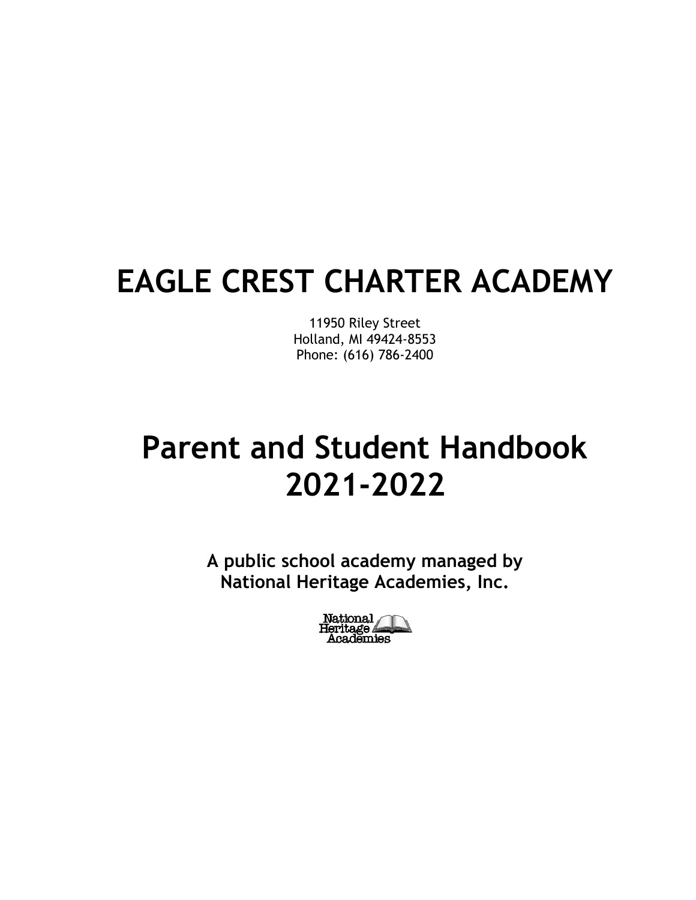# EAGLE CREST CHARTER ACADEMY

11950 Riley Street
Holland, MI 49424-8553
Phone: (616) 786-2400

# Parent and Student Handbook 2021-2022

**A public school academy managed by National Heritage Academies, Inc.**

National Heritage Academies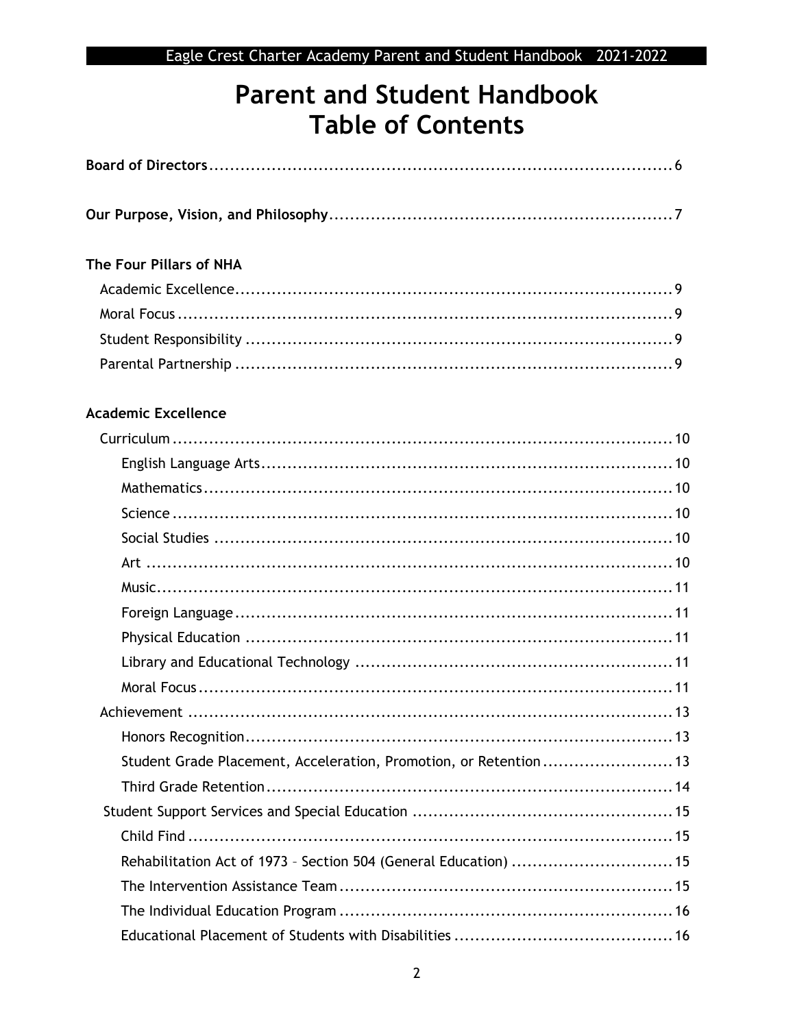# Parent and Student Handbook
# Table of Contents

**Board of Directors** ........................................................................................ 6

**Our Purpose, Vision, and Philosophy** ................................................................. 7

**The Four Pillars of NHA**

- Academic Excellence ......................................................................................... 9
- Moral Focus ........................................................................................................ 9
- Student Responsibility ....................................................................................... 9
- Parental Partnership .......................................................................................... 9

**Academic Excellence**

- Curriculum ......................................................................................................... 10
  - English Language Arts ................................................................................ 10
  - Mathematics ............................................................................................... 10
  - Science ....................................................................................................... 10
  - Social Studies ............................................................................................. 10
  - Art .............................................................................................................. 10
  - Music .......................................................................................................... 11
  - Foreign Language ....................................................................................... 11
  - Physical Education ..................................................................................... 11
  - Library and Educational Technology .......................................................... 11
  - Moral Focus ................................................................................................ 11
- Achievement ...................................................................................................... 13
  - Honors Recognition .................................................................................... 13
  - Student Grade Placement, Acceleration, Promotion, or Retention ............... 13
  - Third Grade Retention ................................................................................ 14
- Student Support Services and Special Education .............................................. 15
  - Child Find ................................................................................................... 15
  - Rehabilitation Act of 1973 – Section 504 (General Education) ..................... 15
  - The Intervention Assistance Team ............................................................. 15
  - The Individual Education Program ............................................................. 16
  - Educational Placement of Students with Disabilities ................................. 16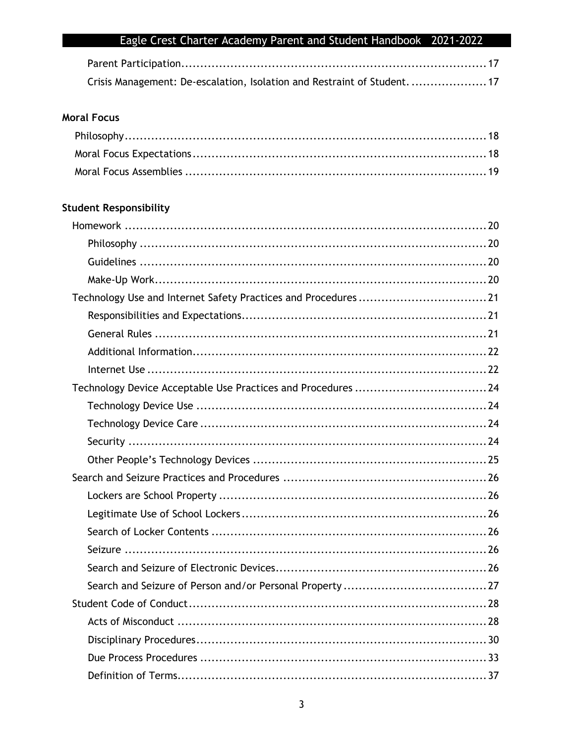- Parent Participation .......... 17
- Crisis Management: De-escalation, Isolation and Restraint of Student. .......... 17

**Moral Focus**

- Philosophy .......... 18
- Moral Focus Expectations .......... 18
- Moral Focus Assemblies .......... 19

**Student Responsibility**

- Homework .......... 20
  - Philosophy .......... 20
  - Guidelines .......... 20
  - Make-Up Work .......... 20
- Technology Use and Internet Safety Practices and Procedures .......... 21
  - Responsibilities and Expectations .......... 21
  - General Rules .......... 21
  - Additional Information .......... 22
  - Internet Use .......... 22
- Technology Device Acceptable Use Practices and Procedures .......... 24
  - Technology Device Use .......... 24
  - Technology Device Care .......... 24
  - Security .......... 24
  - Other People's Technology Devices .......... 25
- Search and Seizure Practices and Procedures .......... 26
  - Lockers are School Property .......... 26
  - Legitimate Use of School Lockers .......... 26
  - Search of Locker Contents .......... 26
  - Seizure .......... 26
  - Search and Seizure of Electronic Devices .......... 26
  - Search and Seizure of Person and/or Personal Property .......... 27
- Student Code of Conduct .......... 28
  - Acts of Misconduct .......... 28
  - Disciplinary Procedures .......... 30
  - Due Process Procedures .......... 33
  - Definition of Terms .......... 37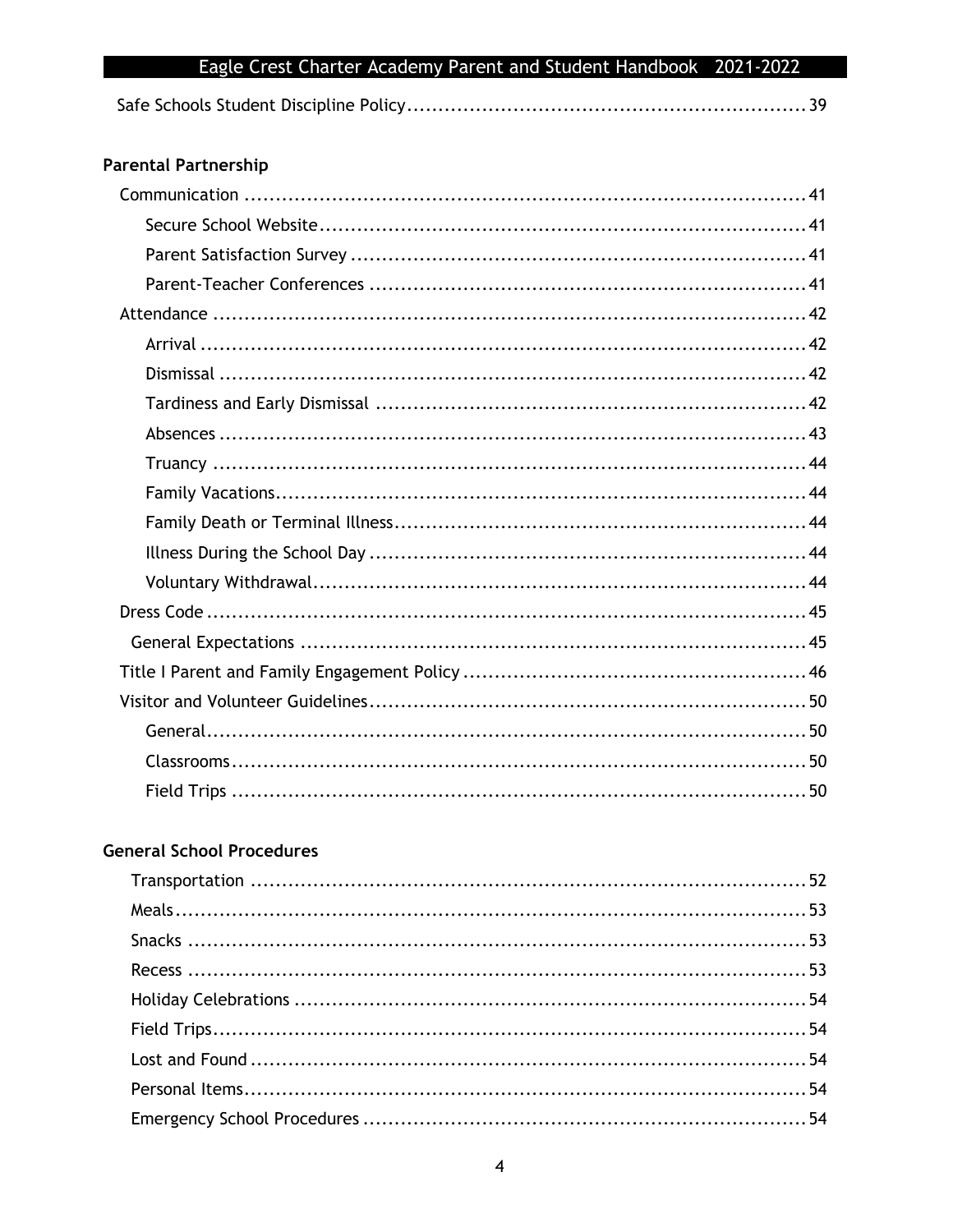Safe Schools Student Discipline Policy ............................................................. 39

**Parental Partnership**

- Communication ........................................................................................ 41
    - Secure School Website ............................................................................ 41
    - Parent Satisfaction Survey ....................................................................... 41
    - Parent-Teacher Conferences .................................................................... 41
- Attendance .............................................................................................. 42
    - Arrival ................................................................................................. 42
    - Dismissal .............................................................................................. 42
    - Tardiness and Early Dismissal .................................................................. 42
    - Absences ............................................................................................... 43
    - Truancy ................................................................................................ 44
    - Family Vacations ..................................................................................... 44
    - Family Death or Terminal Illness ............................................................... 44
    - Illness During the School Day ................................................................... 44
    - Voluntary Withdrawal .............................................................................. 44
- Dress Code ................................................................................................ 45
    - General Expectations ............................................................................... 45
- Title I Parent and Family Engagement Policy ..................................................... 46
- Visitor and Volunteer Guidelines ..................................................................... 50
    - General ................................................................................................. 50
    - Classrooms ............................................................................................ 50
    - Field Trips ............................................................................................. 50

**General School Procedures**

- Transportation ........................................................................................... 52
- Meals ....................................................................................................... 53
- Snacks ..................................................................................................... 53
- Recess ..................................................................................................... 53
- Holiday Celebrations .................................................................................. 54
- Field Trips ................................................................................................. 54
- Lost and Found .......................................................................................... 54
- Personal Items ........................................................................................... 54
- Emergency School Procedures ...................................................................... 54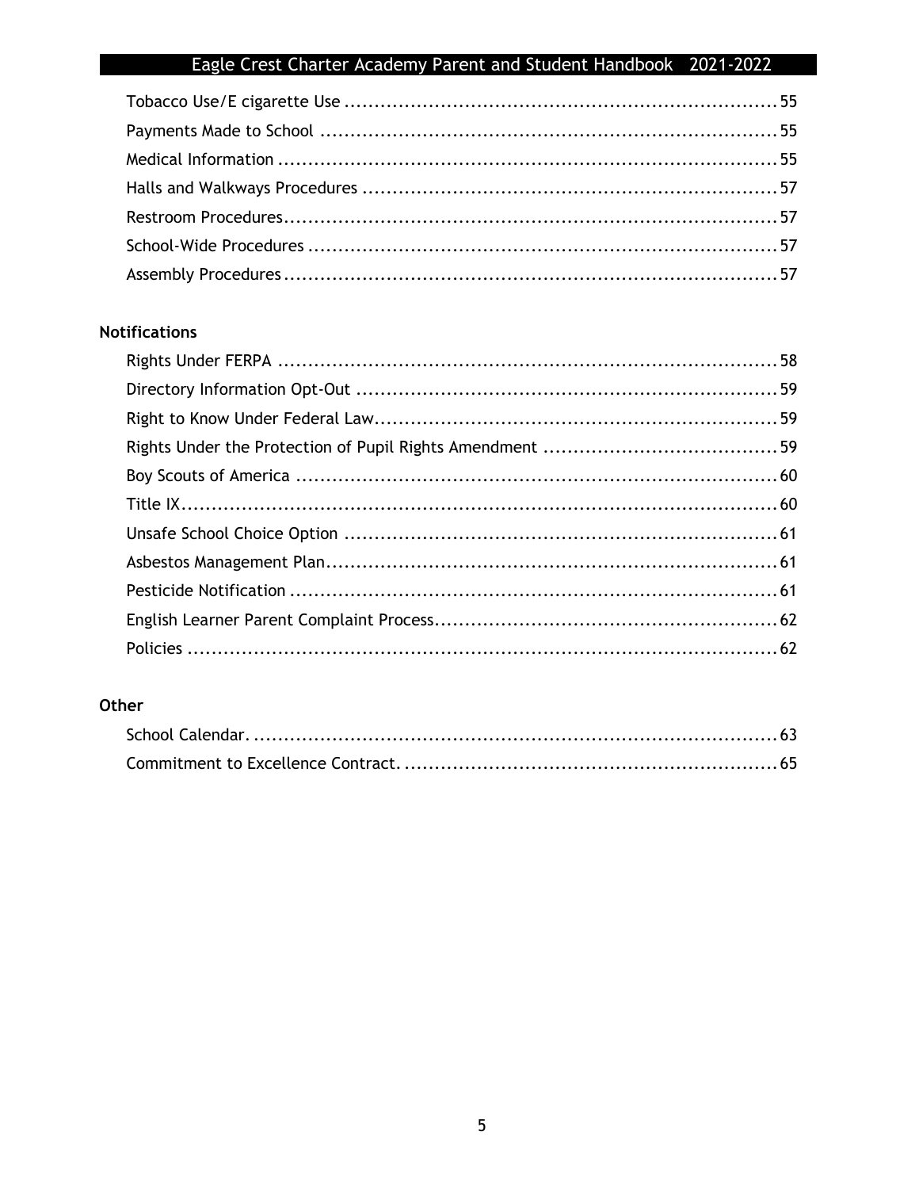Tobacco Use/E cigarette Use ........................................................................ 55
Payments Made to School ............................................................................ 55
Medical Information ................................................................................... 55
Halls and Walkways Procedures ..................................................................... 57
Restroom Procedures.................................................................................. 57
School-Wide Procedures .............................................................................. 57
Assembly Procedures.................................................................................. 57

**Notifications**

Rights Under FERPA .................................................................................... 58
Directory Information Opt-Out ...................................................................... 59
Right to Know Under Federal Law................................................................... 59
Rights Under the Protection of Pupil Rights Amendment ...................................... 59
Boy Scouts of America ................................................................................. 60
Title IX..................................................................................................... 60
Unsafe School Choice Option ........................................................................ 61
Asbestos Management Plan........................................................................... 61
Pesticide Notification ................................................................................. 61
English Learner Parent Complaint Process......................................................... 62
Policies .................................................................................................... 62

**Other**

School Calendar. ........................................................................................ 63
Commitment to Excellence Contract. ............................................................... 65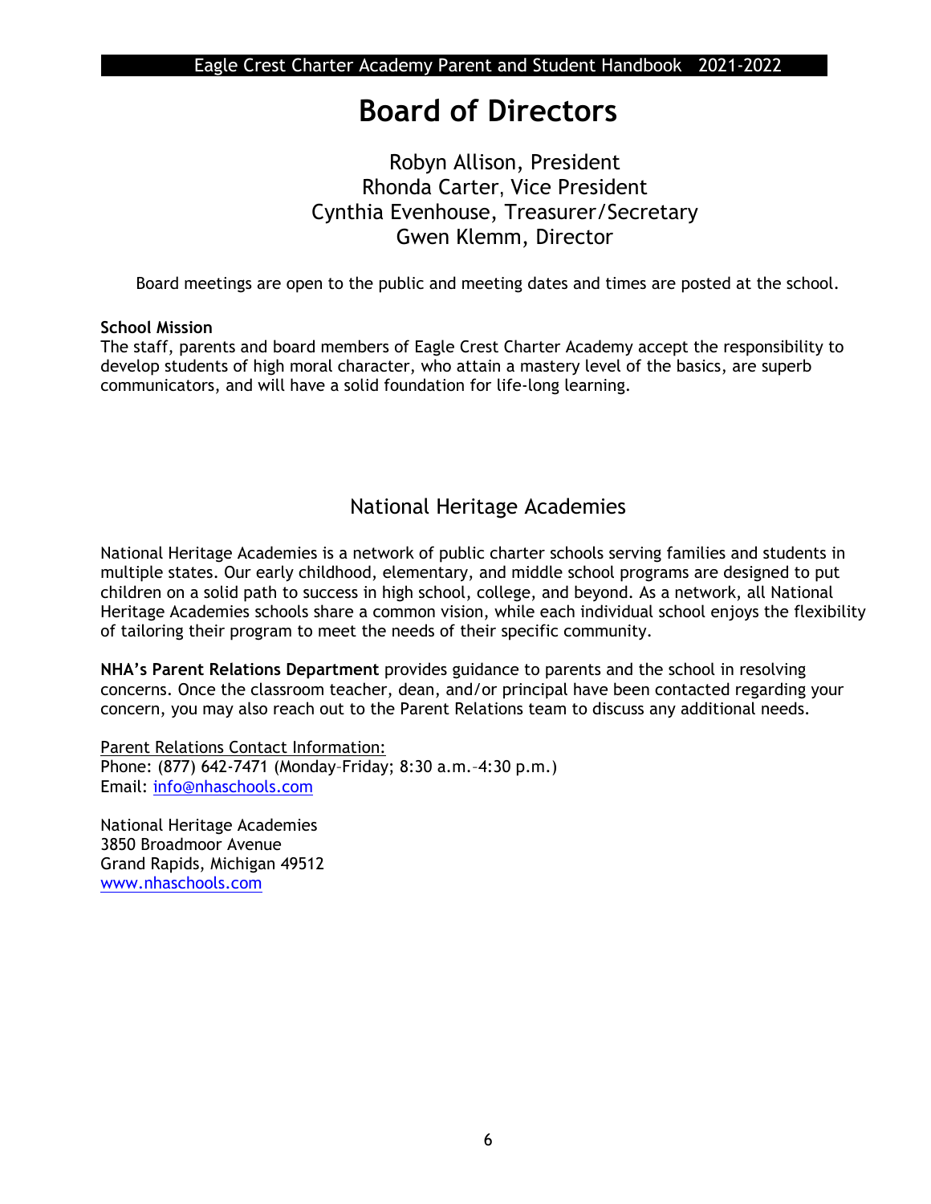# Board of Directors

Robyn Allison, President
Rhonda Carter, Vice President
Cynthia Evenhouse, Treasurer/Secretary
Gwen Klemm, Director

Board meetings are open to the public and meeting dates and times are posted at the school.

**School Mission**
The staff, parents and board members of Eagle Crest Charter Academy accept the responsibility to develop students of high moral character, who attain a mastery level of the basics, are superb communicators, and will have a solid foundation for life-long learning.

## National Heritage Academies

National Heritage Academies is a network of public charter schools serving families and students in multiple states. Our early childhood, elementary, and middle school programs are designed to put children on a solid path to success in high school, college, and beyond. As a network, all National Heritage Academies schools share a common vision, while each individual school enjoys the flexibility of tailoring their program to meet the needs of their specific community.

**NHA's Parent Relations Department** provides guidance to parents and the school in resolving concerns. Once the classroom teacher, dean, and/or principal have been contacted regarding your concern, you may also reach out to the Parent Relations team to discuss any additional needs.

Parent Relations Contact Information:
Phone: (877) 642-7471 (Monday–Friday; 8:30 a.m.–4:30 p.m.)
Email: info@nhaschools.com

National Heritage Academies
3850 Broadmoor Avenue
Grand Rapids, Michigan 49512
www.nhaschools.com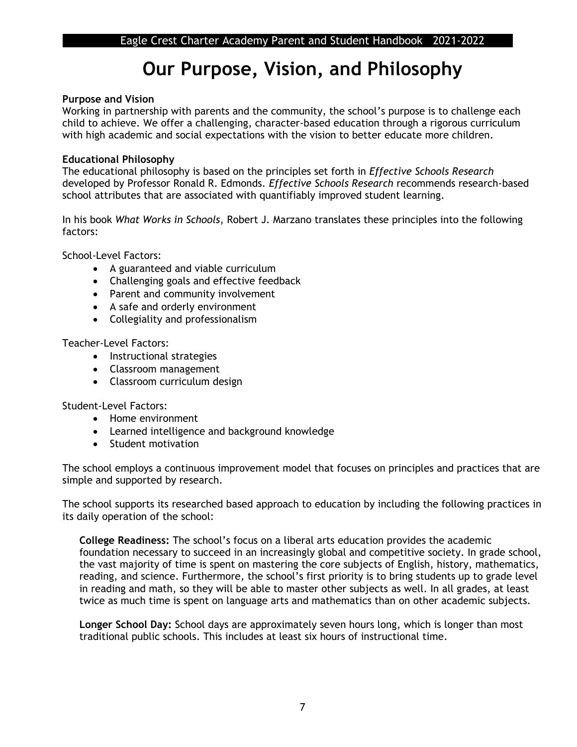# Our Purpose, Vision, and Philosophy

**Purpose and Vision**
Working in partnership with parents and the community, the school's purpose is to challenge each child to achieve. We offer a challenging, character-based education through a rigorous curriculum with high academic and social expectations with the vision to better educate more children.

**Educational Philosophy**
The educational philosophy is based on the principles set forth in *Effective Schools Research* developed by Professor Ronald R. Edmonds. *Effective Schools Research* recommends research-based school attributes that are associated with quantifiably improved student learning.

In his book *What Works in Schools*, Robert J. Marzano translates these principles into the following factors:

School-Level Factors:

- A guaranteed and viable curriculum
- Challenging goals and effective feedback
- Parent and community involvement
- A safe and orderly environment
- Collegiality and professionalism

Teacher-Level Factors:

- Instructional strategies
- Classroom management
- Classroom curriculum design

Student-Level Factors:

- Home environment
- Learned intelligence and background knowledge
- Student motivation

The school employs a continuous improvement model that focuses on principles and practices that are simple and supported by research.

The school supports its researched based approach to education by including the following practices in its daily operation of the school:

**College Readiness:** The school's focus on a liberal arts education provides the academic foundation necessary to succeed in an increasingly global and competitive society. In grade school, the vast majority of time is spent on mastering the core subjects of English, history, mathematics, reading, and science. Furthermore, the school's first priority is to bring students up to grade level in reading and math, so they will be able to master other subjects as well. In all grades, at least twice as much time is spent on language arts and mathematics than on other academic subjects.

**Longer School Day:** School days are approximately seven hours long, which is longer than most traditional public schools. This includes at least six hours of instructional time.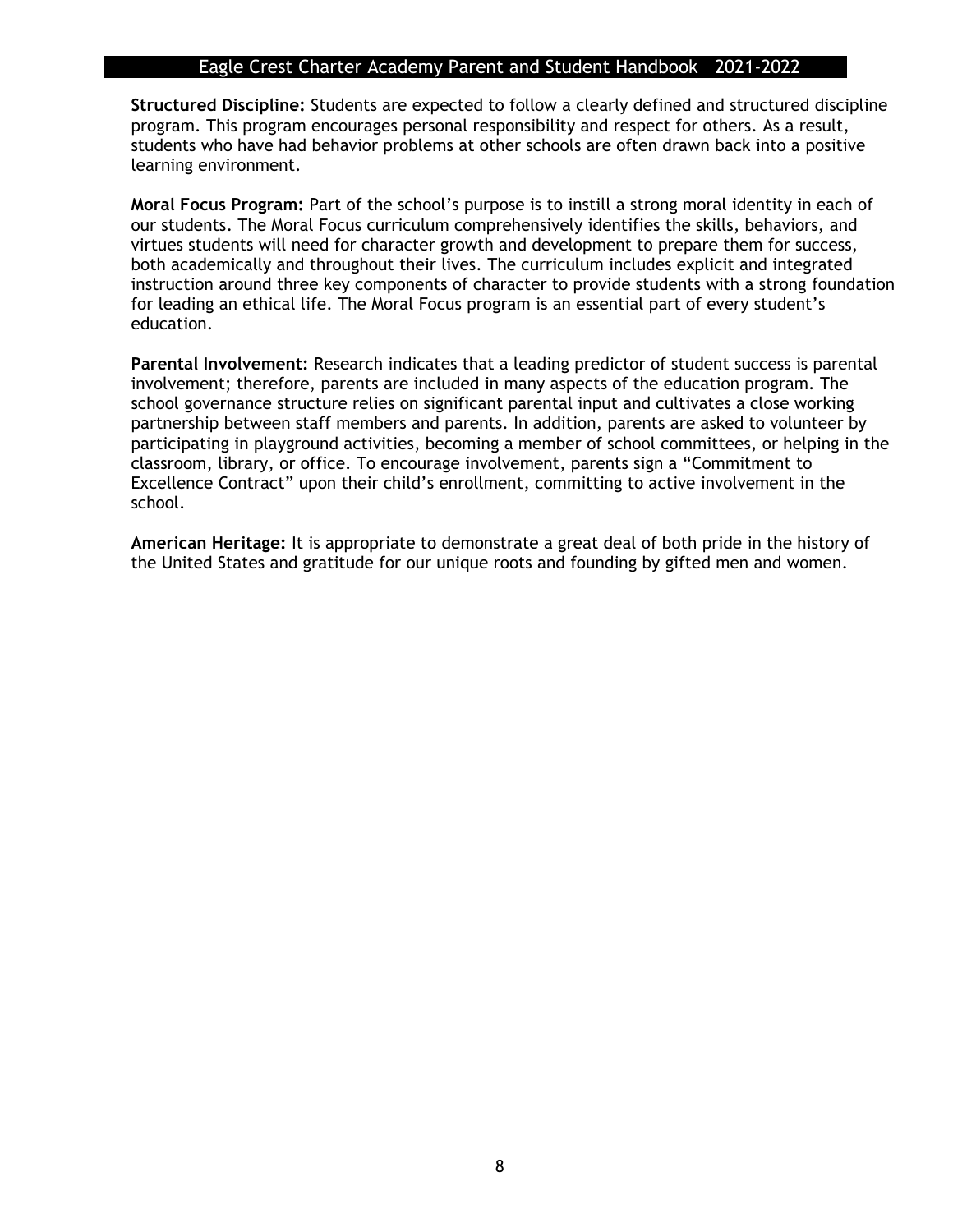**Structured Discipline:** Students are expected to follow a clearly defined and structured discipline program. This program encourages personal responsibility and respect for others. As a result, students who have had behavior problems at other schools are often drawn back into a positive learning environment.

**Moral Focus Program:** Part of the school's purpose is to instill a strong moral identity in each of our students. The Moral Focus curriculum comprehensively identifies the skills, behaviors, and virtues students will need for character growth and development to prepare them for success, both academically and throughout their lives. The curriculum includes explicit and integrated instruction around three key components of character to provide students with a strong foundation for leading an ethical life. The Moral Focus program is an essential part of every student's education.

**Parental Involvement:** Research indicates that a leading predictor of student success is parental involvement; therefore, parents are included in many aspects of the education program. The school governance structure relies on significant parental input and cultivates a close working partnership between staff members and parents. In addition, parents are asked to volunteer by participating in playground activities, becoming a member of school committees, or helping in the classroom, library, or office. To encourage involvement, parents sign a "Commitment to Excellence Contract" upon their child's enrollment, committing to active involvement in the school.

**American Heritage:** It is appropriate to demonstrate a great deal of both pride in the history of the United States and gratitude for our unique roots and founding by gifted men and women.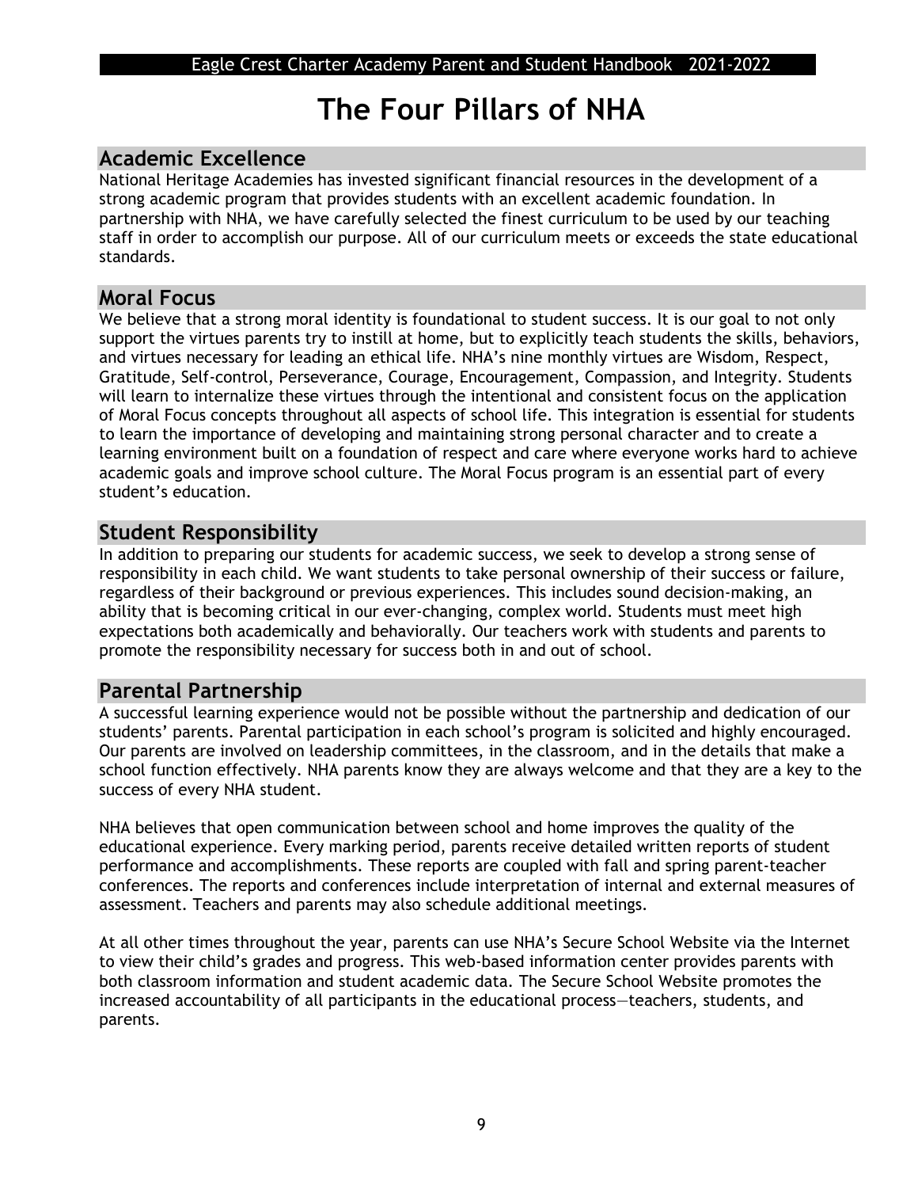# The Four Pillars of NHA

## Academic Excellence

National Heritage Academies has invested significant financial resources in the development of a strong academic program that provides students with an excellent academic foundation. In partnership with NHA, we have carefully selected the finest curriculum to be used by our teaching staff in order to accomplish our purpose. All of our curriculum meets or exceeds the state educational standards.

## Moral Focus

We believe that a strong moral identity is foundational to student success. It is our goal to not only support the virtues parents try to instill at home, but to explicitly teach students the skills, behaviors, and virtues necessary for leading an ethical life. NHA's nine monthly virtues are Wisdom, Respect, Gratitude, Self-control, Perseverance, Courage, Encouragement, Compassion, and Integrity. Students will learn to internalize these virtues through the intentional and consistent focus on the application of Moral Focus concepts throughout all aspects of school life. This integration is essential for students to learn the importance of developing and maintaining strong personal character and to create a learning environment built on a foundation of respect and care where everyone works hard to achieve academic goals and improve school culture. The Moral Focus program is an essential part of every student's education.

## Student Responsibility

In addition to preparing our students for academic success, we seek to develop a strong sense of responsibility in each child. We want students to take personal ownership of their success or failure, regardless of their background or previous experiences. This includes sound decision-making, an ability that is becoming critical in our ever-changing, complex world. Students must meet high expectations both academically and behaviorally. Our teachers work with students and parents to promote the responsibility necessary for success both in and out of school.

## Parental Partnership

A successful learning experience would not be possible without the partnership and dedication of our students' parents. Parental participation in each school's program is solicited and highly encouraged. Our parents are involved on leadership committees, in the classroom, and in the details that make a school function effectively. NHA parents know they are always welcome and that they are a key to the success of every NHA student.

NHA believes that open communication between school and home improves the quality of the educational experience. Every marking period, parents receive detailed written reports of student performance and accomplishments. These reports are coupled with fall and spring parent-teacher conferences. The reports and conferences include interpretation of internal and external measures of assessment. Teachers and parents may also schedule additional meetings.

At all other times throughout the year, parents can use NHA's Secure School Website via the Internet to view their child's grades and progress. This web-based information center provides parents with both classroom information and student academic data. The Secure School Website promotes the increased accountability of all participants in the educational process—teachers, students, and parents.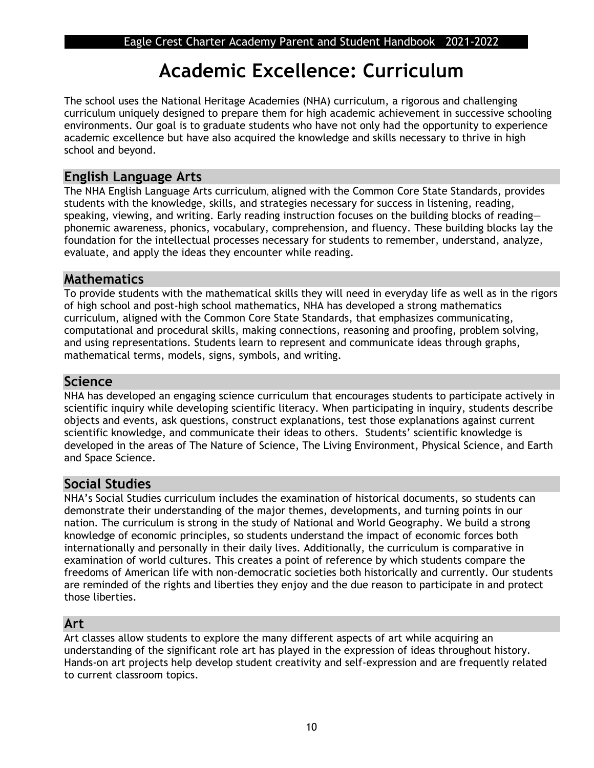# Academic Excellence: Curriculum

The school uses the National Heritage Academies (NHA) curriculum, a rigorous and challenging curriculum uniquely designed to prepare them for high academic achievement in successive schooling environments. Our goal is to graduate students who have not only had the opportunity to experience academic excellence but have also acquired the knowledge and skills necessary to thrive in high school and beyond.

## English Language Arts

The NHA English Language Arts curriculum, aligned with the Common Core State Standards, provides students with the knowledge, skills, and strategies necessary for success in listening, reading, speaking, viewing, and writing. Early reading instruction focuses on the building blocks of reading—phonemic awareness, phonics, vocabulary, comprehension, and fluency. These building blocks lay the foundation for the intellectual processes necessary for students to remember, understand, analyze, evaluate, and apply the ideas they encounter while reading.

## Mathematics

To provide students with the mathematical skills they will need in everyday life as well as in the rigors of high school and post-high school mathematics, NHA has developed a strong mathematics curriculum, aligned with the Common Core State Standards, that emphasizes communicating, computational and procedural skills, making connections, reasoning and proofing, problem solving, and using representations. Students learn to represent and communicate ideas through graphs, mathematical terms, models, signs, symbols, and writing.

## Science

NHA has developed an engaging science curriculum that encourages students to participate actively in scientific inquiry while developing scientific literacy. When participating in inquiry, students describe objects and events, ask questions, construct explanations, test those explanations against current scientific knowledge, and communicate their ideas to others. Students' scientific knowledge is developed in the areas of The Nature of Science, The Living Environment, Physical Science, and Earth and Space Science.

## Social Studies

NHA's Social Studies curriculum includes the examination of historical documents, so students can demonstrate their understanding of the major themes, developments, and turning points in our nation. The curriculum is strong in the study of National and World Geography. We build a strong knowledge of economic principles, so students understand the impact of economic forces both internationally and personally in their daily lives. Additionally, the curriculum is comparative in examination of world cultures. This creates a point of reference by which students compare the freedoms of American life with non-democratic societies both historically and currently. Our students are reminded of the rights and liberties they enjoy and the due reason to participate in and protect those liberties.

## Art

Art classes allow students to explore the many different aspects of art while acquiring an understanding of the significant role art has played in the expression of ideas throughout history. Hands-on art projects help develop student creativity and self-expression and are frequently related to current classroom topics.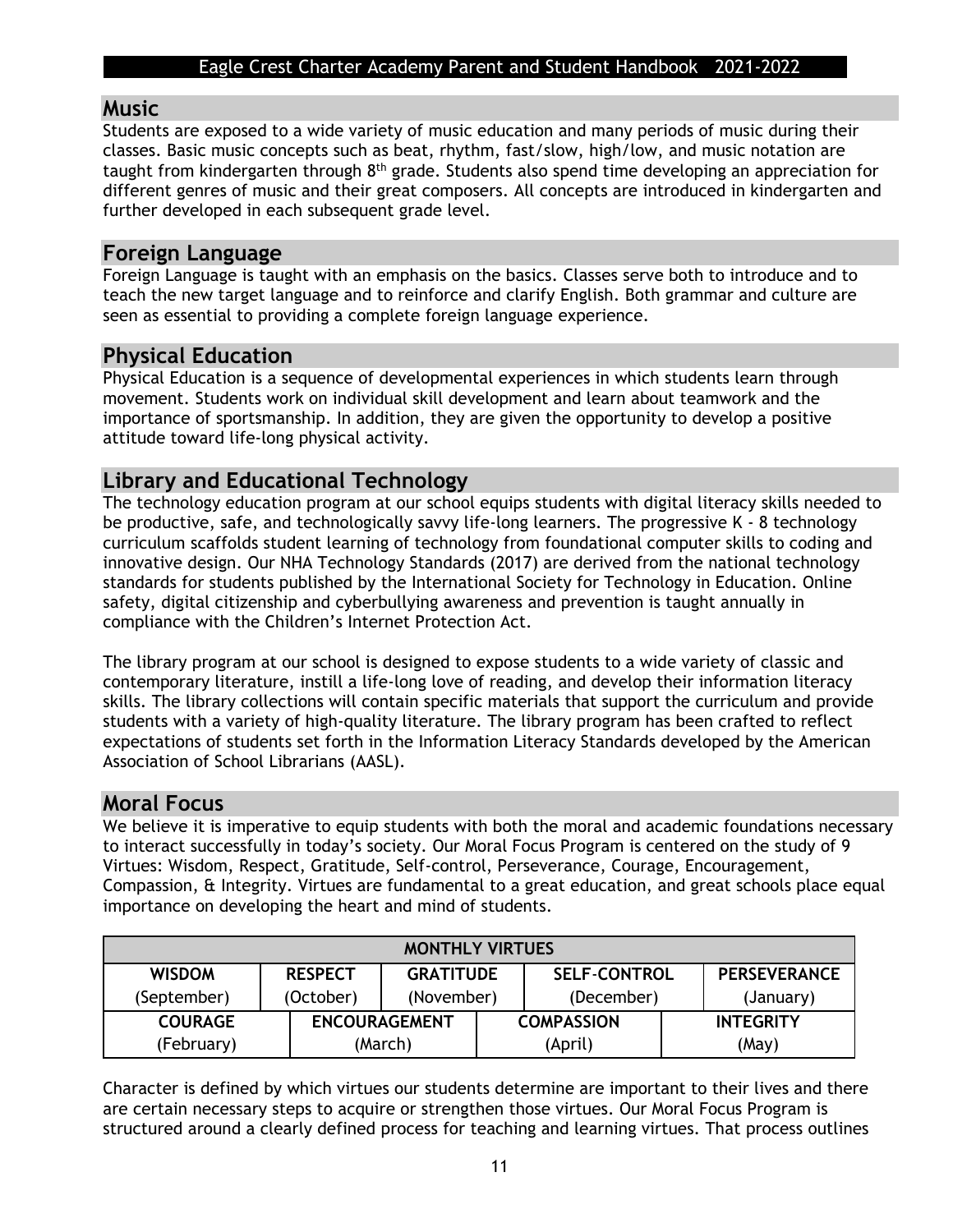## Music

Students are exposed to a wide variety of music education and many periods of music during their classes. Basic music concepts such as beat, rhythm, fast/slow, high/low, and music notation are taught from kindergarten through 8th grade. Students also spend time developing an appreciation for different genres of music and their great composers. All concepts are introduced in kindergarten and further developed in each subsequent grade level.

## Foreign Language

Foreign Language is taught with an emphasis on the basics. Classes serve both to introduce and to teach the new target language and to reinforce and clarify English. Both grammar and culture are seen as essential to providing a complete foreign language experience.

## Physical Education

Physical Education is a sequence of developmental experiences in which students learn through movement. Students work on individual skill development and learn about teamwork and the importance of sportsmanship. In addition, they are given the opportunity to develop a positive attitude toward life-long physical activity.

## Library and Educational Technology

The technology education program at our school equips students with digital literacy skills needed to be productive, safe, and technologically savvy life-long learners. The progressive K - 8 technology curriculum scaffolds student learning of technology from foundational computer skills to coding and innovative design. Our NHA Technology Standards (2017) are derived from the national technology standards for students published by the International Society for Technology in Education. Online safety, digital citizenship and cyberbullying awareness and prevention is taught annually in compliance with the Children's Internet Protection Act.

The library program at our school is designed to expose students to a wide variety of classic and contemporary literature, instill a life-long love of reading, and develop their information literacy skills. The library collections will contain specific materials that support the curriculum and provide students with a variety of high-quality literature. The library program has been crafted to reflect expectations of students set forth in the Information Literacy Standards developed by the American Association of School Librarians (AASL).

## Moral Focus

We believe it is imperative to equip students with both the moral and academic foundations necessary to interact successfully in today's society. Our Moral Focus Program is centered on the study of 9 Virtues: Wisdom, Respect, Gratitude, Self-control, Perseverance, Courage, Encouragement, Compassion, & Integrity. Virtues are fundamental to a great education, and great schools place equal importance on developing the heart and mind of students.

| MONTHLY VIRTUES | | | | |
|---|---|---|---|---|
| **WISDOM** (September) | **RESPECT** (October) | **GRATITUDE** (November) | **SELF-CONTROL** (December) | **PERSEVERANCE** (January) |
| **COURAGE** (February) | **ENCOURAGEMENT** (March) | **COMPASSION** (April) | **INTEGRITY** (May) | |

Character is defined by which virtues our students determine are important to their lives and there are certain necessary steps to acquire or strengthen those virtues. Our Moral Focus Program is structured around a clearly defined process for teaching and learning virtues. That process outlines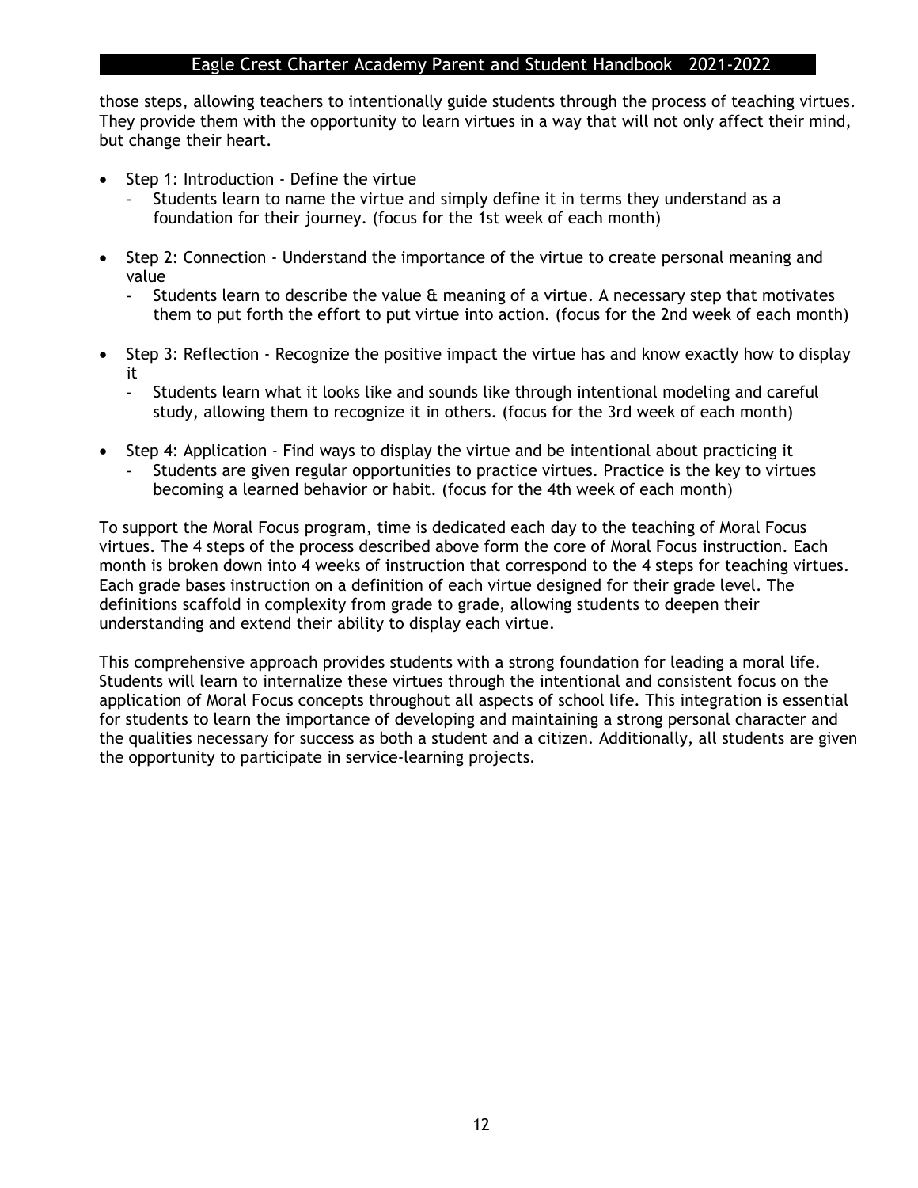those steps, allowing teachers to intentionally guide students through the process of teaching virtues. They provide them with the opportunity to learn virtues in a way that will not only affect their mind, but change their heart.

- Step 1: Introduction - Define the virtue
  - Students learn to name the virtue and simply define it in terms they understand as a foundation for their journey. (focus for the 1st week of each month)
- Step 2: Connection - Understand the importance of the virtue to create personal meaning and value
  - Students learn to describe the value & meaning of a virtue. A necessary step that motivates them to put forth the effort to put virtue into action. (focus for the 2nd week of each month)
- Step 3: Reflection - Recognize the positive impact the virtue has and know exactly how to display it
  - Students learn what it looks like and sounds like through intentional modeling and careful study, allowing them to recognize it in others. (focus for the 3rd week of each month)
- Step 4: Application - Find ways to display the virtue and be intentional about practicing it
  - Students are given regular opportunities to practice virtues. Practice is the key to virtues becoming a learned behavior or habit. (focus for the 4th week of each month)

To support the Moral Focus program, time is dedicated each day to the teaching of Moral Focus virtues. The 4 steps of the process described above form the core of Moral Focus instruction. Each month is broken down into 4 weeks of instruction that correspond to the 4 steps for teaching virtues. Each grade bases instruction on a definition of each virtue designed for their grade level. The definitions scaffold in complexity from grade to grade, allowing students to deepen their understanding and extend their ability to display each virtue.

This comprehensive approach provides students with a strong foundation for leading a moral life. Students will learn to internalize these virtues through the intentional and consistent focus on the application of Moral Focus concepts throughout all aspects of school life. This integration is essential for students to learn the importance of developing and maintaining a strong personal character and the qualities necessary for success as both a student and a citizen. Additionally, all students are given the opportunity to participate in service-learning projects.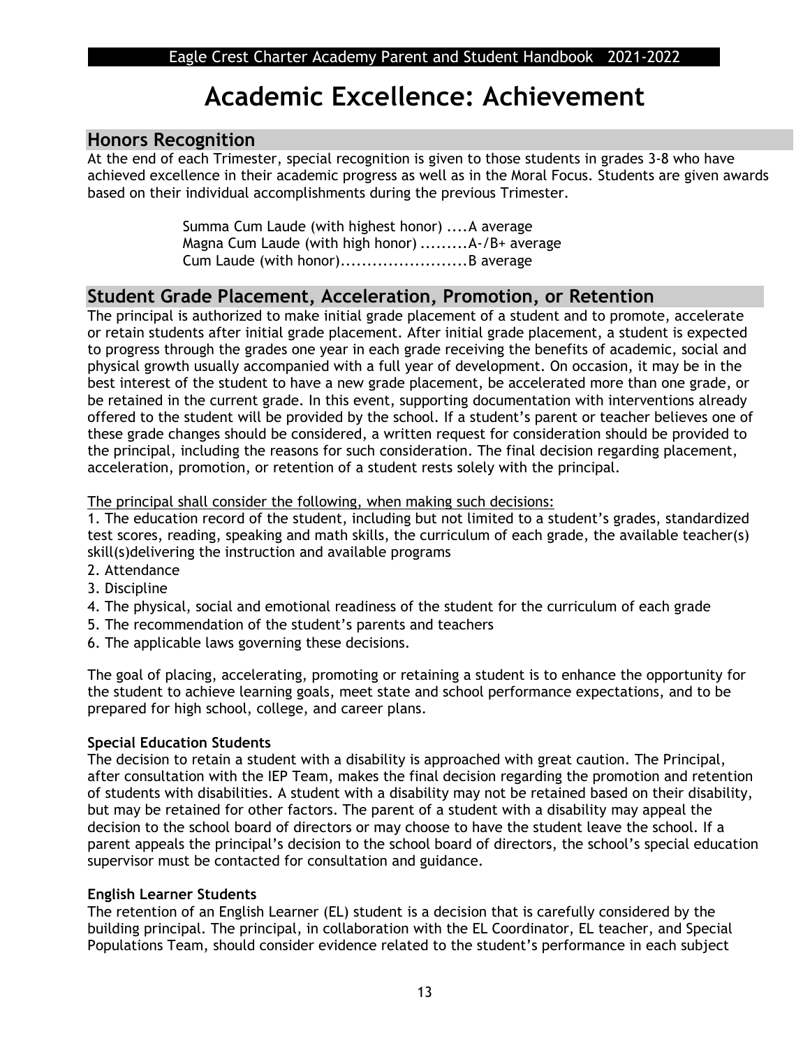# Academic Excellence: Achievement

## Honors Recognition

At the end of each Trimester, special recognition is given to those students in grades 3-8 who have achieved excellence in their academic progress as well as in the Moral Focus. Students are given awards based on their individual accomplishments during the previous Trimester.

Summa Cum Laude (with highest honor) ....A average
Magna Cum Laude (with high honor) .........A-/B+ average
Cum Laude (with honor)........................B average

## Student Grade Placement, Acceleration, Promotion, or Retention

The principal is authorized to make initial grade placement of a student and to promote, accelerate or retain students after initial grade placement. After initial grade placement, a student is expected to progress through the grades one year in each grade receiving the benefits of academic, social and physical growth usually accompanied with a full year of development. On occasion, it may be in the best interest of the student to have a new grade placement, be accelerated more than one grade, or be retained in the current grade. In this event, supporting documentation with interventions already offered to the student will be provided by the school. If a student's parent or teacher believes one of these grade changes should be considered, a written request for consideration should be provided to the principal, including the reasons for such consideration. The final decision regarding placement, acceleration, promotion, or retention of a student rests solely with the principal.

The principal shall consider the following, when making such decisions:

1. The education record of the student, including but not limited to a student's grades, standardized test scores, reading, speaking and math skills, the curriculum of each grade, the available teacher(s) skill(s)delivering the instruction and available programs
2. Attendance
3. Discipline
4. The physical, social and emotional readiness of the student for the curriculum of each grade
5. The recommendation of the student's parents and teachers
6. The applicable laws governing these decisions.

The goal of placing, accelerating, promoting or retaining a student is to enhance the opportunity for the student to achieve learning goals, meet state and school performance expectations, and to be prepared for high school, college, and career plans.

**Special Education Students**

The decision to retain a student with a disability is approached with great caution. The Principal, after consultation with the IEP Team, makes the final decision regarding the promotion and retention of students with disabilities. A student with a disability may not be retained based on their disability, but may be retained for other factors. The parent of a student with a disability may appeal the decision to the school board of directors or may choose to have the student leave the school. If a parent appeals the principal's decision to the school board of directors, the school's special education supervisor must be contacted for consultation and guidance.

**English Learner Students**

The retention of an English Learner (EL) student is a decision that is carefully considered by the building principal. The principal, in collaboration with the EL Coordinator, EL teacher, and Special Populations Team, should consider evidence related to the student's performance in each subject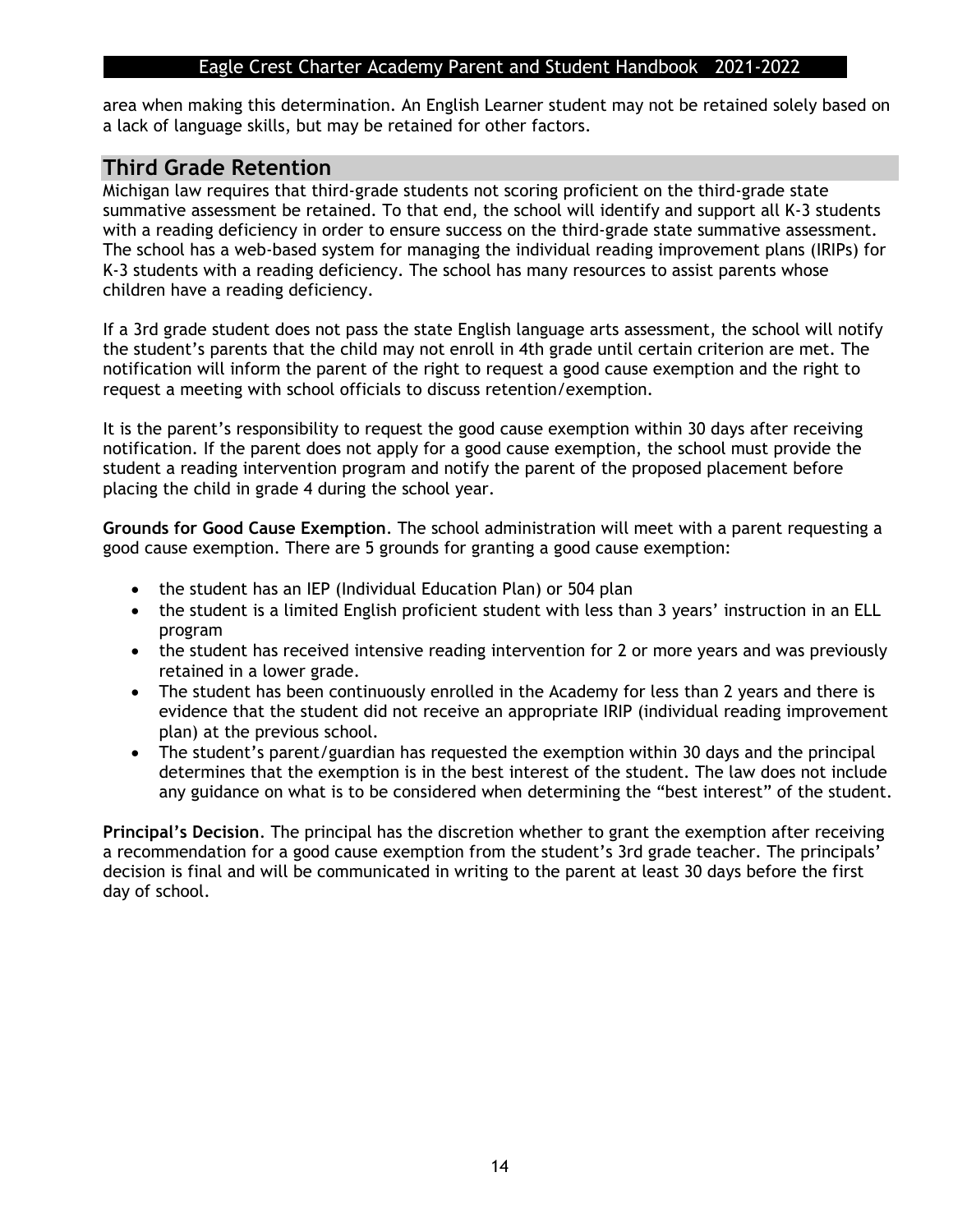area when making this determination. An English Learner student may not be retained solely based on a lack of language skills, but may be retained for other factors.

## Third Grade Retention

Michigan law requires that third-grade students not scoring proficient on the third-grade state summative assessment be retained. To that end, the school will identify and support all K-3 students with a reading deficiency in order to ensure success on the third-grade state summative assessment. The school has a web-based system for managing the individual reading improvement plans (IRIPs) for K-3 students with a reading deficiency. The school has many resources to assist parents whose children have a reading deficiency.

If a 3rd grade student does not pass the state English language arts assessment, the school will notify the student's parents that the child may not enroll in 4th grade until certain criterion are met. The notification will inform the parent of the right to request a good cause exemption and the right to request a meeting with school officials to discuss retention/exemption.

It is the parent's responsibility to request the good cause exemption within 30 days after receiving notification. If the parent does not apply for a good cause exemption, the school must provide the student a reading intervention program and notify the parent of the proposed placement before placing the child in grade 4 during the school year.

**Grounds for Good Cause Exemption**. The school administration will meet with a parent requesting a good cause exemption. There are 5 grounds for granting a good cause exemption:

- the student has an IEP (Individual Education Plan) or 504 plan
- the student is a limited English proficient student with less than 3 years' instruction in an ELL program
- the student has received intensive reading intervention for 2 or more years and was previously retained in a lower grade.
- The student has been continuously enrolled in the Academy for less than 2 years and there is evidence that the student did not receive an appropriate IRIP (individual reading improvement plan) at the previous school.
- The student's parent/guardian has requested the exemption within 30 days and the principal determines that the exemption is in the best interest of the student. The law does not include any guidance on what is to be considered when determining the "best interest" of the student.

**Principal's Decision**. The principal has the discretion whether to grant the exemption after receiving a recommendation for a good cause exemption from the student's 3rd grade teacher. The principals' decision is final and will be communicated in writing to the parent at least 30 days before the first day of school.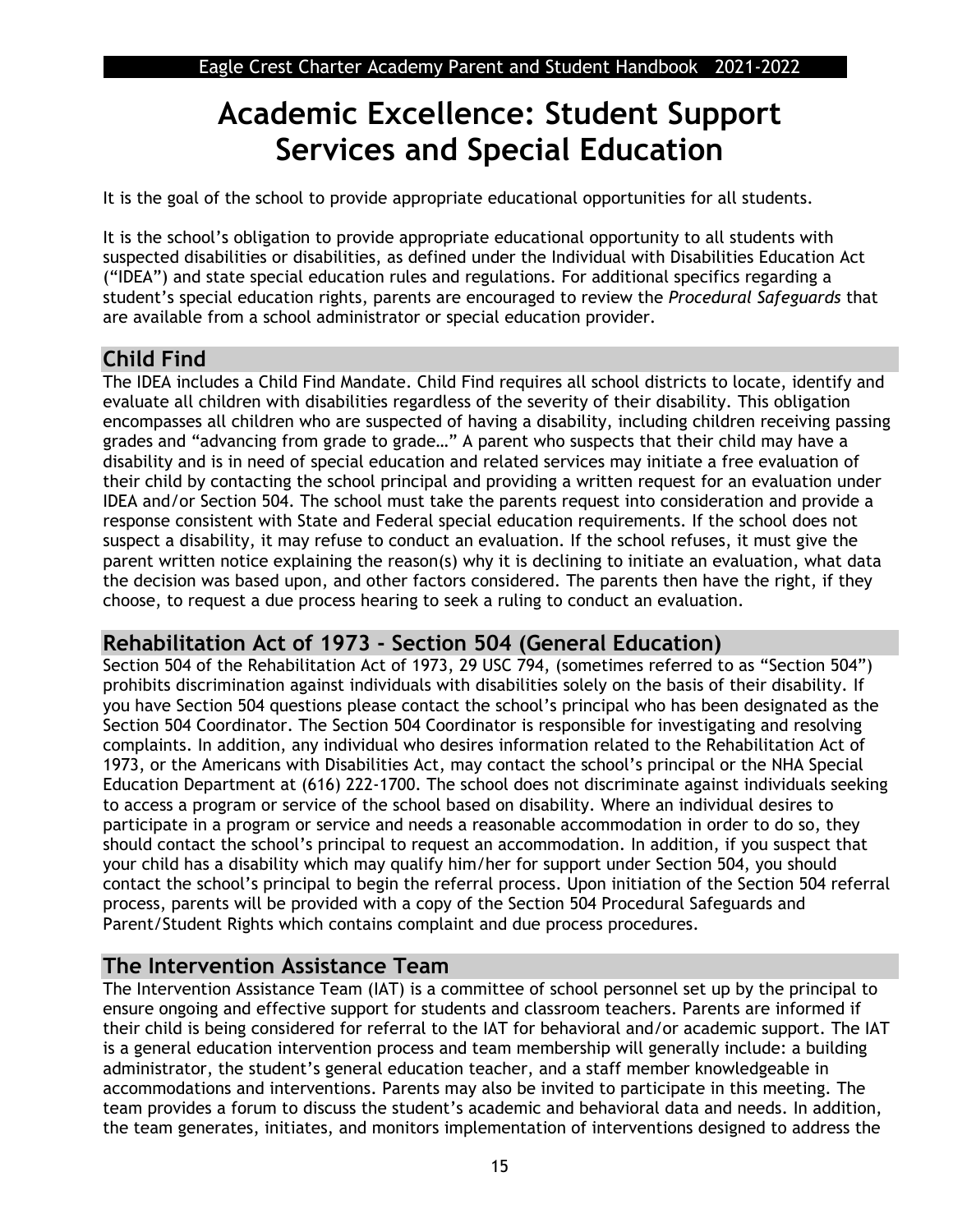# Academic Excellence: Student Support Services and Special Education

It is the goal of the school to provide appropriate educational opportunities for all students.

It is the school's obligation to provide appropriate educational opportunity to all students with suspected disabilities or disabilities, as defined under the Individual with Disabilities Education Act ("IDEA") and state special education rules and regulations. For additional specifics regarding a student's special education rights, parents are encouraged to review the *Procedural Safeguards* that are available from a school administrator or special education provider.

## Child Find

The IDEA includes a Child Find Mandate. Child Find requires all school districts to locate, identify and evaluate all children with disabilities regardless of the severity of their disability. This obligation encompasses all children who are suspected of having a disability, including children receiving passing grades and "advancing from grade to grade…" A parent who suspects that their child may have a disability and is in need of special education and related services may initiate a free evaluation of their child by contacting the school principal and providing a written request for an evaluation under IDEA and/or Section 504. The school must take the parents request into consideration and provide a response consistent with State and Federal special education requirements. If the school does not suspect a disability, it may refuse to conduct an evaluation. If the school refuses, it must give the parent written notice explaining the reason(s) why it is declining to initiate an evaluation, what data the decision was based upon, and other factors considered. The parents then have the right, if they choose, to request a due process hearing to seek a ruling to conduct an evaluation.

## Rehabilitation Act of 1973 - Section 504 (General Education)

Section 504 of the Rehabilitation Act of 1973, 29 USC 794, (sometimes referred to as "Section 504") prohibits discrimination against individuals with disabilities solely on the basis of their disability. If you have Section 504 questions please contact the school's principal who has been designated as the Section 504 Coordinator. The Section 504 Coordinator is responsible for investigating and resolving complaints. In addition, any individual who desires information related to the Rehabilitation Act of 1973, or the Americans with Disabilities Act, may contact the school's principal or the NHA Special Education Department at (616) 222-1700. The school does not discriminate against individuals seeking to access a program or service of the school based on disability. Where an individual desires to participate in a program or service and needs a reasonable accommodation in order to do so, they should contact the school's principal to request an accommodation. In addition, if you suspect that your child has a disability which may qualify him/her for support under Section 504, you should contact the school's principal to begin the referral process. Upon initiation of the Section 504 referral process, parents will be provided with a copy of the Section 504 Procedural Safeguards and Parent/Student Rights which contains complaint and due process procedures.

## The Intervention Assistance Team

The Intervention Assistance Team (IAT) is a committee of school personnel set up by the principal to ensure ongoing and effective support for students and classroom teachers. Parents are informed if their child is being considered for referral to the IAT for behavioral and/or academic support. The IAT is a general education intervention process and team membership will generally include: a building administrator, the student's general education teacher, and a staff member knowledgeable in accommodations and interventions. Parents may also be invited to participate in this meeting. The team provides a forum to discuss the student's academic and behavioral data and needs. In addition, the team generates, initiates, and monitors implementation of interventions designed to address the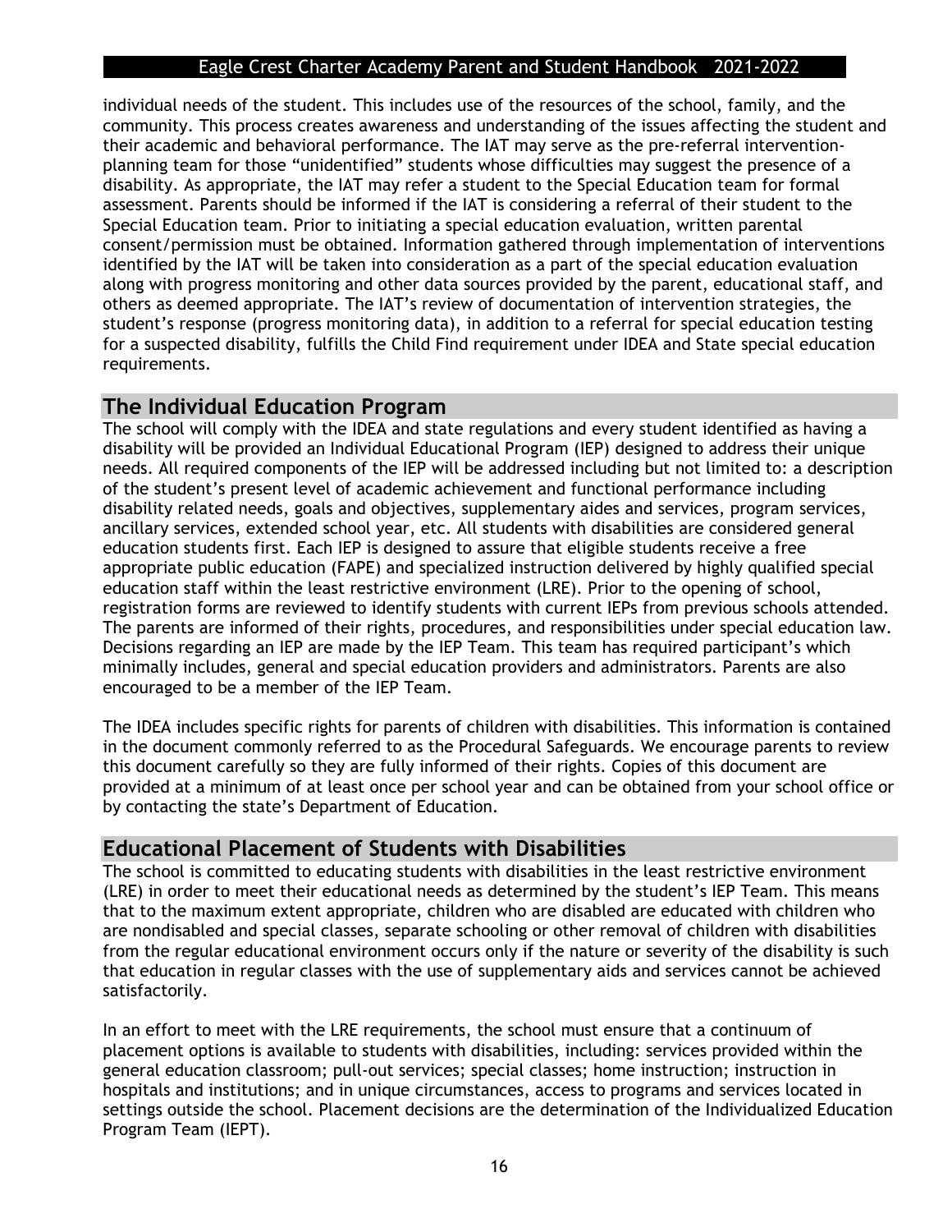individual needs of the student. This includes use of the resources of the school, family, and the community. This process creates awareness and understanding of the issues affecting the student and their academic and behavioral performance. The IAT may serve as the pre-referral intervention-planning team for those "unidentified" students whose difficulties may suggest the presence of a disability. As appropriate, the IAT may refer a student to the Special Education team for formal assessment. Parents should be informed if the IAT is considering a referral of their student to the Special Education team. Prior to initiating a special education evaluation, written parental consent/permission must be obtained. Information gathered through implementation of interventions identified by the IAT will be taken into consideration as a part of the special education evaluation along with progress monitoring and other data sources provided by the parent, educational staff, and others as deemed appropriate. The IAT's review of documentation of intervention strategies, the student's response (progress monitoring data), in addition to a referral for special education testing for a suspected disability, fulfills the Child Find requirement under IDEA and State special education requirements.

## The Individual Education Program

The school will comply with the IDEA and state regulations and every student identified as having a disability will be provided an Individual Educational Program (IEP) designed to address their unique needs. All required components of the IEP will be addressed including but not limited to: a description of the student's present level of academic achievement and functional performance including disability related needs, goals and objectives, supplementary aides and services, program services, ancillary services, extended school year, etc. All students with disabilities are considered general education students first. Each IEP is designed to assure that eligible students receive a free appropriate public education (FAPE) and specialized instruction delivered by highly qualified special education staff within the least restrictive environment (LRE). Prior to the opening of school, registration forms are reviewed to identify students with current IEPs from previous schools attended. The parents are informed of their rights, procedures, and responsibilities under special education law. Decisions regarding an IEP are made by the IEP Team. This team has required participant's which minimally includes, general and special education providers and administrators. Parents are also encouraged to be a member of the IEP Team.

The IDEA includes specific rights for parents of children with disabilities. This information is contained in the document commonly referred to as the Procedural Safeguards. We encourage parents to review this document carefully so they are fully informed of their rights. Copies of this document are provided at a minimum of at least once per school year and can be obtained from your school office or by contacting the state's Department of Education.

## Educational Placement of Students with Disabilities

The school is committed to educating students with disabilities in the least restrictive environment (LRE) in order to meet their educational needs as determined by the student's IEP Team. This means that to the maximum extent appropriate, children who are disabled are educated with children who are nondisabled and special classes, separate schooling or other removal of children with disabilities from the regular educational environment occurs only if the nature or severity of the disability is such that education in regular classes with the use of supplementary aids and services cannot be achieved satisfactorily.

In an effort to meet with the LRE requirements, the school must ensure that a continuum of placement options is available to students with disabilities, including: services provided within the general education classroom; pull-out services; special classes; home instruction; instruction in hospitals and institutions; and in unique circumstances, access to programs and services located in settings outside the school. Placement decisions are the determination of the Individualized Education Program Team (IEPT).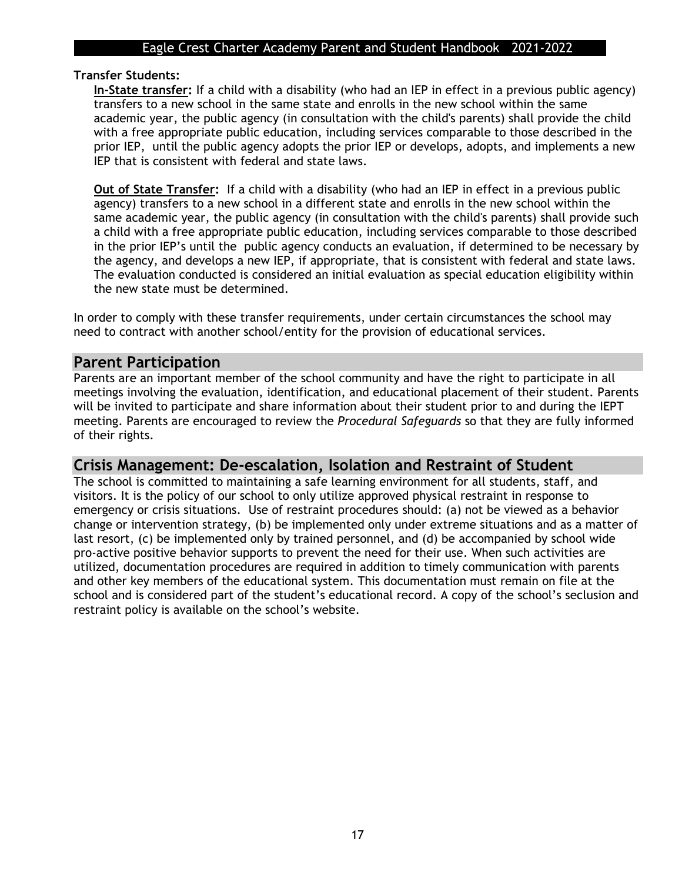**Transfer Students:**

**In-State transfer:** If a child with a disability (who had an IEP in effect in a previous public agency) transfers to a new school in the same state and enrolls in the new school within the same academic year, the public agency (in consultation with the child's parents) shall provide the child with a free appropriate public education, including services comparable to those described in the prior IEP, until the public agency adopts the prior IEP or develops, adopts, and implements a new IEP that is consistent with federal and state laws.

**Out of State Transfer:** If a child with a disability (who had an IEP in effect in a previous public agency) transfers to a new school in a different state and enrolls in the new school within the same academic year, the public agency (in consultation with the child's parents) shall provide such a child with a free appropriate public education, including services comparable to those described in the prior IEP's until the public agency conducts an evaluation, if determined to be necessary by the agency, and develops a new IEP, if appropriate, that is consistent with federal and state laws. The evaluation conducted is considered an initial evaluation as special education eligibility within the new state must be determined.

In order to comply with these transfer requirements, under certain circumstances the school may need to contract with another school/entity for the provision of educational services.

## Parent Participation

Parents are an important member of the school community and have the right to participate in all meetings involving the evaluation, identification, and educational placement of their student. Parents will be invited to participate and share information about their student prior to and during the IEPT meeting. Parents are encouraged to review the *Procedural Safeguards* so that they are fully informed of their rights.

## Crisis Management: De-escalation, Isolation and Restraint of Student

The school is committed to maintaining a safe learning environment for all students, staff, and visitors. It is the policy of our school to only utilize approved physical restraint in response to emergency or crisis situations. Use of restraint procedures should: (a) not be viewed as a behavior change or intervention strategy, (b) be implemented only under extreme situations and as a matter of last resort, (c) be implemented only by trained personnel, and (d) be accompanied by school wide pro-active positive behavior supports to prevent the need for their use. When such activities are utilized, documentation procedures are required in addition to timely communication with parents and other key members of the educational system. This documentation must remain on file at the school and is considered part of the student's educational record. A copy of the school's seclusion and restraint policy is available on the school's website.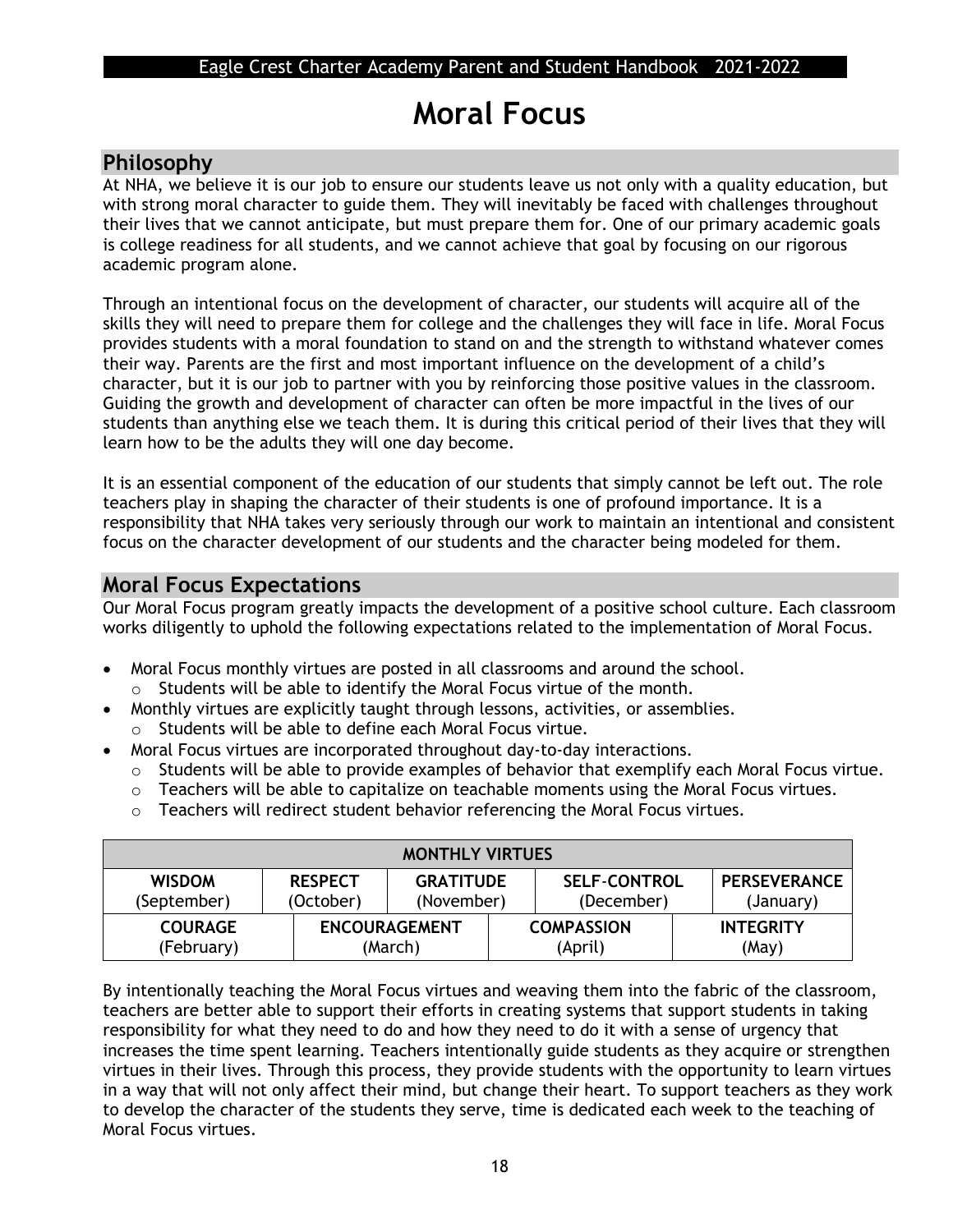# Moral Focus

## Philosophy

At NHA, we believe it is our job to ensure our students leave us not only with a quality education, but with strong moral character to guide them. They will inevitably be faced with challenges throughout their lives that we cannot anticipate, but must prepare them for. One of our primary academic goals is college readiness for all students, and we cannot achieve that goal by focusing on our rigorous academic program alone.

Through an intentional focus on the development of character, our students will acquire all of the skills they will need to prepare them for college and the challenges they will face in life. Moral Focus provides students with a moral foundation to stand on and the strength to withstand whatever comes their way. Parents are the first and most important influence on the development of a child's character, but it is our job to partner with you by reinforcing those positive values in the classroom. Guiding the growth and development of character can often be more impactful in the lives of our students than anything else we teach them. It is during this critical period of their lives that they will learn how to be the adults they will one day become.

It is an essential component of the education of our students that simply cannot be left out. The role teachers play in shaping the character of their students is one of profound importance. It is a responsibility that NHA takes very seriously through our work to maintain an intentional and consistent focus on the character development of our students and the character being modeled for them.

## Moral Focus Expectations

Our Moral Focus program greatly impacts the development of a positive school culture. Each classroom works diligently to uphold the following expectations related to the implementation of Moral Focus.

- Moral Focus monthly virtues are posted in all classrooms and around the school.
  - Students will be able to identify the Moral Focus virtue of the month.
- Monthly virtues are explicitly taught through lessons, activities, or assemblies.
  - Students will be able to define each Moral Focus virtue.
- Moral Focus virtues are incorporated throughout day-to-day interactions.
  - Students will be able to provide examples of behavior that exemplify each Moral Focus virtue.
  - Teachers will be able to capitalize on teachable moments using the Moral Focus virtues.
  - Teachers will redirect student behavior referencing the Moral Focus virtues.

| MONTHLY VIRTUES | | | | |
|---|---|---|---|---|
| **WISDOM** (September) | **RESPECT** (October) | **GRATITUDE** (November) | **SELF-CONTROL** (December) | **PERSEVERANCE** (January) |
| **COURAGE** (February) | **ENCOURAGEMENT** (March) | **COMPASSION** (April) | **INTEGRITY** (May) | |

By intentionally teaching the Moral Focus virtues and weaving them into the fabric of the classroom, teachers are better able to support their efforts in creating systems that support students in taking responsibility for what they need to do and how they need to do it with a sense of urgency that increases the time spent learning. Teachers intentionally guide students as they acquire or strengthen virtues in their lives. Through this process, they provide students with the opportunity to learn virtues in a way that will not only affect their mind, but change their heart. To support teachers as they work to develop the character of the students they serve, time is dedicated each week to the teaching of Moral Focus virtues.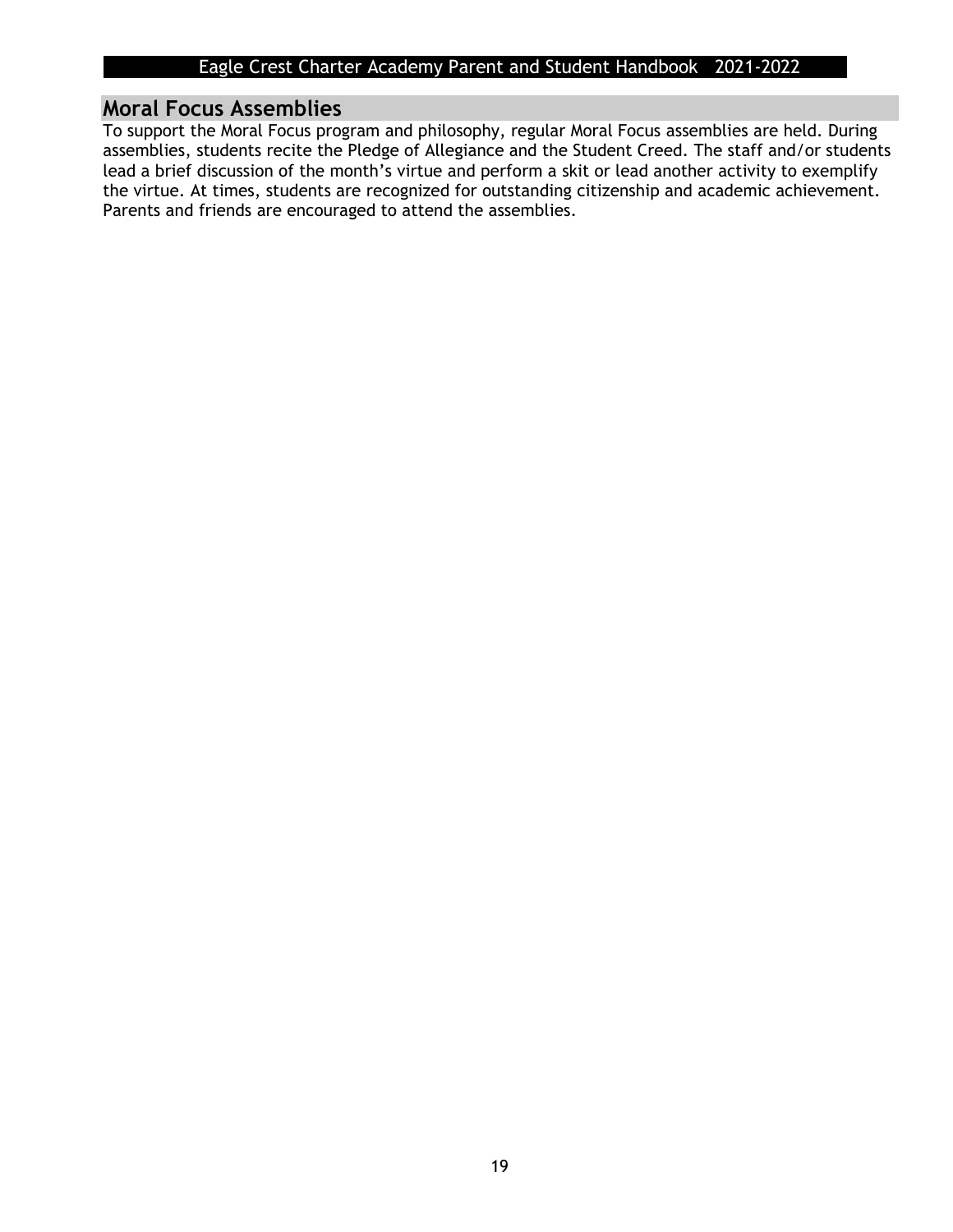## Moral Focus Assemblies

To support the Moral Focus program and philosophy, regular Moral Focus assemblies are held. During assemblies, students recite the Pledge of Allegiance and the Student Creed. The staff and/or students lead a brief discussion of the month's virtue and perform a skit or lead another activity to exemplify the virtue. At times, students are recognized for outstanding citizenship and academic achievement. Parents and friends are encouraged to attend the assemblies.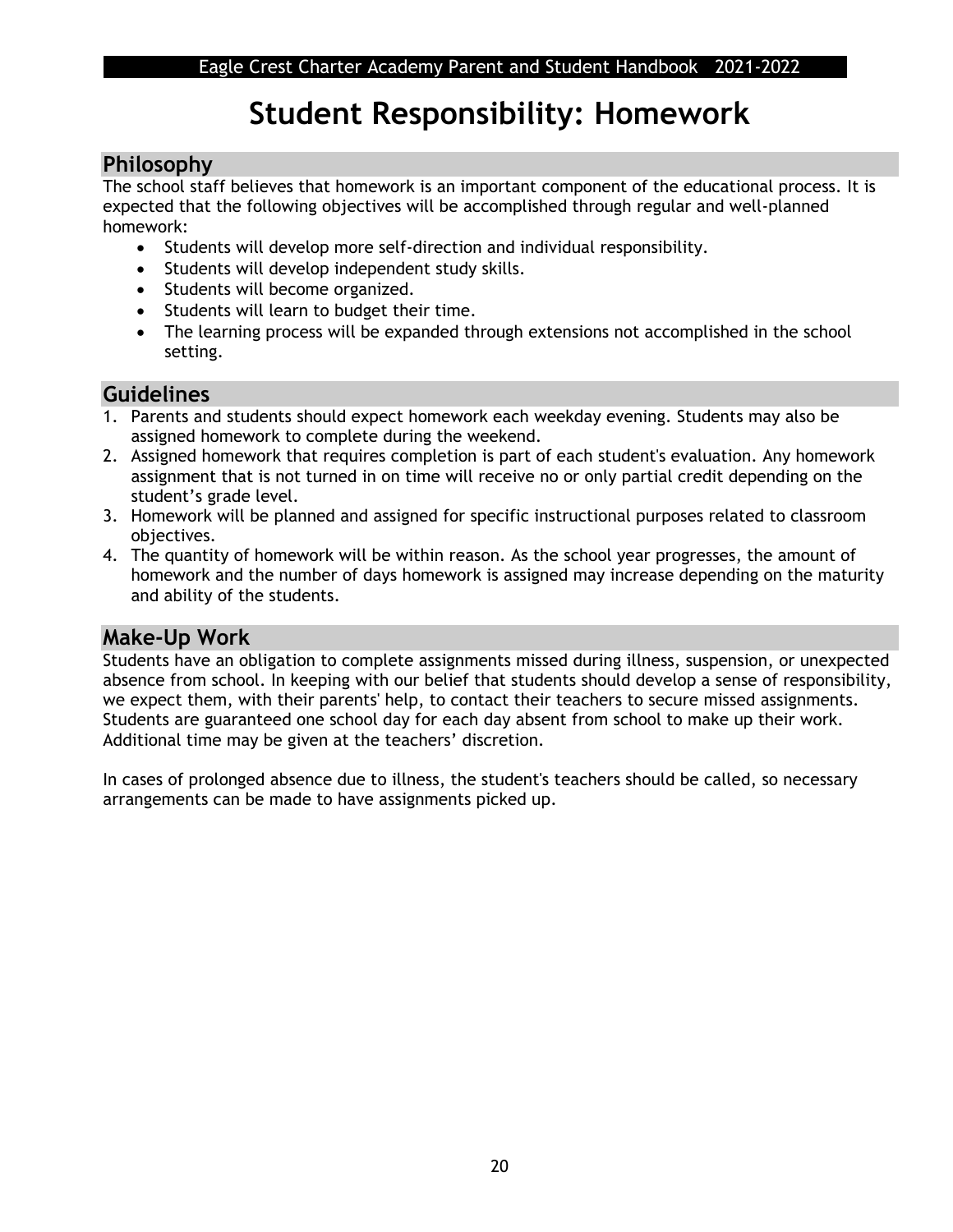# Student Responsibility: Homework

## Philosophy

The school staff believes that homework is an important component of the educational process. It is expected that the following objectives will be accomplished through regular and well-planned homework:

- Students will develop more self-direction and individual responsibility.
- Students will develop independent study skills.
- Students will become organized.
- Students will learn to budget their time.
- The learning process will be expanded through extensions not accomplished in the school setting.

## Guidelines

1. Parents and students should expect homework each weekday evening. Students may also be assigned homework to complete during the weekend.
2. Assigned homework that requires completion is part of each student's evaluation. Any homework assignment that is not turned in on time will receive no or only partial credit depending on the student's grade level.
3. Homework will be planned and assigned for specific instructional purposes related to classroom objectives.
4. The quantity of homework will be within reason. As the school year progresses, the amount of homework and the number of days homework is assigned may increase depending on the maturity and ability of the students.

## Make-Up Work

Students have an obligation to complete assignments missed during illness, suspension, or unexpected absence from school. In keeping with our belief that students should develop a sense of responsibility, we expect them, with their parents' help, to contact their teachers to secure missed assignments. Students are guaranteed one school day for each day absent from school to make up their work. Additional time may be given at the teachers' discretion.

In cases of prolonged absence due to illness, the student's teachers should be called, so necessary arrangements can be made to have assignments picked up.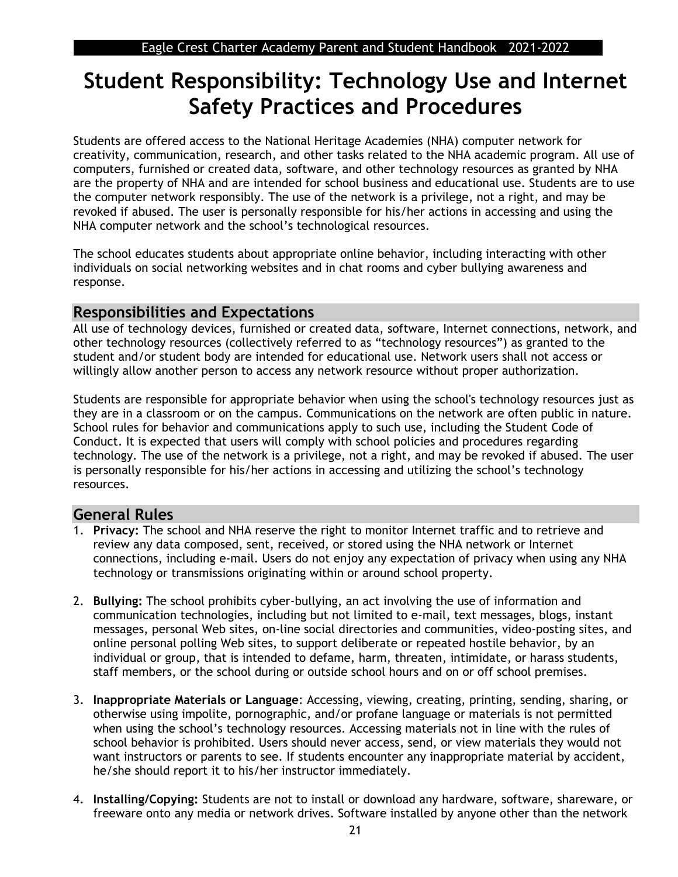# Student Responsibility: Technology Use and Internet Safety Practices and Procedures

Students are offered access to the National Heritage Academies (NHA) computer network for creativity, communication, research, and other tasks related to the NHA academic program. All use of computers, furnished or created data, software, and other technology resources as granted by NHA are the property of NHA and are intended for school business and educational use. Students are to use the computer network responsibly. The use of the network is a privilege, not a right, and may be revoked if abused. The user is personally responsible for his/her actions in accessing and using the NHA computer network and the school's technological resources.

The school educates students about appropriate online behavior, including interacting with other individuals on social networking websites and in chat rooms and cyber bullying awareness and response.

## Responsibilities and Expectations

All use of technology devices, furnished or created data, software, Internet connections, network, and other technology resources (collectively referred to as "technology resources") as granted to the student and/or student body are intended for educational use. Network users shall not access or willingly allow another person to access any network resource without proper authorization.

Students are responsible for appropriate behavior when using the school's technology resources just as they are in a classroom or on the campus. Communications on the network are often public in nature. School rules for behavior and communications apply to such use, including the Student Code of Conduct. It is expected that users will comply with school policies and procedures regarding technology. The use of the network is a privilege, not a right, and may be revoked if abused. The user is personally responsible for his/her actions in accessing and utilizing the school's technology resources.

## General Rules

1. **Privacy:** The school and NHA reserve the right to monitor Internet traffic and to retrieve and review any data composed, sent, received, or stored using the NHA network or Internet connections, including e-mail. Users do not enjoy any expectation of privacy when using any NHA technology or transmissions originating within or around school property.

2. **Bullying:** The school prohibits cyber-bullying, an act involving the use of information and communication technologies, including but not limited to e-mail, text messages, blogs, instant messages, personal Web sites, on-line social directories and communities, video-posting sites, and online personal polling Web sites, to support deliberate or repeated hostile behavior, by an individual or group, that is intended to defame, harm, threaten, intimidate, or harass students, staff members, or the school during or outside school hours and on or off school premises.

3. **Inappropriate Materials or Language**: Accessing, viewing, creating, printing, sending, sharing, or otherwise using impolite, pornographic, and/or profane language or materials is not permitted when using the school's technology resources. Accessing materials not in line with the rules of school behavior is prohibited. Users should never access, send, or view materials they would not want instructors or parents to see. If students encounter any inappropriate material by accident, he/she should report it to his/her instructor immediately.

4. **Installing/Copying:** Students are not to install or download any hardware, software, shareware, or freeware onto any media or network drives. Software installed by anyone other than the network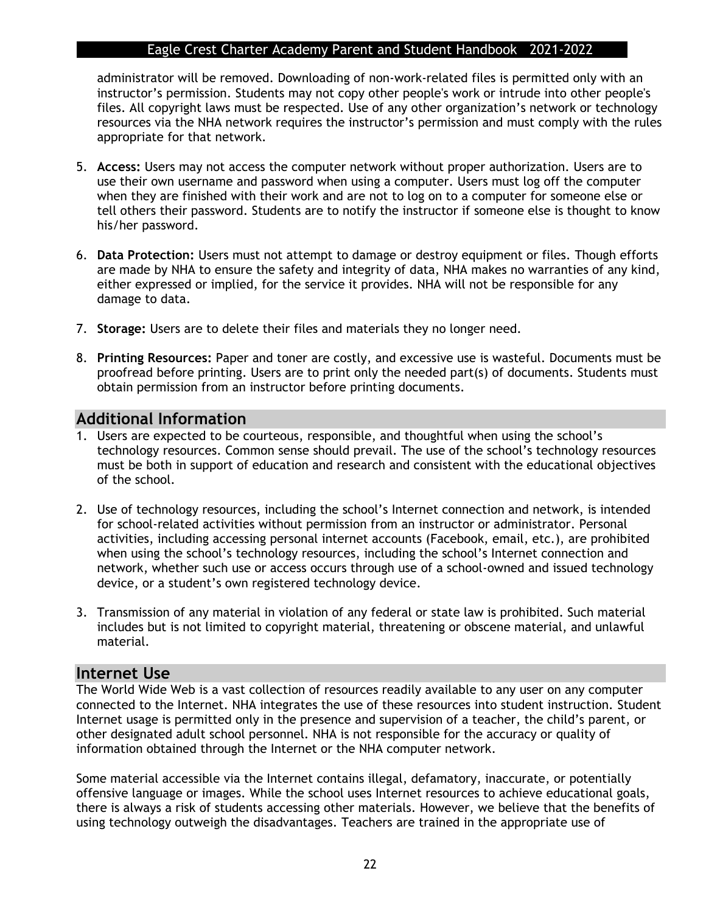administrator will be removed. Downloading of non-work-related files is permitted only with an instructor's permission. Students may not copy other people's work or intrude into other people's files. All copyright laws must be respected. Use of any other organization's network or technology resources via the NHA network requires the instructor's permission and must comply with the rules appropriate for that network.

5. **Access:** Users may not access the computer network without proper authorization. Users are to use their own username and password when using a computer. Users must log off the computer when they are finished with their work and are not to log on to a computer for someone else or tell others their password. Students are to notify the instructor if someone else is thought to know his/her password.

6. **Data Protection:** Users must not attempt to damage or destroy equipment or files. Though efforts are made by NHA to ensure the safety and integrity of data, NHA makes no warranties of any kind, either expressed or implied, for the service it provides. NHA will not be responsible for any damage to data.

7. **Storage:** Users are to delete their files and materials they no longer need.

8. **Printing Resources:** Paper and toner are costly, and excessive use is wasteful. Documents must be proofread before printing. Users are to print only the needed part(s) of documents. Students must obtain permission from an instructor before printing documents.

## Additional Information

1. Users are expected to be courteous, responsible, and thoughtful when using the school's technology resources. Common sense should prevail. The use of the school's technology resources must be both in support of education and research and consistent with the educational objectives of the school.

2. Use of technology resources, including the school's Internet connection and network, is intended for school-related activities without permission from an instructor or administrator. Personal activities, including accessing personal internet accounts (Facebook, email, etc.), are prohibited when using the school's technology resources, including the school's Internet connection and network, whether such use or access occurs through use of a school-owned and issued technology device, or a student's own registered technology device.

3. Transmission of any material in violation of any federal or state law is prohibited. Such material includes but is not limited to copyright material, threatening or obscene material, and unlawful material.

## Internet Use

The World Wide Web is a vast collection of resources readily available to any user on any computer connected to the Internet. NHA integrates the use of these resources into student instruction. Student Internet usage is permitted only in the presence and supervision of a teacher, the child's parent, or other designated adult school personnel. NHA is not responsible for the accuracy or quality of information obtained through the Internet or the NHA computer network.

Some material accessible via the Internet contains illegal, defamatory, inaccurate, or potentially offensive language or images. While the school uses Internet resources to achieve educational goals, there is always a risk of students accessing other materials. However, we believe that the benefits of using technology outweigh the disadvantages. Teachers are trained in the appropriate use of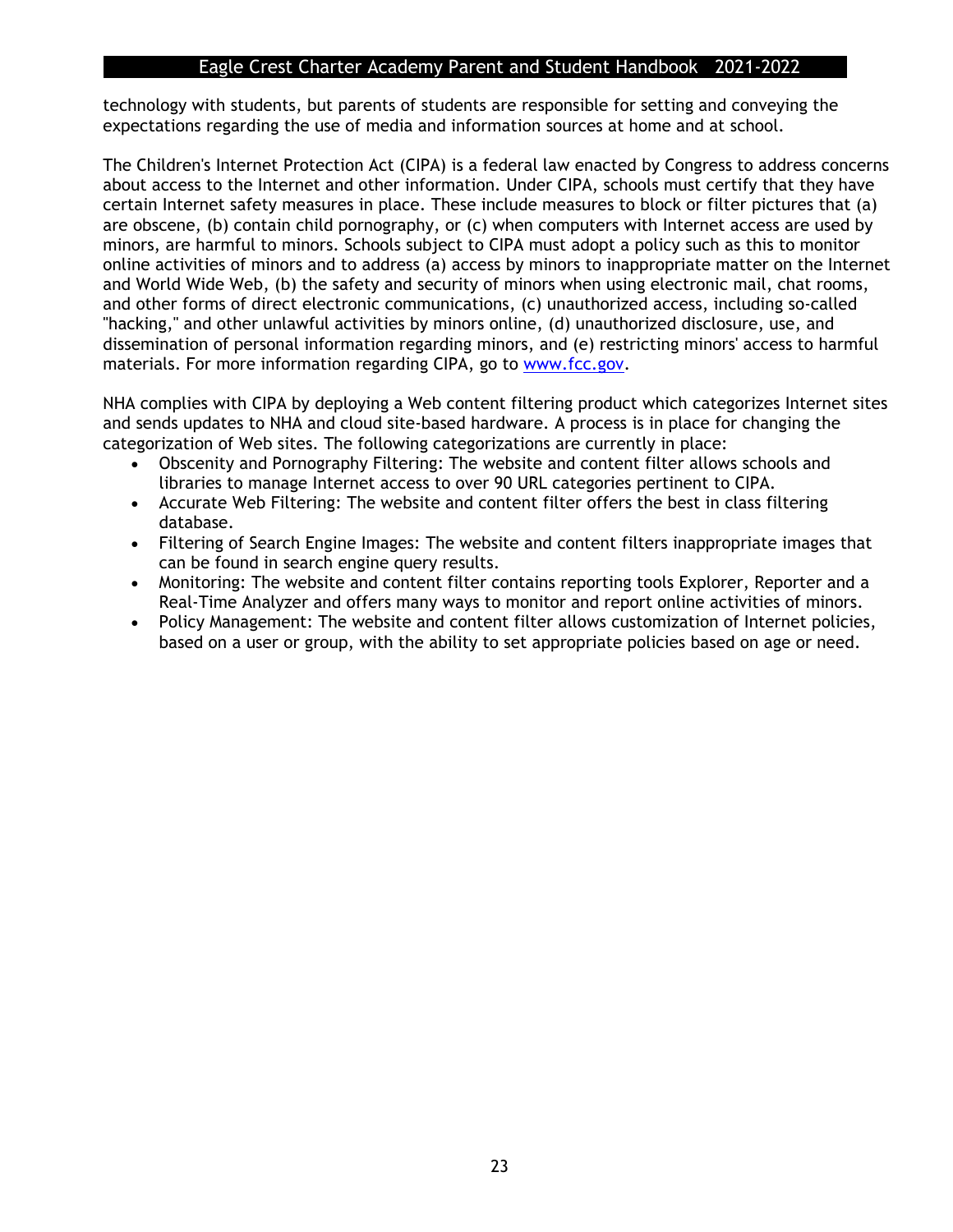technology with students, but parents of students are responsible for setting and conveying the expectations regarding the use of media and information sources at home and at school.

The Children's Internet Protection Act (CIPA) is a federal law enacted by Congress to address concerns about access to the Internet and other information. Under CIPA, schools must certify that they have certain Internet safety measures in place. These include measures to block or filter pictures that (a) are obscene, (b) contain child pornography, or (c) when computers with Internet access are used by minors, are harmful to minors. Schools subject to CIPA must adopt a policy such as this to monitor online activities of minors and to address (a) access by minors to inappropriate matter on the Internet and World Wide Web, (b) the safety and security of minors when using electronic mail, chat rooms, and other forms of direct electronic communications, (c) unauthorized access, including so-called "hacking," and other unlawful activities by minors online, (d) unauthorized disclosure, use, and dissemination of personal information regarding minors, and (e) restricting minors' access to harmful materials. For more information regarding CIPA, go to [www.fcc.gov](http://www.fcc.gov).

NHA complies with CIPA by deploying a Web content filtering product which categorizes Internet sites and sends updates to NHA and cloud site-based hardware. A process is in place for changing the categorization of Web sites. The following categorizations are currently in place:

- Obscenity and Pornography Filtering: The website and content filter allows schools and libraries to manage Internet access to over 90 URL categories pertinent to CIPA.
- Accurate Web Filtering: The website and content filter offers the best in class filtering database.
- Filtering of Search Engine Images: The website and content filters inappropriate images that can be found in search engine query results.
- Monitoring: The website and content filter contains reporting tools Explorer, Reporter and a Real-Time Analyzer and offers many ways to monitor and report online activities of minors.
- Policy Management: The website and content filter allows customization of Internet policies, based on a user or group, with the ability to set appropriate policies based on age or need.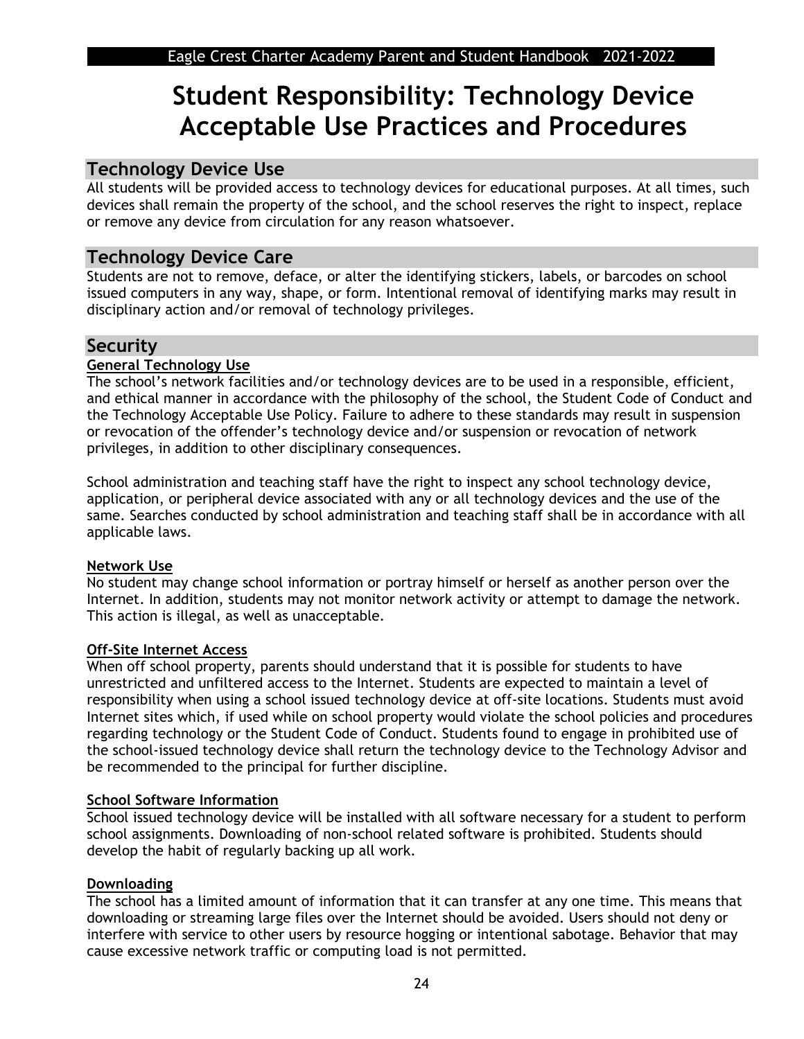# Student Responsibility: Technology Device Acceptable Use Practices and Procedures

## Technology Device Use

All students will be provided access to technology devices for educational purposes. At all times, such devices shall remain the property of the school, and the school reserves the right to inspect, replace or remove any device from circulation for any reason whatsoever.

## Technology Device Care

Students are not to remove, deface, or alter the identifying stickers, labels, or barcodes on school issued computers in any way, shape, or form. Intentional removal of identifying marks may result in disciplinary action and/or removal of technology privileges.

## Security

### General Technology Use

The school's network facilities and/or technology devices are to be used in a responsible, efficient, and ethical manner in accordance with the philosophy of the school, the Student Code of Conduct and the Technology Acceptable Use Policy. Failure to adhere to these standards may result in suspension or revocation of the offender's technology device and/or suspension or revocation of network privileges, in addition to other disciplinary consequences.

School administration and teaching staff have the right to inspect any school technology device, application, or peripheral device associated with any or all technology devices and the use of the same. Searches conducted by school administration and teaching staff shall be in accordance with all applicable laws.

### Network Use

No student may change school information or portray himself or herself as another person over the Internet. In addition, students may not monitor network activity or attempt to damage the network. This action is illegal, as well as unacceptable.

### Off-Site Internet Access

When off school property, parents should understand that it is possible for students to have unrestricted and unfiltered access to the Internet. Students are expected to maintain a level of responsibility when using a school issued technology device at off-site locations. Students must avoid Internet sites which, if used while on school property would violate the school policies and procedures regarding technology or the Student Code of Conduct. Students found to engage in prohibited use of the school-issued technology device shall return the technology device to the Technology Advisor and be recommended to the principal for further discipline.

### School Software Information

School issued technology device will be installed with all software necessary for a student to perform school assignments. Downloading of non-school related software is prohibited. Students should develop the habit of regularly backing up all work.

### Downloading

The school has a limited amount of information that it can transfer at any one time. This means that downloading or streaming large files over the Internet should be avoided. Users should not deny or interfere with service to other users by resource hogging or intentional sabotage. Behavior that may cause excessive network traffic or computing load is not permitted.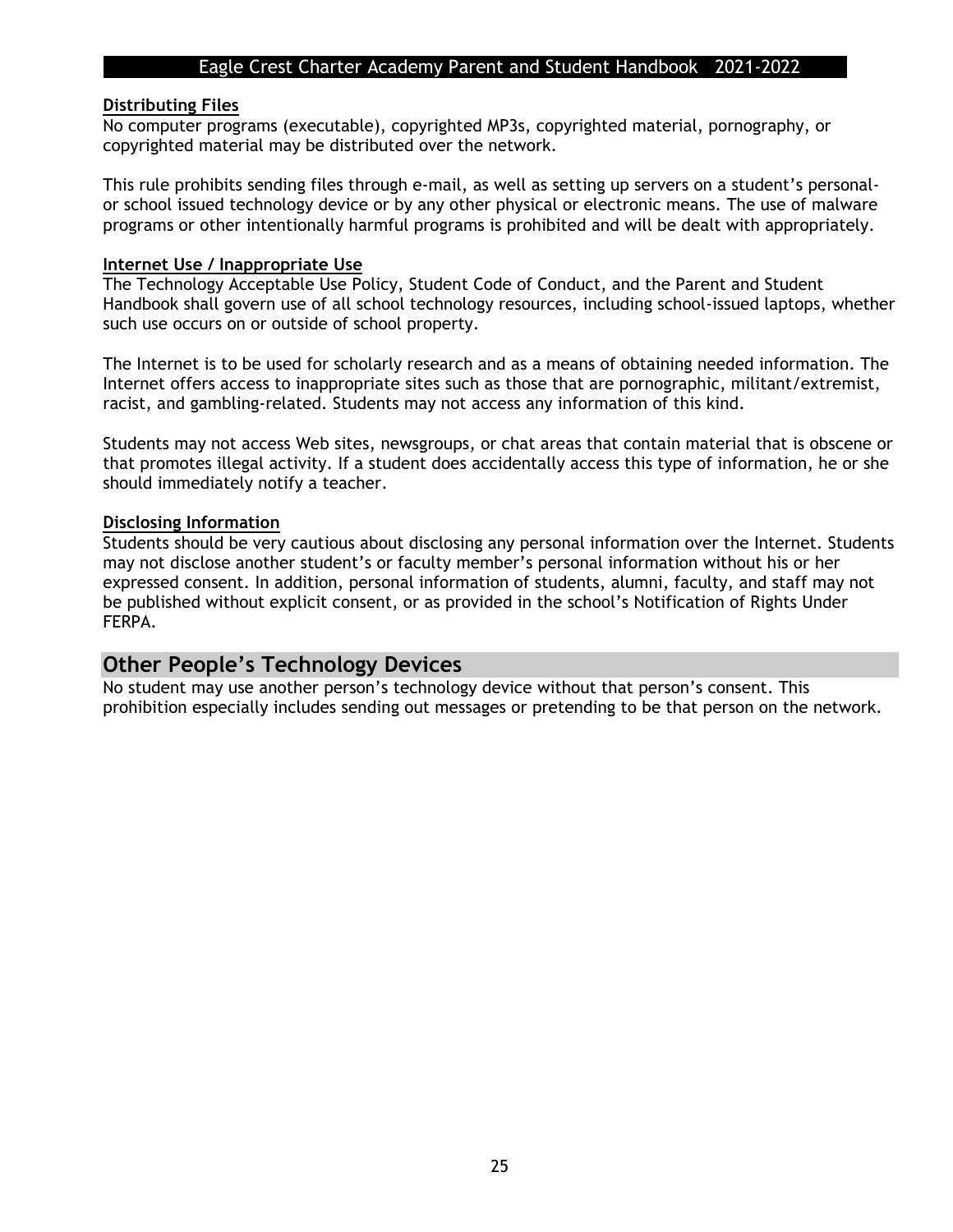**Distributing Files**

No computer programs (executable), copyrighted MP3s, copyrighted material, pornography, or copyrighted material may be distributed over the network.

This rule prohibits sending files through e-mail, as well as setting up servers on a student's personal- or school issued technology device or by any other physical or electronic means. The use of malware programs or other intentionally harmful programs is prohibited and will be dealt with appropriately.

**Internet Use / Inappropriate Use**

The Technology Acceptable Use Policy, Student Code of Conduct, and the Parent and Student Handbook shall govern use of all school technology resources, including school-issued laptops, whether such use occurs on or outside of school property.

The Internet is to be used for scholarly research and as a means of obtaining needed information. The Internet offers access to inappropriate sites such as those that are pornographic, militant/extremist, racist, and gambling-related. Students may not access any information of this kind.

Students may not access Web sites, newsgroups, or chat areas that contain material that is obscene or that promotes illegal activity. If a student does accidentally access this type of information, he or she should immediately notify a teacher.

**Disclosing Information**

Students should be very cautious about disclosing any personal information over the Internet. Students may not disclose another student's or faculty member's personal information without his or her expressed consent. In addition, personal information of students, alumni, faculty, and staff may not be published without explicit consent, or as provided in the school's Notification of Rights Under FERPA.

## Other People's Technology Devices

No student may use another person's technology device without that person's consent. This prohibition especially includes sending out messages or pretending to be that person on the network.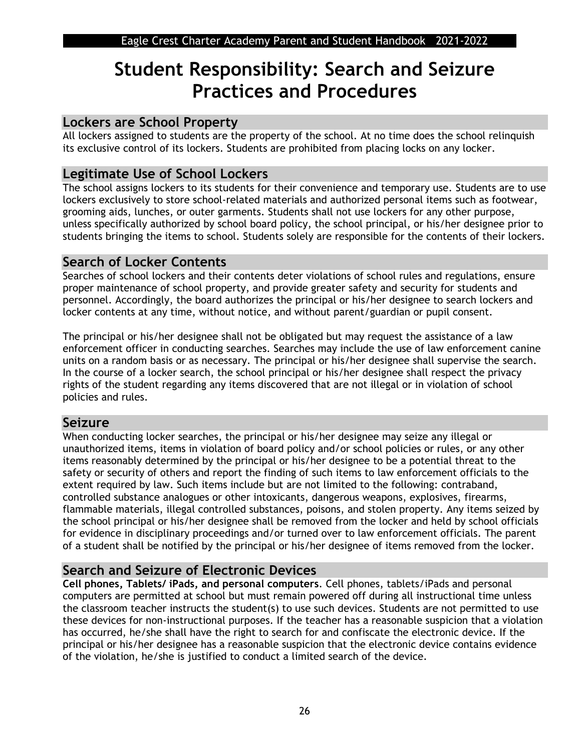# Student Responsibility: Search and Seizure Practices and Procedures

## Lockers are School Property

All lockers assigned to students are the property of the school. At no time does the school relinquish its exclusive control of its lockers. Students are prohibited from placing locks on any locker.

## Legitimate Use of School Lockers

The school assigns lockers to its students for their convenience and temporary use. Students are to use lockers exclusively to store school-related materials and authorized personal items such as footwear, grooming aids, lunches, or outer garments. Students shall not use lockers for any other purpose, unless specifically authorized by school board policy, the school principal, or his/her designee prior to students bringing the items to school. Students solely are responsible for the contents of their lockers.

## Search of Locker Contents

Searches of school lockers and their contents deter violations of school rules and regulations, ensure proper maintenance of school property, and provide greater safety and security for students and personnel. Accordingly, the board authorizes the principal or his/her designee to search lockers and locker contents at any time, without notice, and without parent/guardian or pupil consent.

The principal or his/her designee shall not be obligated but may request the assistance of a law enforcement officer in conducting searches. Searches may include the use of law enforcement canine units on a random basis or as necessary. The principal or his/her designee shall supervise the search. In the course of a locker search, the school principal or his/her designee shall respect the privacy rights of the student regarding any items discovered that are not illegal or in violation of school policies and rules.

## Seizure

When conducting locker searches, the principal or his/her designee may seize any illegal or unauthorized items, items in violation of board policy and/or school policies or rules, or any other items reasonably determined by the principal or his/her designee to be a potential threat to the safety or security of others and report the finding of such items to law enforcement officials to the extent required by law. Such items include but are not limited to the following: contraband, controlled substance analogues or other intoxicants, dangerous weapons, explosives, firearms, flammable materials, illegal controlled substances, poisons, and stolen property. Any items seized by the school principal or his/her designee shall be removed from the locker and held by school officials for evidence in disciplinary proceedings and/or turned over to law enforcement officials. The parent of a student shall be notified by the principal or his/her designee of items removed from the locker.

## Search and Seizure of Electronic Devices

**Cell phones, Tablets/ iPads, and personal computers**. Cell phones, tablets/iPads and personal computers are permitted at school but must remain powered off during all instructional time unless the classroom teacher instructs the student(s) to use such devices. Students are not permitted to use these devices for non-instructional purposes. If the teacher has a reasonable suspicion that a violation has occurred, he/she shall have the right to search for and confiscate the electronic device. If the principal or his/her designee has a reasonable suspicion that the electronic device contains evidence of the violation, he/she is justified to conduct a limited search of the device.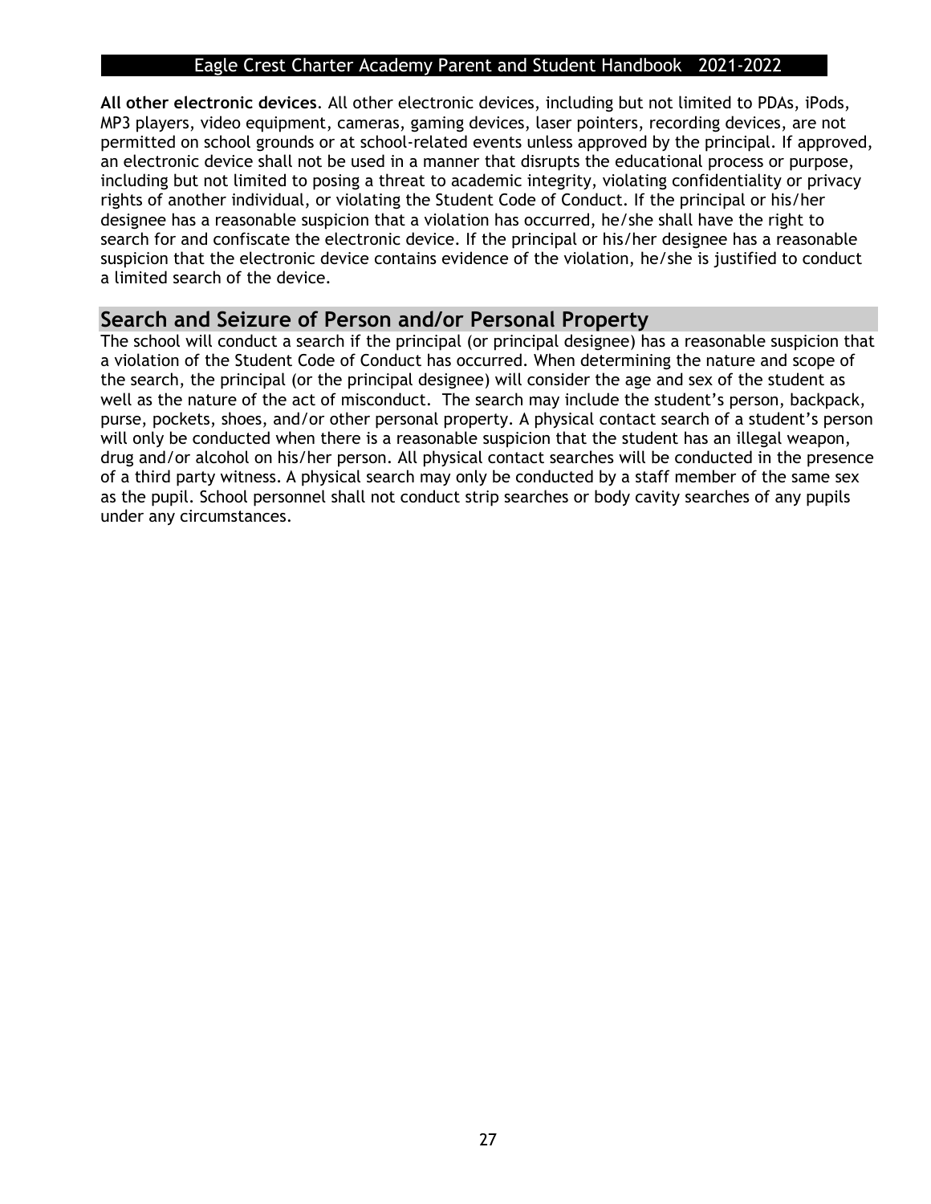**All other electronic devices**. All other electronic devices, including but not limited to PDAs, iPods, MP3 players, video equipment, cameras, gaming devices, laser pointers, recording devices, are not permitted on school grounds or at school-related events unless approved by the principal. If approved, an electronic device shall not be used in a manner that disrupts the educational process or purpose, including but not limited to posing a threat to academic integrity, violating confidentiality or privacy rights of another individual, or violating the Student Code of Conduct. If the principal or his/her designee has a reasonable suspicion that a violation has occurred, he/she shall have the right to search for and confiscate the electronic device. If the principal or his/her designee has a reasonable suspicion that the electronic device contains evidence of the violation, he/she is justified to conduct a limited search of the device.

## Search and Seizure of Person and/or Personal Property

The school will conduct a search if the principal (or principal designee) has a reasonable suspicion that a violation of the Student Code of Conduct has occurred. When determining the nature and scope of the search, the principal (or the principal designee) will consider the age and sex of the student as well as the nature of the act of misconduct. The search may include the student's person, backpack, purse, pockets, shoes, and/or other personal property. A physical contact search of a student's person will only be conducted when there is a reasonable suspicion that the student has an illegal weapon, drug and/or alcohol on his/her person. All physical contact searches will be conducted in the presence of a third party witness. A physical search may only be conducted by a staff member of the same sex as the pupil. School personnel shall not conduct strip searches or body cavity searches of any pupils under any circumstances.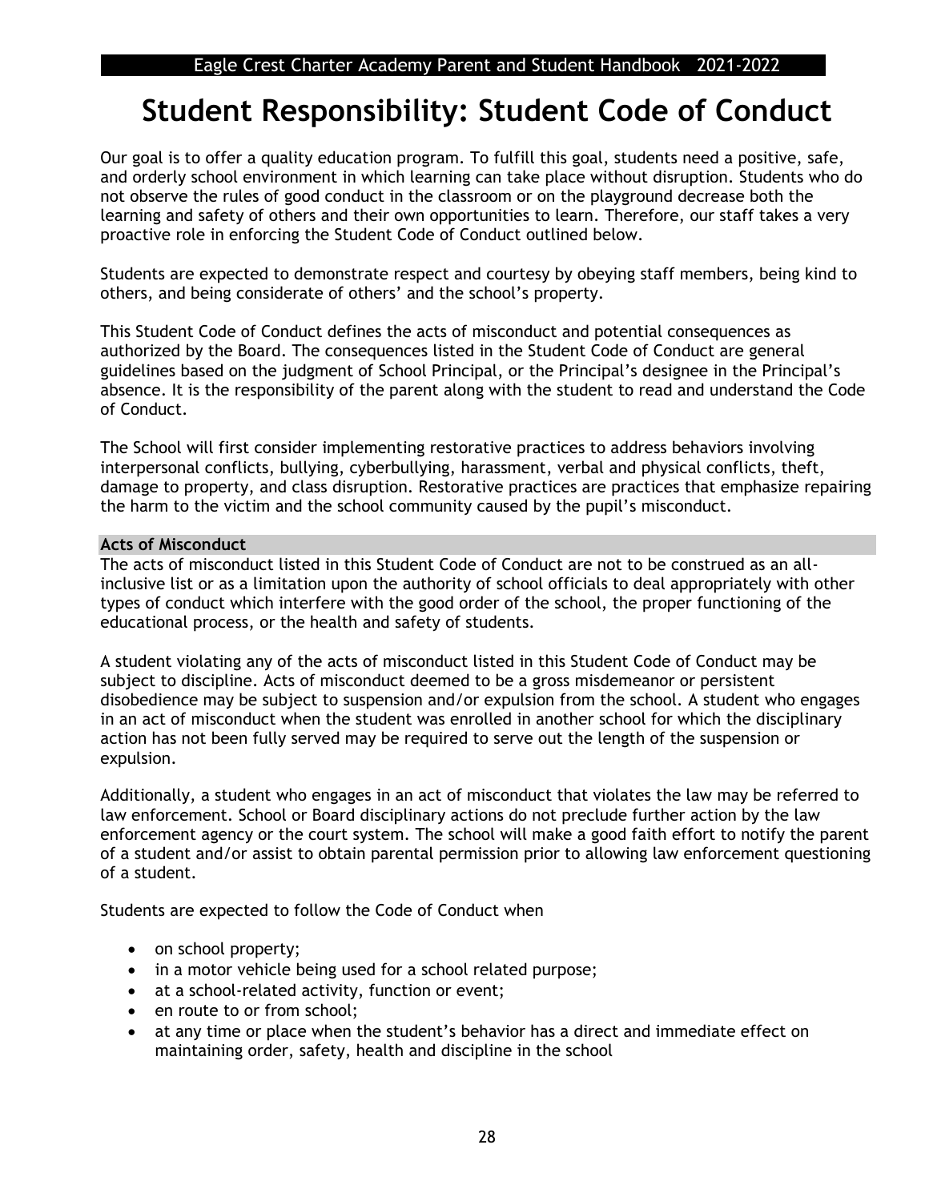# Student Responsibility: Student Code of Conduct

Our goal is to offer a quality education program. To fulfill this goal, students need a positive, safe, and orderly school environment in which learning can take place without disruption. Students who do not observe the rules of good conduct in the classroom or on the playground decrease both the learning and safety of others and their own opportunities to learn. Therefore, our staff takes a very proactive role in enforcing the Student Code of Conduct outlined below.

Students are expected to demonstrate respect and courtesy by obeying staff members, being kind to others, and being considerate of others' and the school's property.

This Student Code of Conduct defines the acts of misconduct and potential consequences as authorized by the Board. The consequences listed in the Student Code of Conduct are general guidelines based on the judgment of School Principal, or the Principal's designee in the Principal's absence. It is the responsibility of the parent along with the student to read and understand the Code of Conduct.

The School will first consider implementing restorative practices to address behaviors involving interpersonal conflicts, bullying, cyberbullying, harassment, verbal and physical conflicts, theft, damage to property, and class disruption. Restorative practices are practices that emphasize repairing the harm to the victim and the school community caused by the pupil's misconduct.

## Acts of Misconduct

The acts of misconduct listed in this Student Code of Conduct are not to be construed as an all-inclusive list or as a limitation upon the authority of school officials to deal appropriately with other types of conduct which interfere with the good order of the school, the proper functioning of the educational process, or the health and safety of students.

A student violating any of the acts of misconduct listed in this Student Code of Conduct may be subject to discipline. Acts of misconduct deemed to be a gross misdemeanor or persistent disobedience may be subject to suspension and/or expulsion from the school. A student who engages in an act of misconduct when the student was enrolled in another school for which the disciplinary action has not been fully served may be required to serve out the length of the suspension or expulsion.

Additionally, a student who engages in an act of misconduct that violates the law may be referred to law enforcement. School or Board disciplinary actions do not preclude further action by the law enforcement agency or the court system. The school will make a good faith effort to notify the parent of a student and/or assist to obtain parental permission prior to allowing law enforcement questioning of a student.

Students are expected to follow the Code of Conduct when

- on school property;
- in a motor vehicle being used for a school related purpose;
- at a school-related activity, function or event;
- en route to or from school;
- at any time or place when the student's behavior has a direct and immediate effect on maintaining order, safety, health and discipline in the school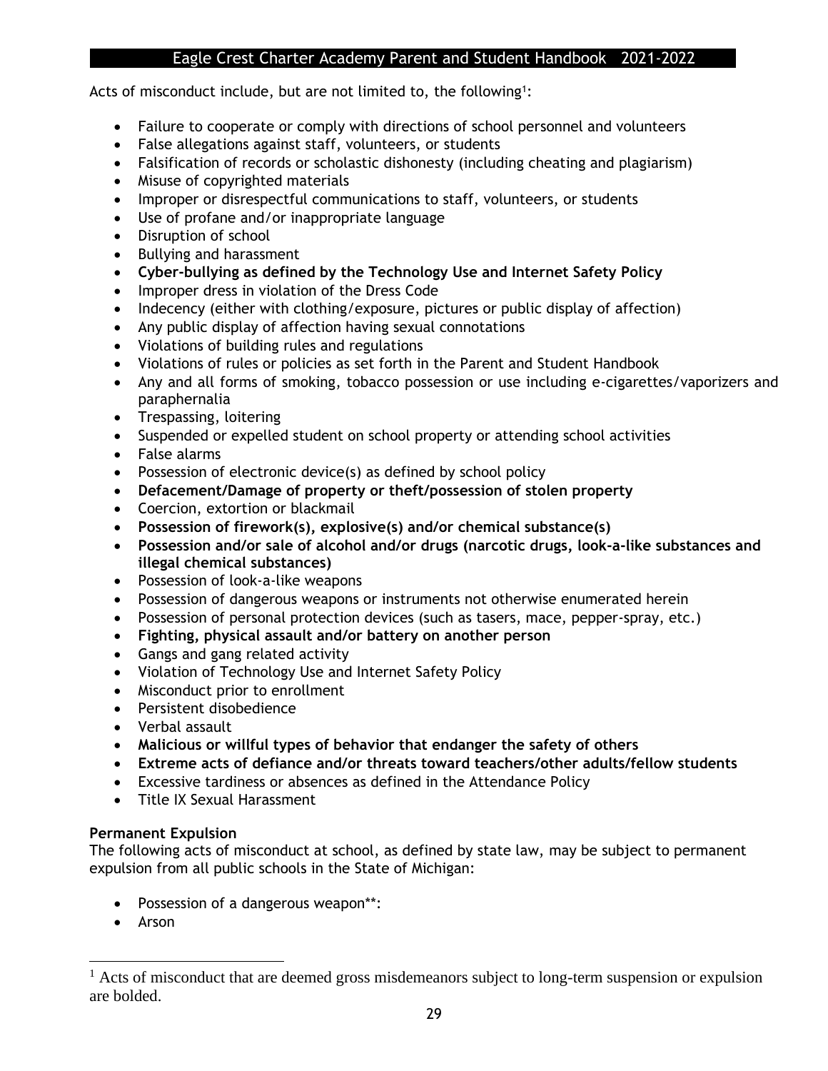Acts of misconduct include, but are not limited to, the following[1]:

- Failure to cooperate or comply with directions of school personnel and volunteers
- False allegations against staff, volunteers, or students
- Falsification of records or scholastic dishonesty (including cheating and plagiarism)
- Misuse of copyrighted materials
- Improper or disrespectful communications to staff, volunteers, or students
- Use of profane and/or inappropriate language
- Disruption of school
- Bullying and harassment
- **Cyber-bullying as defined by the Technology Use and Internet Safety Policy**
- Improper dress in violation of the Dress Code
- Indecency (either with clothing/exposure, pictures or public display of affection)
- Any public display of affection having sexual connotations
- Violations of building rules and regulations
- Violations of rules or policies as set forth in the Parent and Student Handbook
- Any and all forms of smoking, tobacco possession or use including e-cigarettes/vaporizers and paraphernalia
- Trespassing, loitering
- Suspended or expelled student on school property or attending school activities
- False alarms
- Possession of electronic device(s) as defined by school policy
- **Defacement/Damage of property or theft/possession of stolen property**
- Coercion, extortion or blackmail
- **Possession of firework(s), explosive(s) and/or chemical substance(s)**
- **Possession and/or sale of alcohol and/or drugs (narcotic drugs, look-a-like substances and illegal chemical substances)**
- Possession of look-a-like weapons
- Possession of dangerous weapons or instruments not otherwise enumerated herein
- Possession of personal protection devices (such as tasers, mace, pepper-spray, etc.)
- **Fighting, physical assault and/or battery on another person**
- Gangs and gang related activity
- Violation of Technology Use and Internet Safety Policy
- Misconduct prior to enrollment
- Persistent disobedience
- Verbal assault
- **Malicious or willful types of behavior that endanger the safety of others**
- **Extreme acts of defiance and/or threats toward teachers/other adults/fellow students**
- Excessive tardiness or absences as defined in the Attendance Policy
- Title IX Sexual Harassment

**Permanent Expulsion**

The following acts of misconduct at school, as defined by state law, may be subject to permanent expulsion from all public schools in the State of Michigan:

- Possession of a dangerous weapon**:
- Arson

[1] Acts of misconduct that are deemed gross misdemeanors subject to long-term suspension or expulsion are bolded.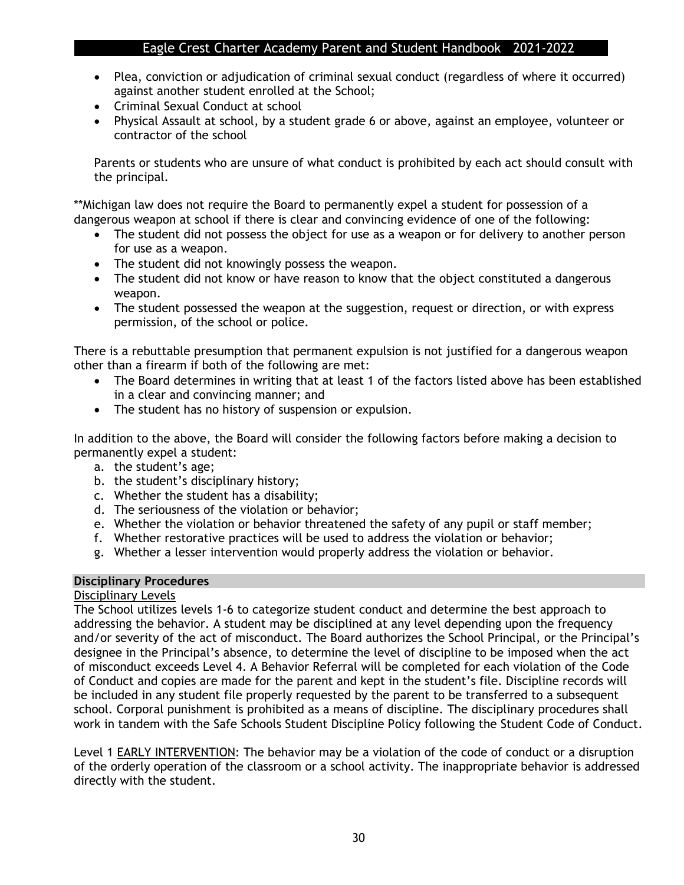- Plea, conviction or adjudication of criminal sexual conduct (regardless of where it occurred) against another student enrolled at the School;
- Criminal Sexual Conduct at school
- Physical Assault at school, by a student grade 6 or above, against an employee, volunteer or contractor of the school

Parents or students who are unsure of what conduct is prohibited by each act should consult with the principal.

**Michigan law does not require the Board to permanently expel a student for possession of a dangerous weapon at school if there is clear and convincing evidence of one of the following:

- The student did not possess the object for use as a weapon or for delivery to another person for use as a weapon.
- The student did not knowingly possess the weapon.
- The student did not know or have reason to know that the object constituted a dangerous weapon.
- The student possessed the weapon at the suggestion, request or direction, or with express permission, of the school or police.

There is a rebuttable presumption that permanent expulsion is not justified for a dangerous weapon other than a firearm if both of the following are met:

- The Board determines in writing that at least 1 of the factors listed above has been established in a clear and convincing manner; and
- The student has no history of suspension or expulsion.

In addition to the above, the Board will consider the following factors before making a decision to permanently expel a student:

a. the student's age;
b. the student's disciplinary history;
c. Whether the student has a disability;
d. The seriousness of the violation or behavior;
e. Whether the violation or behavior threatened the safety of any pupil or staff member;
f. Whether restorative practices will be used to address the violation or behavior;
g. Whether a lesser intervention would properly address the violation or behavior.

## Disciplinary Procedures

Disciplinary Levels

The School utilizes levels 1-6 to categorize student conduct and determine the best approach to addressing the behavior. A student may be disciplined at any level depending upon the frequency and/or severity of the act of misconduct. The Board authorizes the School Principal, or the Principal's designee in the Principal's absence, to determine the level of discipline to be imposed when the act of misconduct exceeds Level 4. A Behavior Referral will be completed for each violation of the Code of Conduct and copies are made for the parent and kept in the student's file. Discipline records will be included in any student file properly requested by the parent to be transferred to a subsequent school. Corporal punishment is prohibited as a means of discipline. The disciplinary procedures shall work in tandem with the Safe Schools Student Discipline Policy following the Student Code of Conduct.

Level 1 EARLY INTERVENTION: The behavior may be a violation of the code of conduct or a disruption of the orderly operation of the classroom or a school activity. The inappropriate behavior is addressed directly with the student.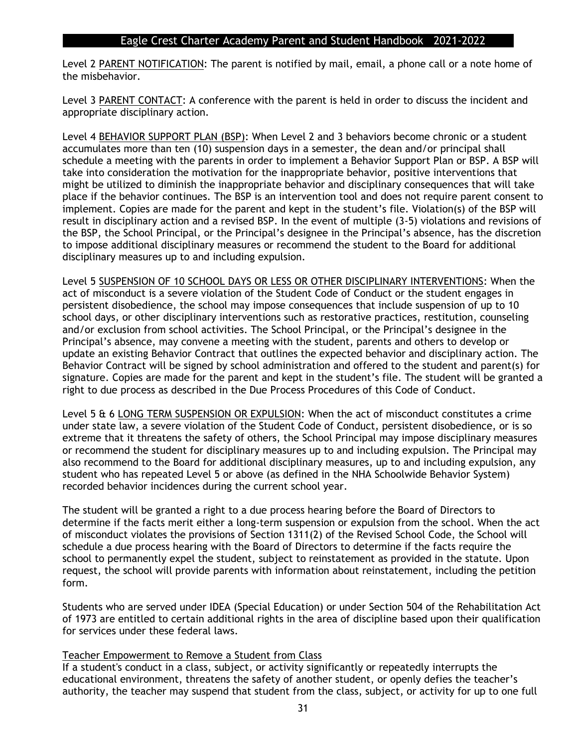Level 2 PARENT NOTIFICATION: The parent is notified by mail, email, a phone call or a note home of the misbehavior.

Level 3 PARENT CONTACT: A conference with the parent is held in order to discuss the incident and appropriate disciplinary action.

Level 4 BEHAVIOR SUPPORT PLAN (BSP): When Level 2 and 3 behaviors become chronic or a student accumulates more than ten (10) suspension days in a semester, the dean and/or principal shall schedule a meeting with the parents in order to implement a Behavior Support Plan or BSP. A BSP will take into consideration the motivation for the inappropriate behavior, positive interventions that might be utilized to diminish the inappropriate behavior and disciplinary consequences that will take place if the behavior continues. The BSP is an intervention tool and does not require parent consent to implement. Copies are made for the parent and kept in the student's file. Violation(s) of the BSP will result in disciplinary action and a revised BSP. In the event of multiple (3-5) violations and revisions of the BSP, the School Principal, or the Principal's designee in the Principal's absence, has the discretion to impose additional disciplinary measures or recommend the student to the Board for additional disciplinary measures up to and including expulsion.

Level 5 SUSPENSION OF 10 SCHOOL DAYS OR LESS OR OTHER DISCIPLINARY INTERVENTIONS: When the act of misconduct is a severe violation of the Student Code of Conduct or the student engages in persistent disobedience, the school may impose consequences that include suspension of up to 10 school days, or other disciplinary interventions such as restorative practices, restitution, counseling and/or exclusion from school activities. The School Principal, or the Principal's designee in the Principal's absence, may convene a meeting with the student, parents and others to develop or update an existing Behavior Contract that outlines the expected behavior and disciplinary action. The Behavior Contract will be signed by school administration and offered to the student and parent(s) for signature. Copies are made for the parent and kept in the student's file. The student will be granted a right to due process as described in the Due Process Procedures of this Code of Conduct.

Level 5 & 6 LONG TERM SUSPENSION OR EXPULSION: When the act of misconduct constitutes a crime under state law, a severe violation of the Student Code of Conduct, persistent disobedience, or is so extreme that it threatens the safety of others, the School Principal may impose disciplinary measures or recommend the student for disciplinary measures up to and including expulsion. The Principal may also recommend to the Board for additional disciplinary measures, up to and including expulsion, any student who has repeated Level 5 or above (as defined in the NHA Schoolwide Behavior System) recorded behavior incidences during the current school year.

The student will be granted a right to a due process hearing before the Board of Directors to determine if the facts merit either a long-term suspension or expulsion from the school. When the act of misconduct violates the provisions of Section 1311(2) of the Revised School Code, the School will schedule a due process hearing with the Board of Directors to determine if the facts require the school to permanently expel the student, subject to reinstatement as provided in the statute. Upon request, the school will provide parents with information about reinstatement, including the petition form.

Students who are served under IDEA (Special Education) or under Section 504 of the Rehabilitation Act of 1973 are entitled to certain additional rights in the area of discipline based upon their qualification for services under these federal laws.

### Teacher Empowerment to Remove a Student from Class

If a student's conduct in a class, subject, or activity significantly or repeatedly interrupts the educational environment, threatens the safety of another student, or openly defies the teacher's authority, the teacher may suspend that student from the class, subject, or activity for up to one full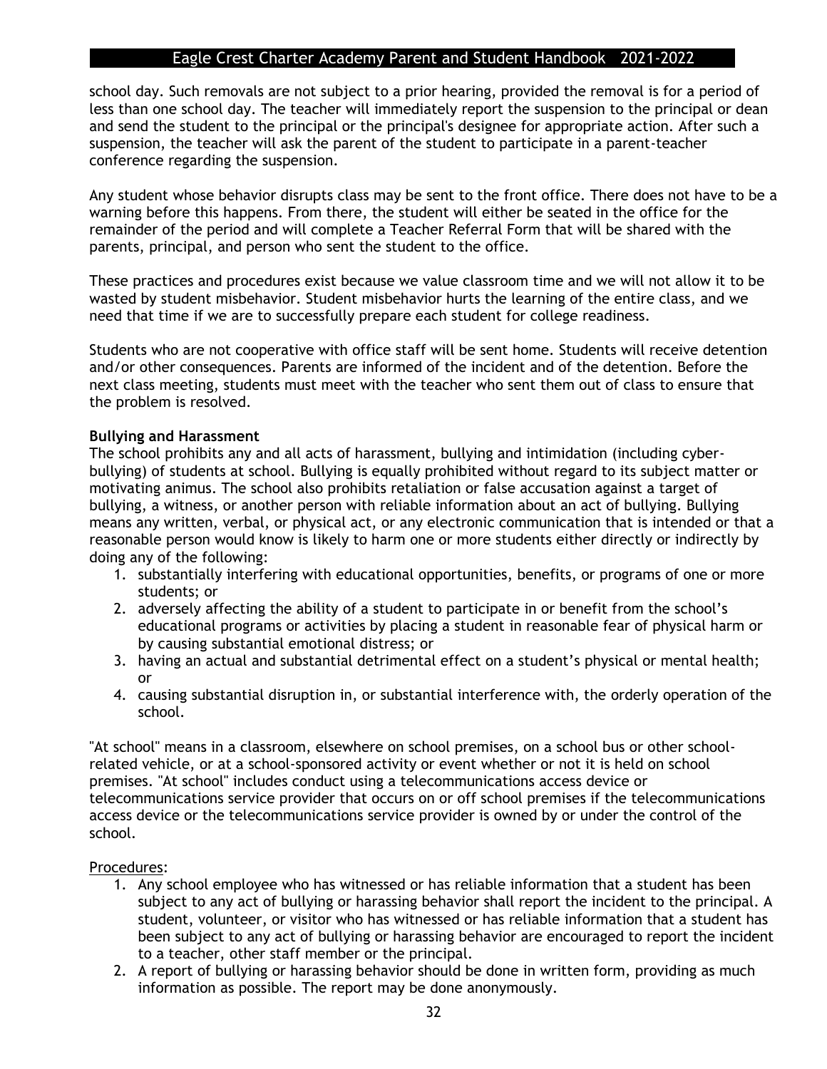school day. Such removals are not subject to a prior hearing, provided the removal is for a period of less than one school day. The teacher will immediately report the suspension to the principal or dean and send the student to the principal or the principal's designee for appropriate action. After such a suspension, the teacher will ask the parent of the student to participate in a parent-teacher conference regarding the suspension.

Any student whose behavior disrupts class may be sent to the front office. There does not have to be a warning before this happens. From there, the student will either be seated in the office for the remainder of the period and will complete a Teacher Referral Form that will be shared with the parents, principal, and person who sent the student to the office.

These practices and procedures exist because we value classroom time and we will not allow it to be wasted by student misbehavior. Student misbehavior hurts the learning of the entire class, and we need that time if we are to successfully prepare each student for college readiness.

Students who are not cooperative with office staff will be sent home. Students will receive detention and/or other consequences. Parents are informed of the incident and of the detention. Before the next class meeting, students must meet with the teacher who sent them out of class to ensure that the problem is resolved.

**Bullying and Harassment**

The school prohibits any and all acts of harassment, bullying and intimidation (including cyber-bullying) of students at school. Bullying is equally prohibited without regard to its subject matter or motivating animus. The school also prohibits retaliation or false accusation against a target of bullying, a witness, or another person with reliable information about an act of bullying. Bullying means any written, verbal, or physical act, or any electronic communication that is intended or that a reasonable person would know is likely to harm one or more students either directly or indirectly by doing any of the following:

1. substantially interfering with educational opportunities, benefits, or programs of one or more students; or
2. adversely affecting the ability of a student to participate in or benefit from the school's educational programs or activities by placing a student in reasonable fear of physical harm or by causing substantial emotional distress; or
3. having an actual and substantial detrimental effect on a student's physical or mental health; or
4. causing substantial disruption in, or substantial interference with, the orderly operation of the school.

"At school" means in a classroom, elsewhere on school premises, on a school bus or other school-related vehicle, or at a school-sponsored activity or event whether or not it is held on school premises. "At school" includes conduct using a telecommunications access device or telecommunications service provider that occurs on or off school premises if the telecommunications access device or the telecommunications service provider is owned by or under the control of the school.

Procedures:

1. Any school employee who has witnessed or has reliable information that a student has been subject to any act of bullying or harassing behavior shall report the incident to the principal. A student, volunteer, or visitor who has witnessed or has reliable information that a student has been subject to any act of bullying or harassing behavior are encouraged to report the incident to a teacher, other staff member or the principal.
2. A report of bullying or harassing behavior should be done in written form, providing as much information as possible. The report may be done anonymously.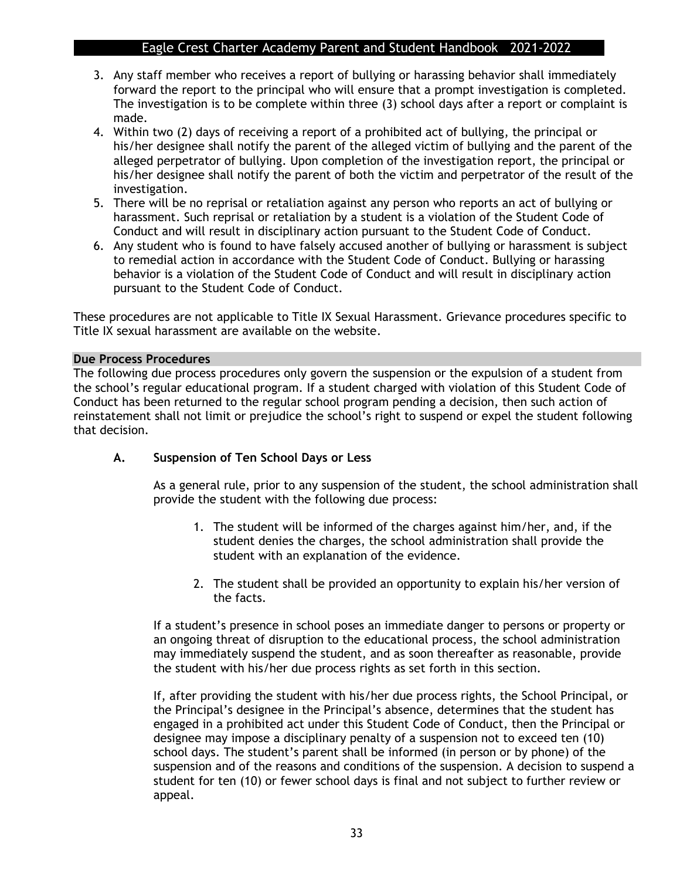3. Any staff member who receives a report of bullying or harassing behavior shall immediately forward the report to the principal who will ensure that a prompt investigation is completed. The investigation is to be complete within three (3) school days after a report or complaint is made.
4. Within two (2) days of receiving a report of a prohibited act of bullying, the principal or his/her designee shall notify the parent of the alleged victim of bullying and the parent of the alleged perpetrator of bullying. Upon completion of the investigation report, the principal or his/her designee shall notify the parent of both the victim and perpetrator of the result of the investigation.
5. There will be no reprisal or retaliation against any person who reports an act of bullying or harassment. Such reprisal or retaliation by a student is a violation of the Student Code of Conduct and will result in disciplinary action pursuant to the Student Code of Conduct.
6. Any student who is found to have falsely accused another of bullying or harassment is subject to remedial action in accordance with the Student Code of Conduct. Bullying or harassing behavior is a violation of the Student Code of Conduct and will result in disciplinary action pursuant to the Student Code of Conduct.

These procedures are not applicable to Title IX Sexual Harassment. Grievance procedures specific to Title IX sexual harassment are available on the website.

## Due Process Procedures

The following due process procedures only govern the suspension or the expulsion of a student from the school's regular educational program. If a student charged with violation of this Student Code of Conduct has been returned to the regular school program pending a decision, then such action of reinstatement shall not limit or prejudice the school's right to suspend or expel the student following that decision.

### A. Suspension of Ten School Days or Less

As a general rule, prior to any suspension of the student, the school administration shall provide the student with the following due process:

1. The student will be informed of the charges against him/her, and, if the student denies the charges, the school administration shall provide the student with an explanation of the evidence.
2. The student shall be provided an opportunity to explain his/her version of the facts.

If a student's presence in school poses an immediate danger to persons or property or an ongoing threat of disruption to the educational process, the school administration may immediately suspend the student, and as soon thereafter as reasonable, provide the student with his/her due process rights as set forth in this section.

If, after providing the student with his/her due process rights, the School Principal, or the Principal's designee in the Principal's absence, determines that the student has engaged in a prohibited act under this Student Code of Conduct, then the Principal or designee may impose a disciplinary penalty of a suspension not to exceed ten (10) school days. The student's parent shall be informed (in person or by phone) of the suspension and of the reasons and conditions of the suspension. A decision to suspend a student for ten (10) or fewer school days is final and not subject to further review or appeal.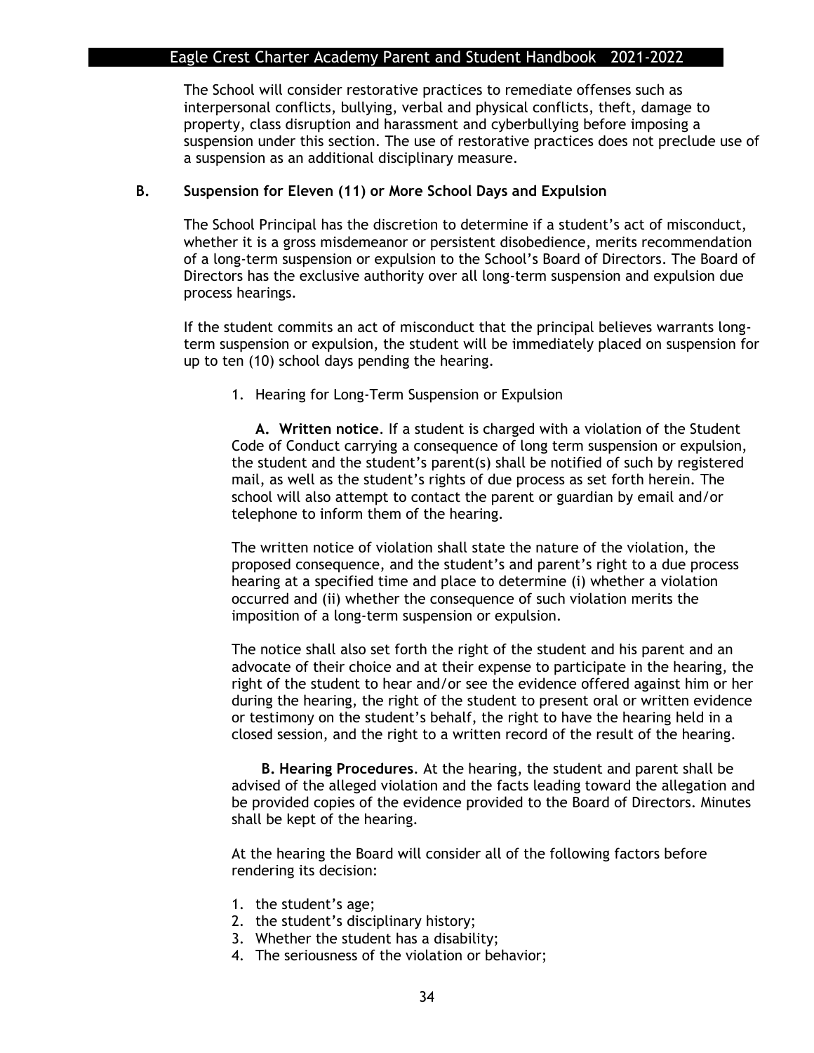The School will consider restorative practices to remediate offenses such as interpersonal conflicts, bullying, verbal and physical conflicts, theft, damage to property, class disruption and harassment and cyberbullying before imposing a suspension under this section. The use of restorative practices does not preclude use of a suspension as an additional disciplinary measure.

**B. Suspension for Eleven (11) or More School Days and Expulsion**

The School Principal has the discretion to determine if a student's act of misconduct, whether it is a gross misdemeanor or persistent disobedience, merits recommendation of a long-term suspension or expulsion to the School's Board of Directors. The Board of Directors has the exclusive authority over all long-term suspension and expulsion due process hearings.

If the student commits an act of misconduct that the principal believes warrants long-term suspension or expulsion, the student will be immediately placed on suspension for up to ten (10) school days pending the hearing.

1. Hearing for Long-Term Suspension or Expulsion

**A. Written notice**. If a student is charged with a violation of the Student Code of Conduct carrying a consequence of long term suspension or expulsion, the student and the student's parent(s) shall be notified of such by registered mail, as well as the student's rights of due process as set forth herein. The school will also attempt to contact the parent or guardian by email and/or telephone to inform them of the hearing.

The written notice of violation shall state the nature of the violation, the proposed consequence, and the student's and parent's right to a due process hearing at a specified time and place to determine (i) whether a violation occurred and (ii) whether the consequence of such violation merits the imposition of a long-term suspension or expulsion.

The notice shall also set forth the right of the student and his parent and an advocate of their choice and at their expense to participate in the hearing, the right of the student to hear and/or see the evidence offered against him or her during the hearing, the right of the student to present oral or written evidence or testimony on the student's behalf, the right to have the hearing held in a closed session, and the right to a written record of the result of the hearing.

**B. Hearing Procedures**. At the hearing, the student and parent shall be advised of the alleged violation and the facts leading toward the allegation and be provided copies of the evidence provided to the Board of Directors. Minutes shall be kept of the hearing.

At the hearing the Board will consider all of the following factors before rendering its decision:

1. the student's age;
2. the student's disciplinary history;
3. Whether the student has a disability;
4. The seriousness of the violation or behavior;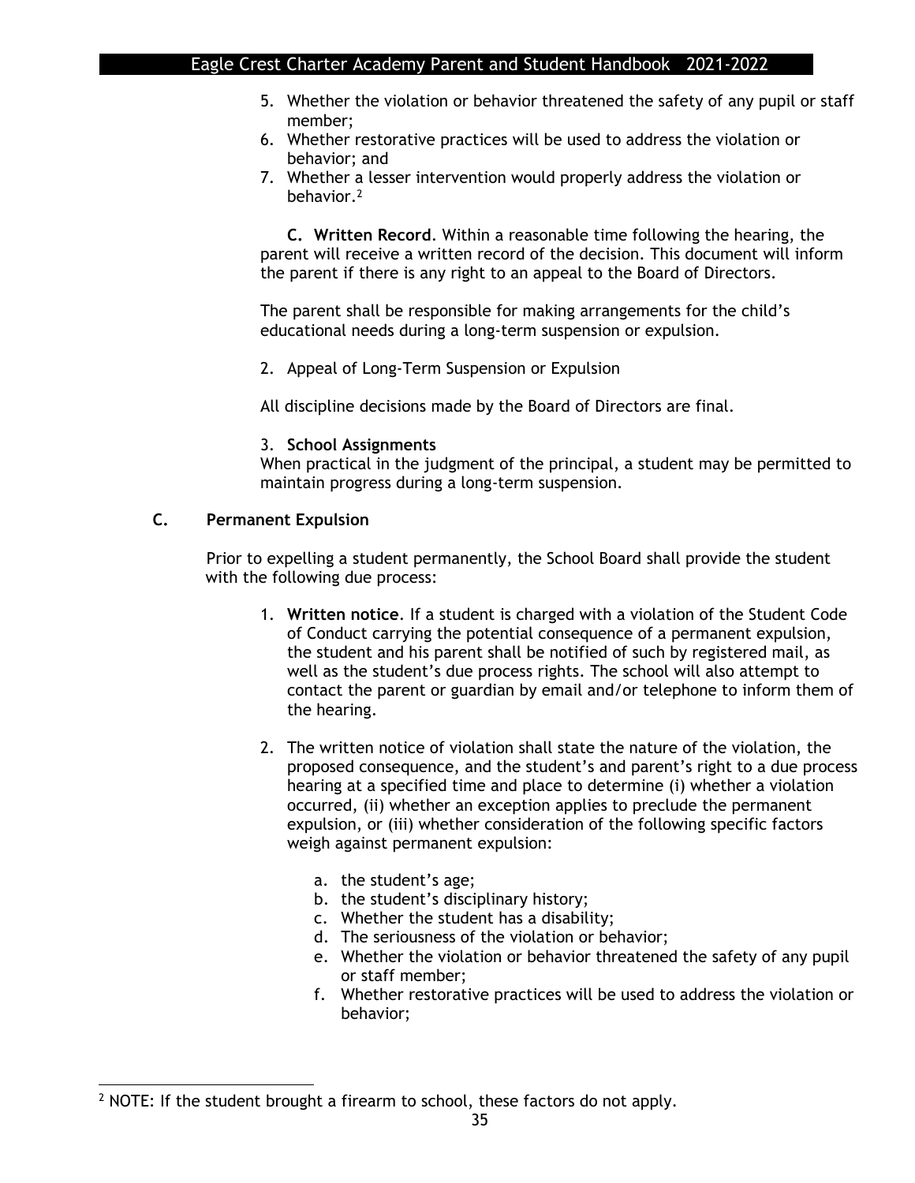5. Whether the violation or behavior threatened the safety of any pupil or staff member;
6. Whether restorative practices will be used to address the violation or behavior; and
7. Whether a lesser intervention would properly address the violation or behavior.[2]

**C. Written Record**. Within a reasonable time following the hearing, the parent will receive a written record of the decision. This document will inform the parent if there is any right to an appeal to the Board of Directors.

The parent shall be responsible for making arrangements for the child's educational needs during a long-term suspension or expulsion.

2. Appeal of Long-Term Suspension or Expulsion

All discipline decisions made by the Board of Directors are final.

3. **School Assignments**

When practical in the judgment of the principal, a student may be permitted to maintain progress during a long-term suspension.

**C. Permanent Expulsion**

Prior to expelling a student permanently, the School Board shall provide the student with the following due process:

1. **Written notice**. If a student is charged with a violation of the Student Code of Conduct carrying the potential consequence of a permanent expulsion, the student and his parent shall be notified of such by registered mail, as well as the student's due process rights. The school will also attempt to contact the parent or guardian by email and/or telephone to inform them of the hearing.

2. The written notice of violation shall state the nature of the violation, the proposed consequence, and the student's and parent's right to a due process hearing at a specified time and place to determine (i) whether a violation occurred, (ii) whether an exception applies to preclude the permanent expulsion, or (iii) whether consideration of the following specific factors weigh against permanent expulsion:

    a. the student's age;
    b. the student's disciplinary history;
    c. Whether the student has a disability;
    d. The seriousness of the violation or behavior;
    e. Whether the violation or behavior threatened the safety of any pupil or staff member;
    f. Whether restorative practices will be used to address the violation or behavior;

[2] NOTE: If the student brought a firearm to school, these factors do not apply.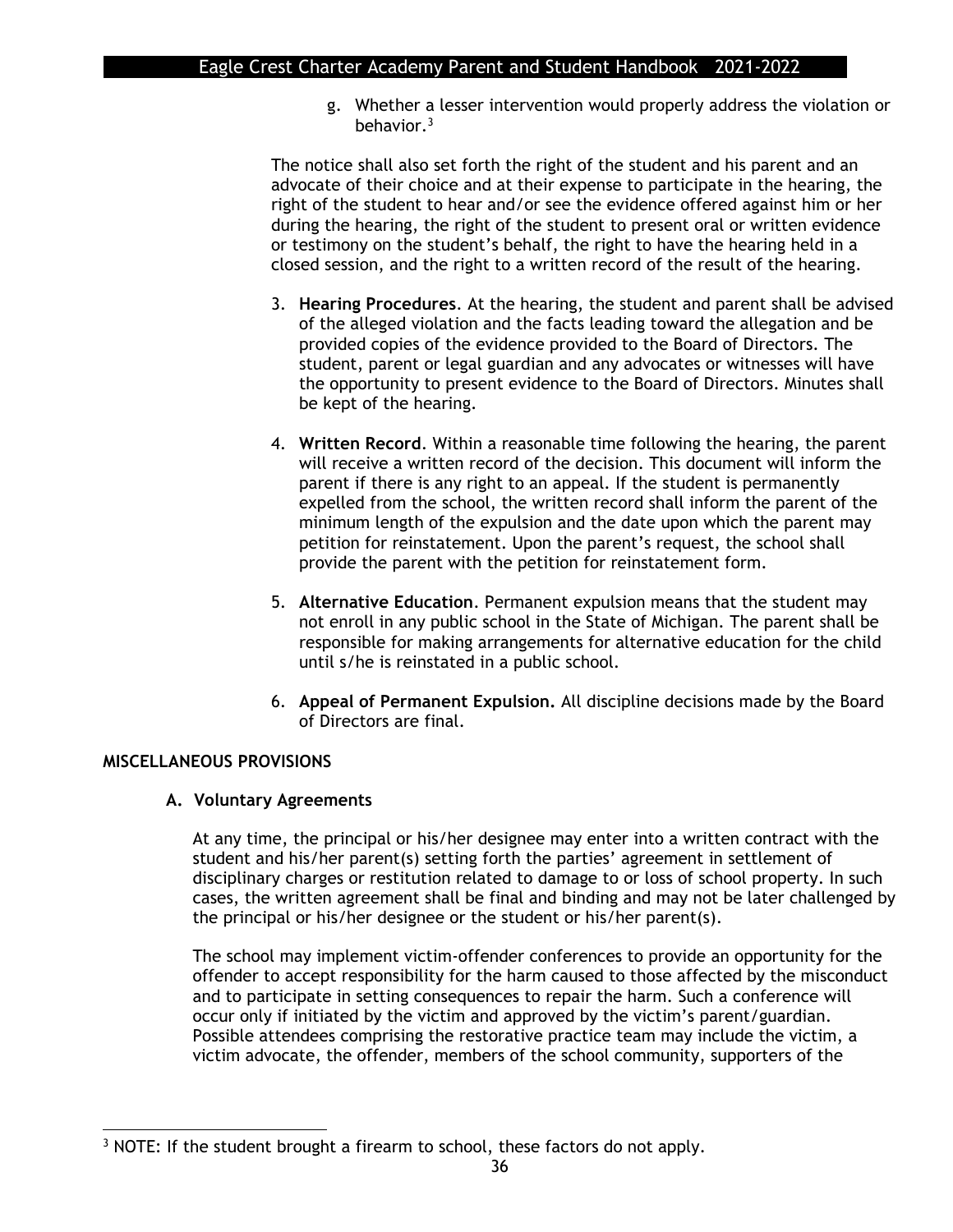g. Whether a lesser intervention would properly address the violation or behavior.[3]

The notice shall also set forth the right of the student and his parent and an advocate of their choice and at their expense to participate in the hearing, the right of the student to hear and/or see the evidence offered against him or her during the hearing, the right of the student to present oral or written evidence or testimony on the student's behalf, the right to have the hearing held in a closed session, and the right to a written record of the result of the hearing.

3. **Hearing Procedures**. At the hearing, the student and parent shall be advised of the alleged violation and the facts leading toward the allegation and be provided copies of the evidence provided to the Board of Directors. The student, parent or legal guardian and any advocates or witnesses will have the opportunity to present evidence to the Board of Directors. Minutes shall be kept of the hearing.

4. **Written Record**. Within a reasonable time following the hearing, the parent will receive a written record of the decision. This document will inform the parent if there is any right to an appeal. If the student is permanently expelled from the school, the written record shall inform the parent of the minimum length of the expulsion and the date upon which the parent may petition for reinstatement. Upon the parent's request, the school shall provide the parent with the petition for reinstatement form.

5. **Alternative Education**. Permanent expulsion means that the student may not enroll in any public school in the State of Michigan. The parent shall be responsible for making arrangements for alternative education for the child until s/he is reinstated in a public school.

6. **Appeal of Permanent Expulsion.** All discipline decisions made by the Board of Directors are final.

## MISCELLANEOUS PROVISIONS

### A. Voluntary Agreements

At any time, the principal or his/her designee may enter into a written contract with the student and his/her parent(s) setting forth the parties' agreement in settlement of disciplinary charges or restitution related to damage to or loss of school property. In such cases, the written agreement shall be final and binding and may not be later challenged by the principal or his/her designee or the student or his/her parent(s).

The school may implement victim-offender conferences to provide an opportunity for the offender to accept responsibility for the harm caused to those affected by the misconduct and to participate in setting consequences to repair the harm. Such a conference will occur only if initiated by the victim and approved by the victim's parent/guardian. Possible attendees comprising the restorative practice team may include the victim, a victim advocate, the offender, members of the school community, supporters of the

---

[3] NOTE: If the student brought a firearm to school, these factors do not apply.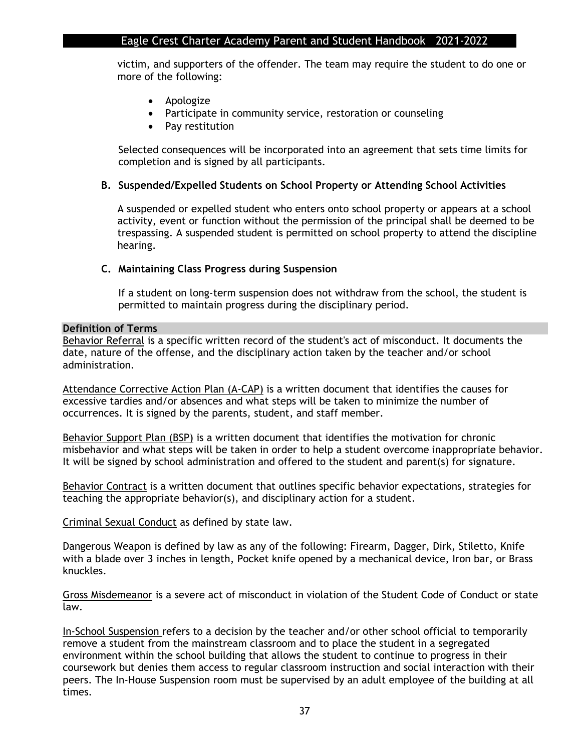victim, and supporters of the offender. The team may require the student to do one or more of the following:

- Apologize
- Participate in community service, restoration or counseling
- Pay restitution

Selected consequences will be incorporated into an agreement that sets time limits for completion and is signed by all participants.

**B. Suspended/Expelled Students on School Property or Attending School Activities**

A suspended or expelled student who enters onto school property or appears at a school activity, event or function without the permission of the principal shall be deemed to be trespassing. A suspended student is permitted on school property to attend the discipline hearing.

**C. Maintaining Class Progress during Suspension**

If a student on long-term suspension does not withdraw from the school, the student is permitted to maintain progress during the disciplinary period.

**Definition of Terms**

<u>Behavior Referral</u> is a specific written record of the student's act of misconduct. It documents the date, nature of the offense, and the disciplinary action taken by the teacher and/or school administration.

<u>Attendance Corrective Action Plan (A-CAP)</u> is a written document that identifies the causes for excessive tardies and/or absences and what steps will be taken to minimize the number of occurrences. It is signed by the parents, student, and staff member.

<u>Behavior Support Plan (BSP)</u> is a written document that identifies the motivation for chronic misbehavior and what steps will be taken in order to help a student overcome inappropriate behavior. It will be signed by school administration and offered to the student and parent(s) for signature.

<u>Behavior Contract</u> is a written document that outlines specific behavior expectations, strategies for teaching the appropriate behavior(s), and disciplinary action for a student.

<u>Criminal Sexual Conduct</u> as defined by state law.

<u>Dangerous Weapon</u> is defined by law as any of the following: Firearm, Dagger, Dirk, Stiletto, Knife with a blade over 3 inches in length, Pocket knife opened by a mechanical device, Iron bar, or Brass knuckles.

<u>Gross Misdemeanor</u> is a severe act of misconduct in violation of the Student Code of Conduct or state law.

<u>In-School Suspension</u> refers to a decision by the teacher and/or other school official to temporarily remove a student from the mainstream classroom and to place the student in a segregated environment within the school building that allows the student to continue to progress in their coursework but denies them access to regular classroom instruction and social interaction with their peers. The In-House Suspension room must be supervised by an adult employee of the building at all times.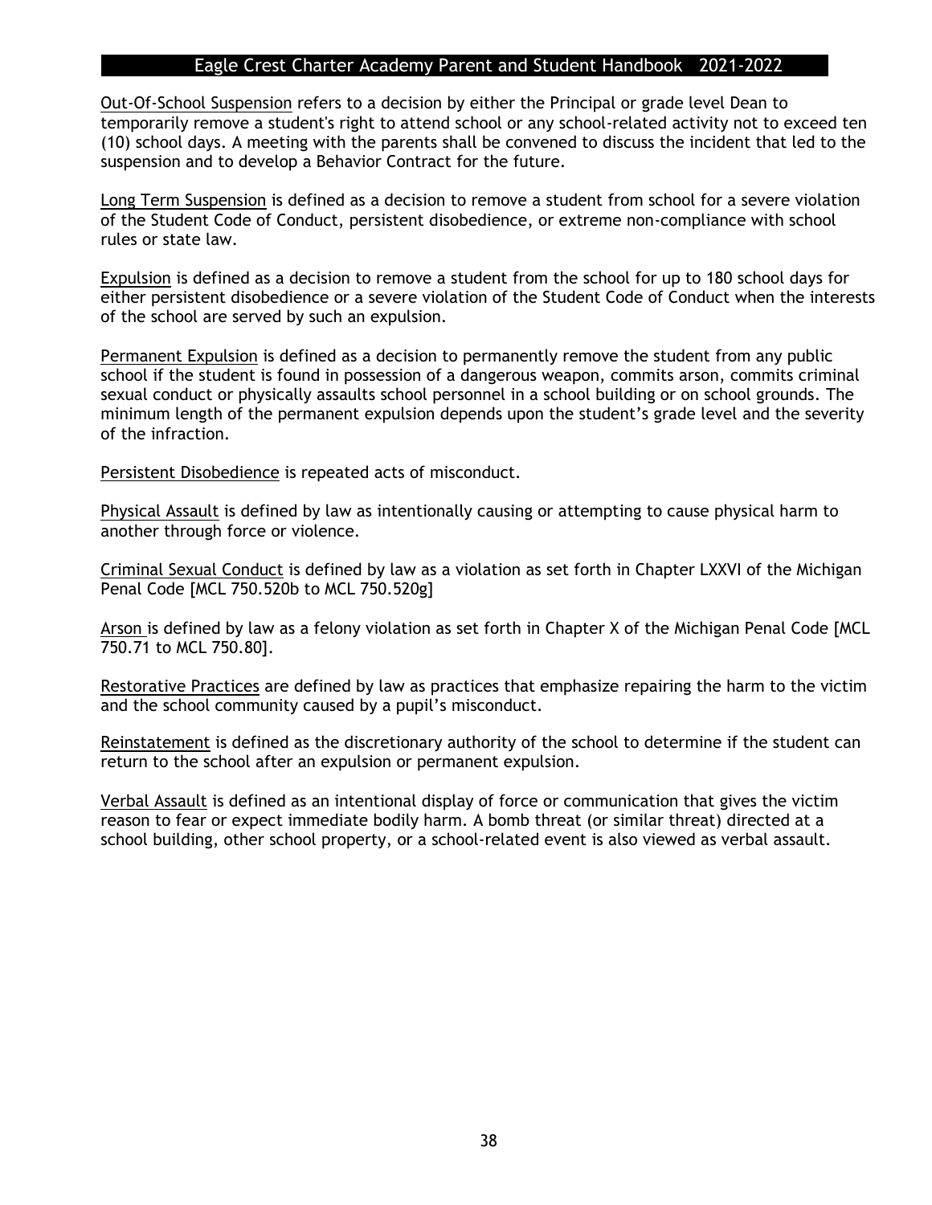<u>Out-Of-School Suspension</u> refers to a decision by either the Principal or grade level Dean to temporarily remove a student's right to attend school or any school-related activity not to exceed ten (10) school days. A meeting with the parents shall be convened to discuss the incident that led to the suspension and to develop a Behavior Contract for the future.

<u>Long Term Suspension</u> is defined as a decision to remove a student from school for a severe violation of the Student Code of Conduct, persistent disobedience, or extreme non-compliance with school rules or state law.

<u>Expulsion</u> is defined as a decision to remove a student from the school for up to 180 school days for either persistent disobedience or a severe violation of the Student Code of Conduct when the interests of the school are served by such an expulsion.

<u>Permanent Expulsion</u> is defined as a decision to permanently remove the student from any public school if the student is found in possession of a dangerous weapon, commits arson, commits criminal sexual conduct or physically assaults school personnel in a school building or on school grounds. The minimum length of the permanent expulsion depends upon the student's grade level and the severity of the infraction.

<u>Persistent Disobedience</u> is repeated acts of misconduct.

<u>Physical Assault</u> is defined by law as intentionally causing or attempting to cause physical harm to another through force or violence.

<u>Criminal Sexual Conduct</u> is defined by law as a violation as set forth in Chapter LXXVI of the Michigan Penal Code [MCL 750.520b to MCL 750.520g]

<u>Arson</u> is defined by law as a felony violation as set forth in Chapter X of the Michigan Penal Code [MCL 750.71 to MCL 750.80].

<u>Restorative Practices</u> are defined by law as practices that emphasize repairing the harm to the victim and the school community caused by a pupil's misconduct.

<u>Reinstatement</u> is defined as the discretionary authority of the school to determine if the student can return to the school after an expulsion or permanent expulsion.

<u>Verbal Assault</u> is defined as an intentional display of force or communication that gives the victim reason to fear or expect immediate bodily harm. A bomb threat (or similar threat) directed at a school building, other school property, or a school-related event is also viewed as verbal assault.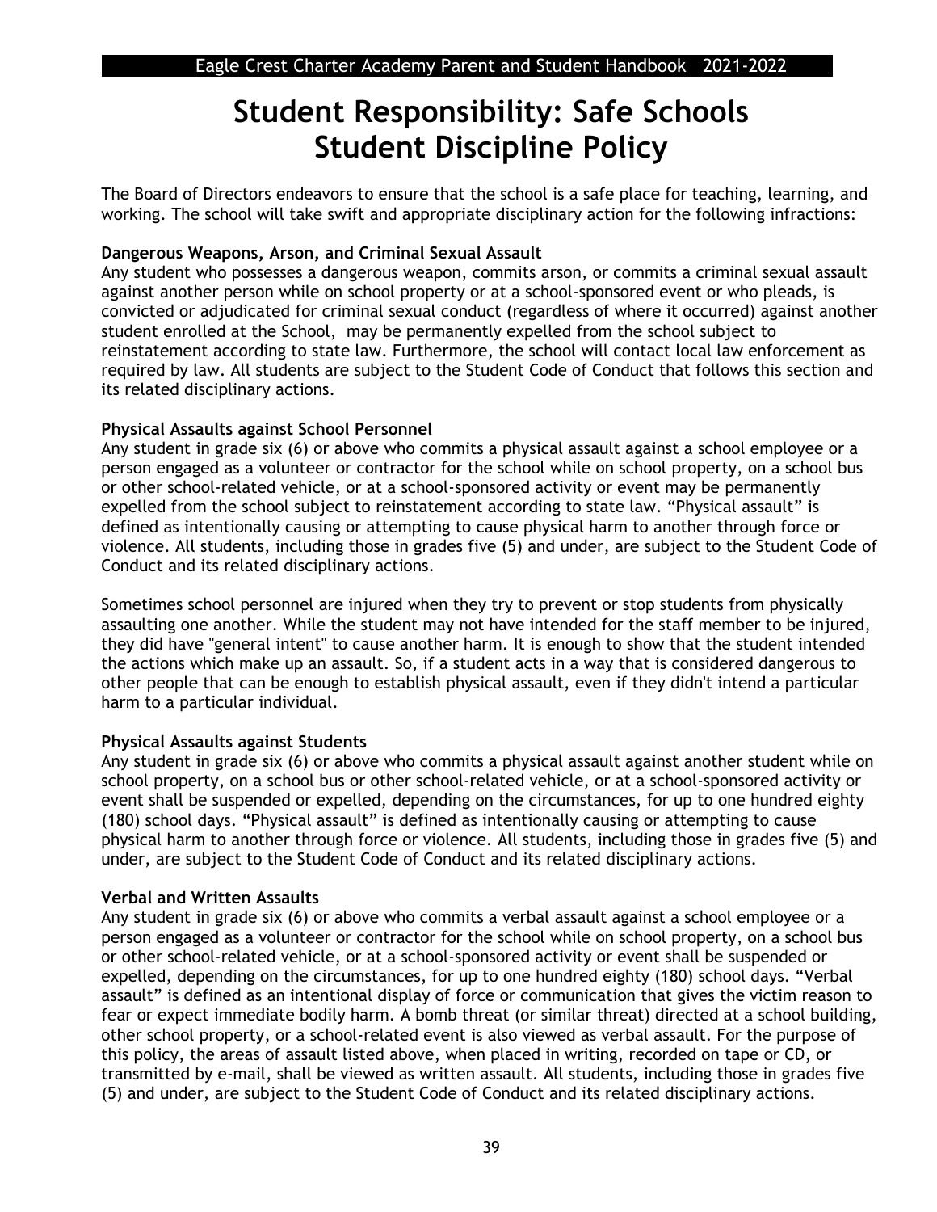# Student Responsibility: Safe Schools Student Discipline Policy

The Board of Directors endeavors to ensure that the school is a safe place for teaching, learning, and working. The school will take swift and appropriate disciplinary action for the following infractions:

**Dangerous Weapons, Arson, and Criminal Sexual Assault**

Any student who possesses a dangerous weapon, commits arson, or commits a criminal sexual assault against another person while on school property or at a school-sponsored event or who pleads, is convicted or adjudicated for criminal sexual conduct (regardless of where it occurred) against another student enrolled at the School, may be permanently expelled from the school subject to reinstatement according to state law. Furthermore, the school will contact local law enforcement as required by law. All students are subject to the Student Code of Conduct that follows this section and its related disciplinary actions.

**Physical Assaults against School Personnel**

Any student in grade six (6) or above who commits a physical assault against a school employee or a person engaged as a volunteer or contractor for the school while on school property, on a school bus or other school-related vehicle, or at a school-sponsored activity or event may be permanently expelled from the school subject to reinstatement according to state law. "Physical assault" is defined as intentionally causing or attempting to cause physical harm to another through force or violence. All students, including those in grades five (5) and under, are subject to the Student Code of Conduct and its related disciplinary actions.

Sometimes school personnel are injured when they try to prevent or stop students from physically assaulting one another. While the student may not have intended for the staff member to be injured, they did have "general intent" to cause another harm. It is enough to show that the student intended the actions which make up an assault. So, if a student acts in a way that is considered dangerous to other people that can be enough to establish physical assault, even if they didn't intend a particular harm to a particular individual.

**Physical Assaults against Students**

Any student in grade six (6) or above who commits a physical assault against another student while on school property, on a school bus or other school-related vehicle, or at a school-sponsored activity or event shall be suspended or expelled, depending on the circumstances, for up to one hundred eighty (180) school days. "Physical assault" is defined as intentionally causing or attempting to cause physical harm to another through force or violence. All students, including those in grades five (5) and under, are subject to the Student Code of Conduct and its related disciplinary actions.

**Verbal and Written Assaults**

Any student in grade six (6) or above who commits a verbal assault against a school employee or a person engaged as a volunteer or contractor for the school while on school property, on a school bus or other school-related vehicle, or at a school-sponsored activity or event shall be suspended or expelled, depending on the circumstances, for up to one hundred eighty (180) school days. "Verbal assault" is defined as an intentional display of force or communication that gives the victim reason to fear or expect immediate bodily harm. A bomb threat (or similar threat) directed at a school building, other school property, or a school-related event is also viewed as verbal assault. For the purpose of this policy, the areas of assault listed above, when placed in writing, recorded on tape or CD, or transmitted by e-mail, shall be viewed as written assault. All students, including those in grades five (5) and under, are subject to the Student Code of Conduct and its related disciplinary actions.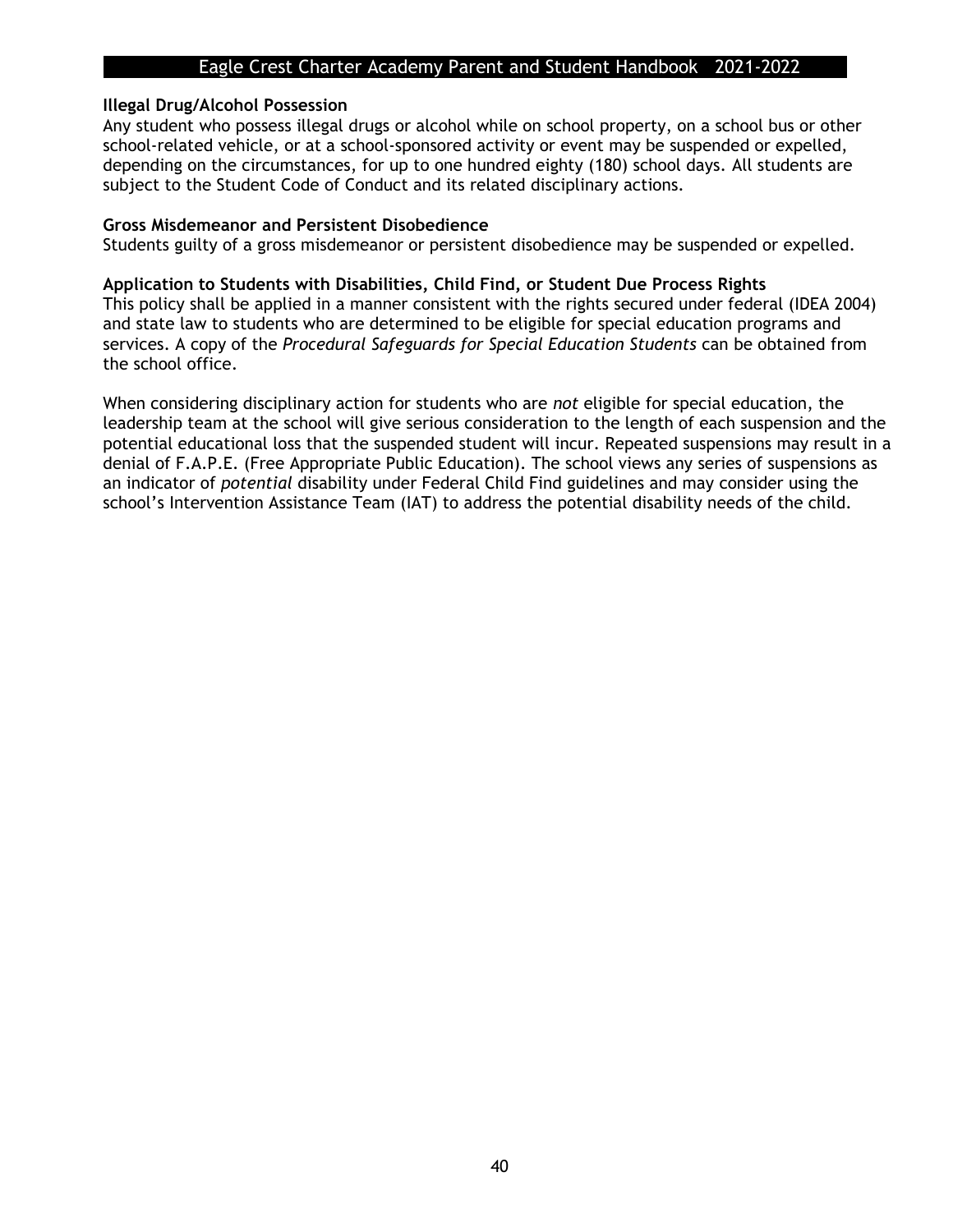**Illegal Drug/Alcohol Possession**

Any student who possess illegal drugs or alcohol while on school property, on a school bus or other school-related vehicle, or at a school-sponsored activity or event may be suspended or expelled, depending on the circumstances, for up to one hundred eighty (180) school days. All students are subject to the Student Code of Conduct and its related disciplinary actions.

**Gross Misdemeanor and Persistent Disobedience**

Students guilty of a gross misdemeanor or persistent disobedience may be suspended or expelled.

**Application to Students with Disabilities, Child Find, or Student Due Process Rights**

This policy shall be applied in a manner consistent with the rights secured under federal (IDEA 2004) and state law to students who are determined to be eligible for special education programs and services. A copy of the *Procedural Safeguards for Special Education Students* can be obtained from the school office.

When considering disciplinary action for students who are *not* eligible for special education, the leadership team at the school will give serious consideration to the length of each suspension and the potential educational loss that the suspended student will incur. Repeated suspensions may result in a denial of F.A.P.E. (Free Appropriate Public Education). The school views any series of suspensions as an indicator of *potential* disability under Federal Child Find guidelines and may consider using the school's Intervention Assistance Team (IAT) to address the potential disability needs of the child.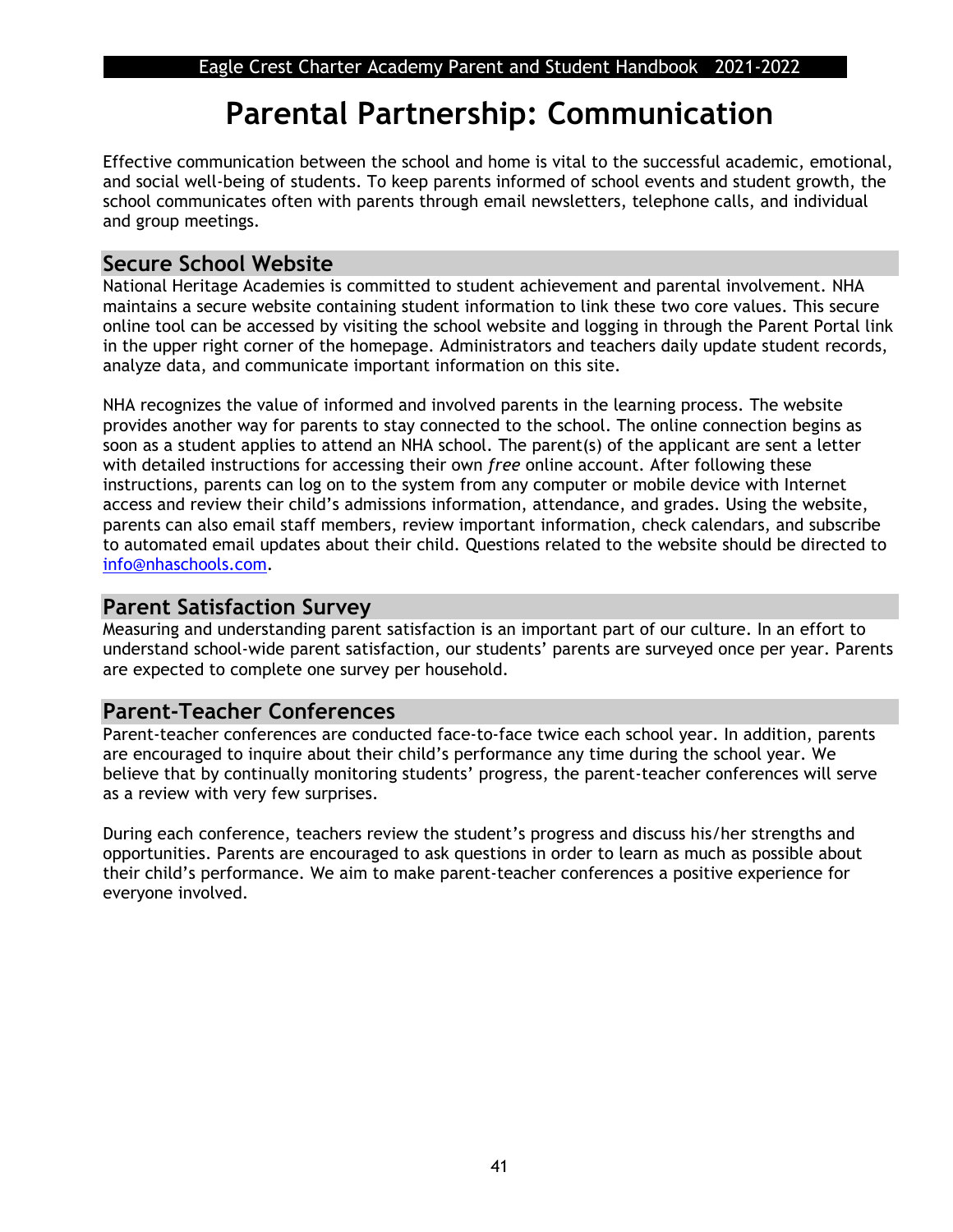# Parental Partnership: Communication

Effective communication between the school and home is vital to the successful academic, emotional, and social well-being of students. To keep parents informed of school events and student growth, the school communicates often with parents through email newsletters, telephone calls, and individual and group meetings.

## Secure School Website

National Heritage Academies is committed to student achievement and parental involvement. NHA maintains a secure website containing student information to link these two core values. This secure online tool can be accessed by visiting the school website and logging in through the Parent Portal link in the upper right corner of the homepage. Administrators and teachers daily update student records, analyze data, and communicate important information on this site.

NHA recognizes the value of informed and involved parents in the learning process. The website provides another way for parents to stay connected to the school. The online connection begins as soon as a student applies to attend an NHA school. The parent(s) of the applicant are sent a letter with detailed instructions for accessing their own *free* online account. After following these instructions, parents can log on to the system from any computer or mobile device with Internet access and review their child's admissions information, attendance, and grades. Using the website, parents can also email staff members, review important information, check calendars, and subscribe to automated email updates about their child. Questions related to the website should be directed to info@nhaschools.com.

## Parent Satisfaction Survey

Measuring and understanding parent satisfaction is an important part of our culture. In an effort to understand school-wide parent satisfaction, our students' parents are surveyed once per year. Parents are expected to complete one survey per household.

## Parent-Teacher Conferences

Parent-teacher conferences are conducted face-to-face twice each school year. In addition, parents are encouraged to inquire about their child's performance any time during the school year. We believe that by continually monitoring students' progress, the parent-teacher conferences will serve as a review with very few surprises.

During each conference, teachers review the student's progress and discuss his/her strengths and opportunities. Parents are encouraged to ask questions in order to learn as much as possible about their child's performance. We aim to make parent-teacher conferences a positive experience for everyone involved.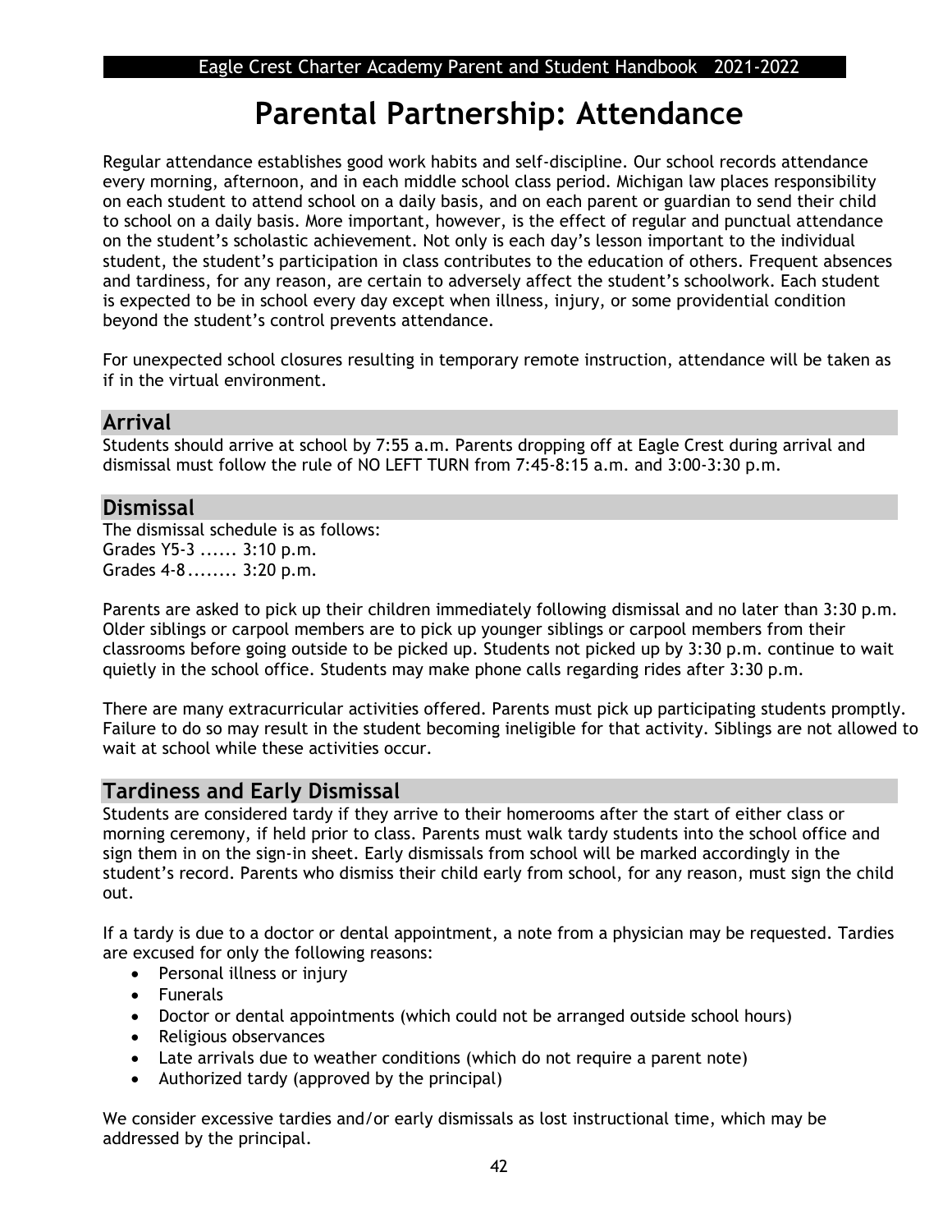# Parental Partnership: Attendance

Regular attendance establishes good work habits and self-discipline. Our school records attendance every morning, afternoon, and in each middle school class period. Michigan law places responsibility on each student to attend school on a daily basis, and on each parent or guardian to send their child to school on a daily basis. More important, however, is the effect of regular and punctual attendance on the student's scholastic achievement. Not only is each day's lesson important to the individual student, the student's participation in class contributes to the education of others. Frequent absences and tardiness, for any reason, are certain to adversely affect the student's schoolwork. Each student is expected to be in school every day except when illness, injury, or some providential condition beyond the student's control prevents attendance.

For unexpected school closures resulting in temporary remote instruction, attendance will be taken as if in the virtual environment.

## Arrival

Students should arrive at school by 7:55 a.m. Parents dropping off at Eagle Crest during arrival and dismissal must follow the rule of NO LEFT TURN from 7:45-8:15 a.m. and 3:00-3:30 p.m.

## Dismissal

The dismissal schedule is as follows:
Grades Y5-3 ...... 3:10 p.m.
Grades 4-8........ 3:20 p.m.

Parents are asked to pick up their children immediately following dismissal and no later than 3:30 p.m. Older siblings or carpool members are to pick up younger siblings or carpool members from their classrooms before going outside to be picked up. Students not picked up by 3:30 p.m. continue to wait quietly in the school office. Students may make phone calls regarding rides after 3:30 p.m.

There are many extracurricular activities offered. Parents must pick up participating students promptly. Failure to do so may result in the student becoming ineligible for that activity. Siblings are not allowed to wait at school while these activities occur.

## Tardiness and Early Dismissal

Students are considered tardy if they arrive to their homerooms after the start of either class or morning ceremony, if held prior to class. Parents must walk tardy students into the school office and sign them in on the sign-in sheet. Early dismissals from school will be marked accordingly in the student's record. Parents who dismiss their child early from school, for any reason, must sign the child out.

If a tardy is due to a doctor or dental appointment, a note from a physician may be requested. Tardies are excused for only the following reasons:

- Personal illness or injury
- Funerals
- Doctor or dental appointments (which could not be arranged outside school hours)
- Religious observances
- Late arrivals due to weather conditions (which do not require a parent note)
- Authorized tardy (approved by the principal)

We consider excessive tardies and/or early dismissals as lost instructional time, which may be addressed by the principal.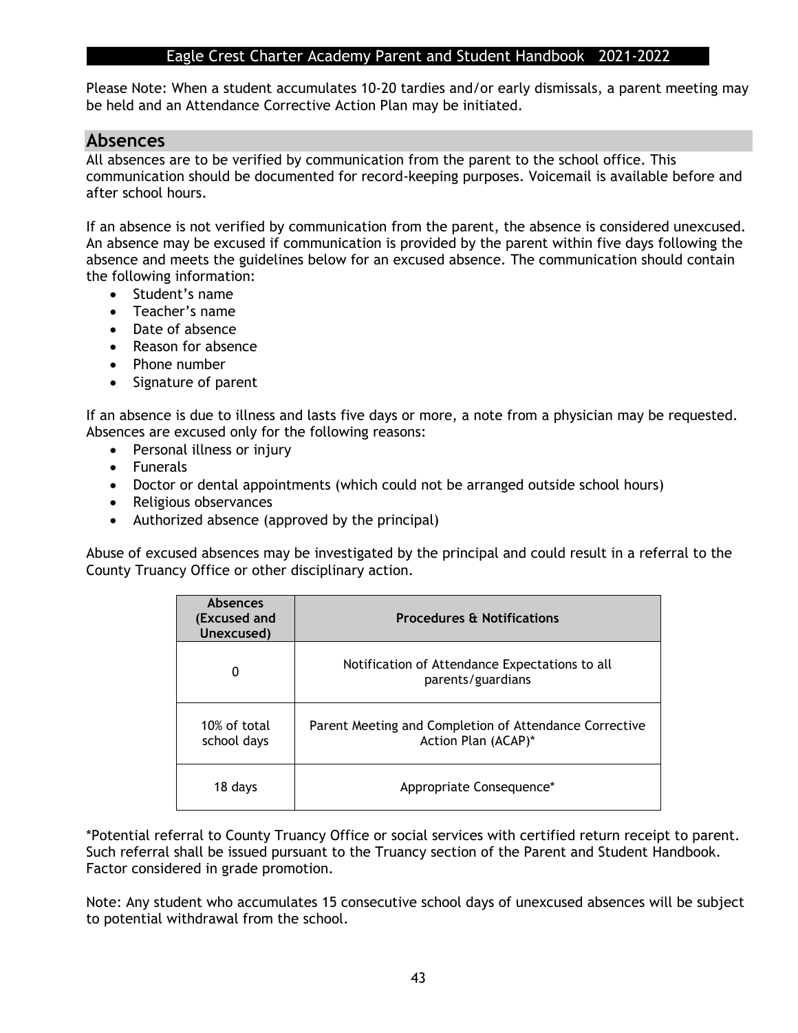Please Note: When a student accumulates 10-20 tardies and/or early dismissals, a parent meeting may be held and an Attendance Corrective Action Plan may be initiated.

## Absences

All absences are to be verified by communication from the parent to the school office. This communication should be documented for record-keeping purposes. Voicemail is available before and after school hours.

If an absence is not verified by communication from the parent, the absence is considered unexcused. An absence may be excused if communication is provided by the parent within five days following the absence and meets the guidelines below for an excused absence. The communication should contain the following information:

- Student's name
- Teacher's name
- Date of absence
- Reason for absence
- Phone number
- Signature of parent

If an absence is due to illness and lasts five days or more, a note from a physician may be requested. Absences are excused only for the following reasons:

- Personal illness or injury
- Funerals
- Doctor or dental appointments (which could not be arranged outside school hours)
- Religious observances
- Authorized absence (approved by the principal)

Abuse of excused absences may be investigated by the principal and could result in a referral to the County Truancy Office or other disciplinary action.

| Absences (Excused and Unexcused) | Procedures & Notifications |
|---|---|
| 0 | Notification of Attendance Expectations to all parents/guardians |
| 10% of total school days | Parent Meeting and Completion of Attendance Corrective Action Plan (ACAP)* |
| 18 days | Appropriate Consequence* |

*Potential referral to County Truancy Office or social services with certified return receipt to parent. Such referral shall be issued pursuant to the Truancy section of the Parent and Student Handbook. Factor considered in grade promotion.

Note: Any student who accumulates 15 consecutive school days of unexcused absences will be subject to potential withdrawal from the school.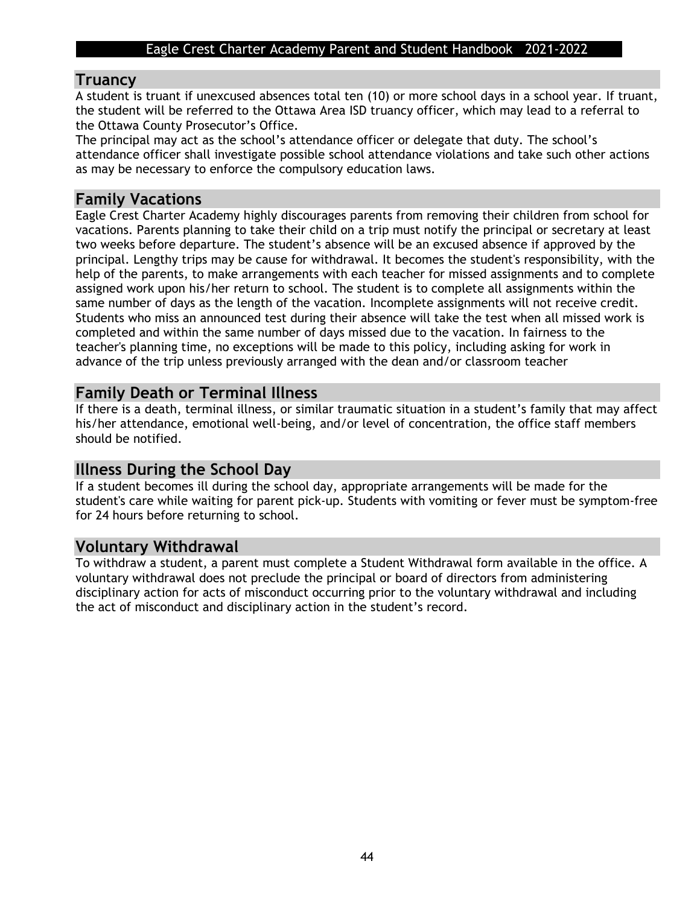## Truancy

A student is truant if unexcused absences total ten (10) or more school days in a school year. If truant, the student will be referred to the Ottawa Area ISD truancy officer, which may lead to a referral to the Ottawa County Prosecutor's Office.

The principal may act as the school's attendance officer or delegate that duty. The school's attendance officer shall investigate possible school attendance violations and take such other actions as may be necessary to enforce the compulsory education laws.

## Family Vacations

Eagle Crest Charter Academy highly discourages parents from removing their children from school for vacations. Parents planning to take their child on a trip must notify the principal or secretary at least two weeks before departure. The student's absence will be an excused absence if approved by the principal. Lengthy trips may be cause for withdrawal. It becomes the student's responsibility, with the help of the parents, to make arrangements with each teacher for missed assignments and to complete assigned work upon his/her return to school. The student is to complete all assignments within the same number of days as the length of the vacation. Incomplete assignments will not receive credit. Students who miss an announced test during their absence will take the test when all missed work is completed and within the same number of days missed due to the vacation. In fairness to the teacher's planning time, no exceptions will be made to this policy, including asking for work in advance of the trip unless previously arranged with the dean and/or classroom teacher

## Family Death or Terminal Illness

If there is a death, terminal illness, or similar traumatic situation in a student's family that may affect his/her attendance, emotional well-being, and/or level of concentration, the office staff members should be notified.

## Illness During the School Day

If a student becomes ill during the school day, appropriate arrangements will be made for the student's care while waiting for parent pick-up. Students with vomiting or fever must be symptom-free for 24 hours before returning to school.

## Voluntary Withdrawal

To withdraw a student, a parent must complete a Student Withdrawal form available in the office. A voluntary withdrawal does not preclude the principal or board of directors from administering disciplinary action for acts of misconduct occurring prior to the voluntary withdrawal and including the act of misconduct and disciplinary action in the student's record.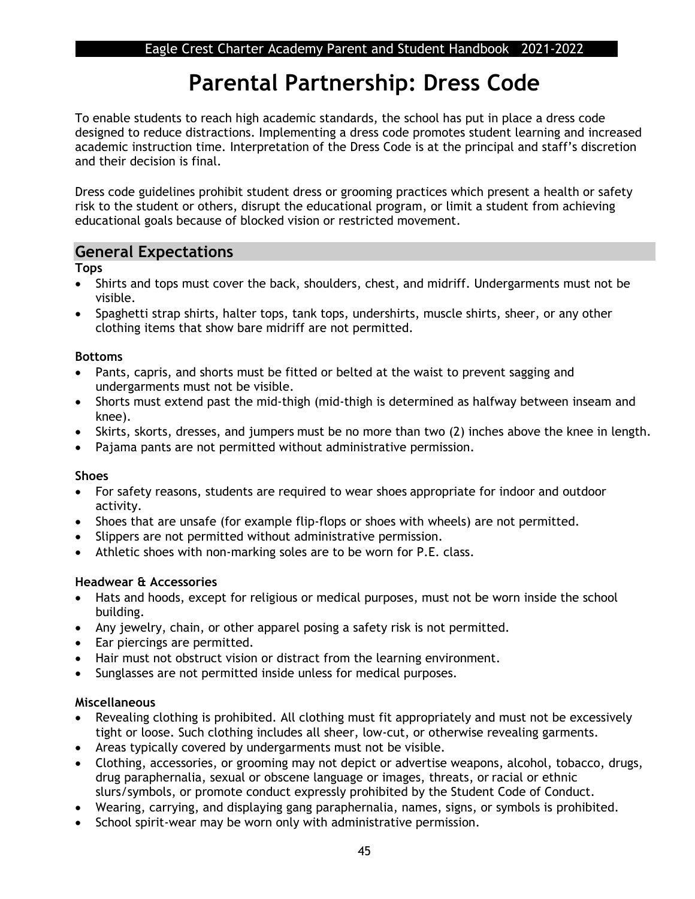# Parental Partnership: Dress Code

To enable students to reach high academic standards, the school has put in place a dress code designed to reduce distractions. Implementing a dress code promotes student learning and increased academic instruction time. Interpretation of the Dress Code is at the principal and staff's discretion and their decision is final.

Dress code guidelines prohibit student dress or grooming practices which present a health or safety risk to the student or others, disrupt the educational program, or limit a student from achieving educational goals because of blocked vision or restricted movement.

## General Expectations

**Tops**

- Shirts and tops must cover the back, shoulders, chest, and midriff. Undergarments must not be visible.
- Spaghetti strap shirts, halter tops, tank tops, undershirts, muscle shirts, sheer, or any other clothing items that show bare midriff are not permitted.

**Bottoms**

- Pants, capris, and shorts must be fitted or belted at the waist to prevent sagging and undergarments must not be visible.
- Shorts must extend past the mid-thigh (mid-thigh is determined as halfway between inseam and knee).
- Skirts, skorts, dresses, and jumpers must be no more than two (2) inches above the knee in length.
- Pajama pants are not permitted without administrative permission.

**Shoes**

- For safety reasons, students are required to wear shoes appropriate for indoor and outdoor activity.
- Shoes that are unsafe (for example flip-flops or shoes with wheels) are not permitted.
- Slippers are not permitted without administrative permission.
- Athletic shoes with non-marking soles are to be worn for P.E. class.

**Headwear & Accessories**

- Hats and hoods, except for religious or medical purposes, must not be worn inside the school building.
- Any jewelry, chain, or other apparel posing a safety risk is not permitted.
- Ear piercings are permitted.
- Hair must not obstruct vision or distract from the learning environment.
- Sunglasses are not permitted inside unless for medical purposes.

**Miscellaneous**

- Revealing clothing is prohibited. All clothing must fit appropriately and must not be excessively tight or loose. Such clothing includes all sheer, low-cut, or otherwise revealing garments.
- Areas typically covered by undergarments must not be visible.
- Clothing, accessories, or grooming may not depict or advertise weapons, alcohol, tobacco, drugs, drug paraphernalia, sexual or obscene language or images, threats, or racial or ethnic slurs/symbols, or promote conduct expressly prohibited by the Student Code of Conduct.
- Wearing, carrying, and displaying gang paraphernalia, names, signs, or symbols is prohibited.
- School spirit-wear may be worn only with administrative permission.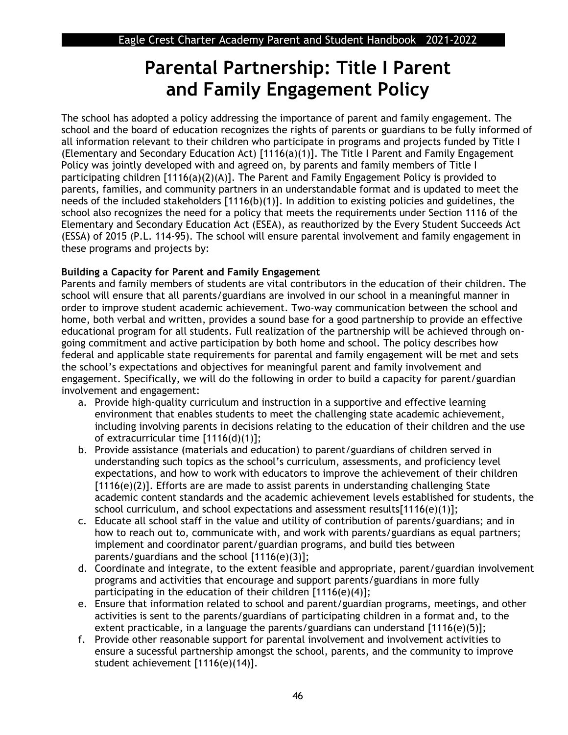# Parental Partnership: Title I Parent and Family Engagement Policy

The school has adopted a policy addressing the importance of parent and family engagement. The school and the board of education recognizes the rights of parents or guardians to be fully informed of all information relevant to their children who participate in programs and projects funded by Title I (Elementary and Secondary Education Act) [1116(a)(1)]. The Title I Parent and Family Engagement Policy was jointly developed with and agreed on, by parents and family members of Title I participating children [1116(a)(2)(A)]. The Parent and Family Engagement Policy is provided to parents, families, and community partners in an understandable format and is updated to meet the needs of the included stakeholders [1116(b)(1)]. In addition to existing policies and guidelines, the school also recognizes the need for a policy that meets the requirements under Section 1116 of the Elementary and Secondary Education Act (ESEA), as reauthorized by the Every Student Succeeds Act (ESSA) of 2015 (P.L. 114-95). The school will ensure parental involvement and family engagement in these programs and projects by:

**Building a Capacity for Parent and Family Engagement**

Parents and family members of students are vital contributors in the education of their children. The school will ensure that all parents/guardians are involved in our school in a meaningful manner in order to improve student academic achievement. Two-way communication between the school and home, both verbal and written, provides a sound base for a good partnership to provide an effective educational program for all students. Full realization of the partnership will be achieved through on-going commitment and active participation by both home and school. The policy describes how federal and applicable state requirements for parental and family engagement will be met and sets the school's expectations and objectives for meaningful parent and family involvement and engagement. Specifically, we will do the following in order to build a capacity for parent/guardian involvement and engagement:

a. Provide high-quality curriculum and instruction in a supportive and effective learning environment that enables students to meet the challenging state academic achievement, including involving parents in decisions relating to the education of their children and the use of extracurricular time [1116(d)(1)];
b. Provide assistance (materials and education) to parent/guardians of children served in understanding such topics as the school's curriculum, assessments, and proficiency level expectations, and how to work with educators to improve the achievement of their children [1116(e)(2)]. Efforts are are made to assist parents in understanding challenging State academic content standards and the academic achievement levels established for students, the school curriculum, and school expectations and assessment results[1116(e)(1)];
c. Educate all school staff in the value and utility of contribution of parents/guardians; and in how to reach out to, communicate with, and work with parents/guardians as equal partners; implement and coordinator parent/guardian programs, and build ties between parents/guardians and the school [1116(e)(3)];
d. Coordinate and integrate, to the extent feasible and appropriate, parent/guardian involvement programs and activities that encourage and support parents/guardians in more fully participating in the education of their children [1116(e)(4)];
e. Ensure that information related to school and parent/guardian programs, meetings, and other activities is sent to the parents/guardians of participating children in a format and, to the extent practicable, in a language the parents/guardians can understand [1116(e)(5)];
f. Provide other reasonable support for parental involvement and involvement activities to ensure a sucessful partnership amongst the school, parents, and the community to improve student achievement [1116(e)(14)].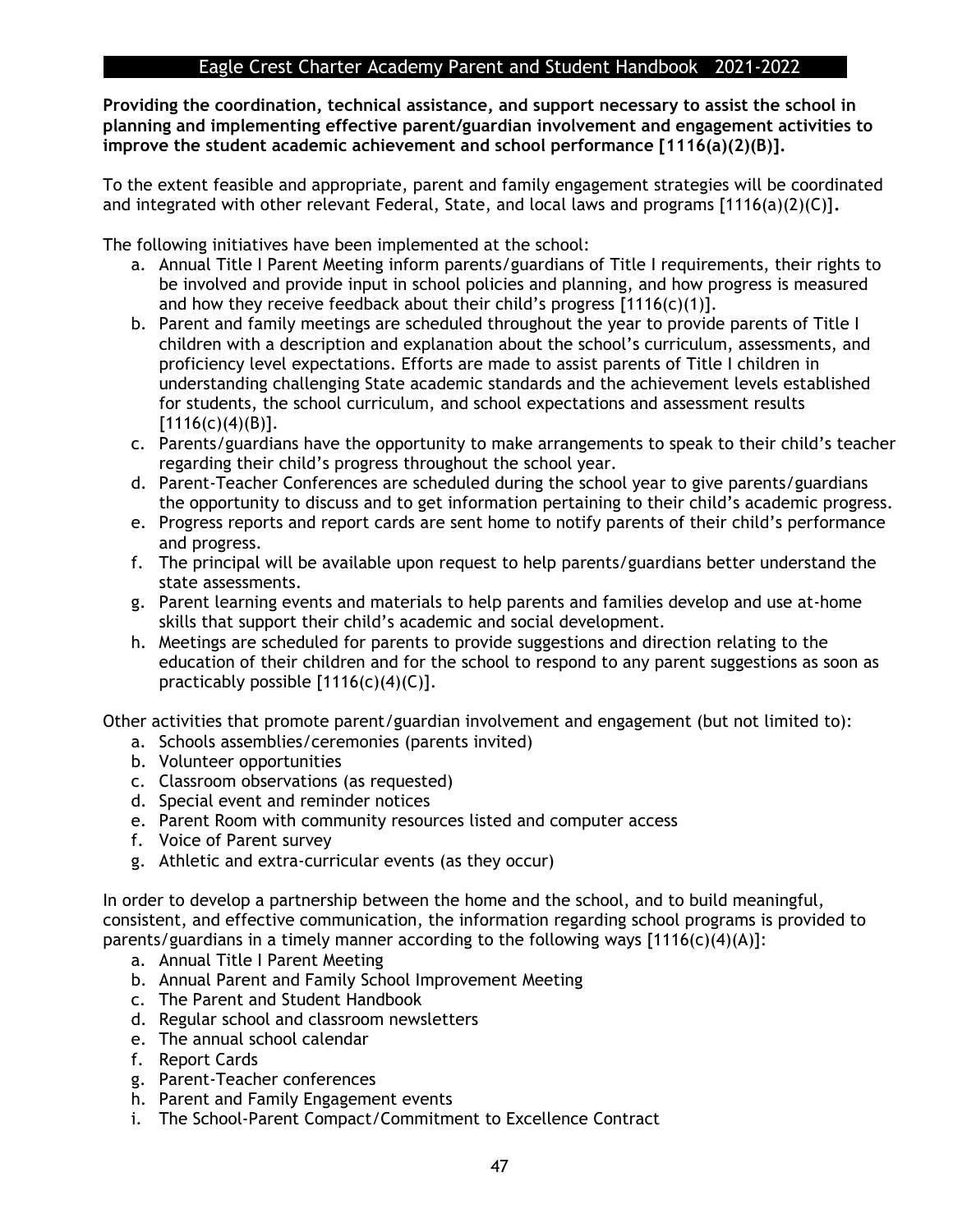**Providing the coordination, technical assistance, and support necessary to assist the school in planning and implementing effective parent/guardian involvement and engagement activities to improve the student academic achievement and school performance [1116(a)(2)(B)].**

To the extent feasible and appropriate, parent and family engagement strategies will be coordinated and integrated with other relevant Federal, State, and local laws and programs [1116(a)(2)(C)].

The following initiatives have been implemented at the school:

a. Annual Title I Parent Meeting inform parents/guardians of Title I requirements, their rights to be involved and provide input in school policies and planning, and how progress is measured and how they receive feedback about their child's progress [1116(c)(1)].
b. Parent and family meetings are scheduled throughout the year to provide parents of Title I children with a description and explanation about the school's curriculum, assessments, and proficiency level expectations. Efforts are made to assist parents of Title I children in understanding challenging State academic standards and the achievement levels established for students, the school curriculum, and school expectations and assessment results [1116(c)(4)(B)].
c. Parents/guardians have the opportunity to make arrangements to speak to their child's teacher regarding their child's progress throughout the school year.
d. Parent-Teacher Conferences are scheduled during the school year to give parents/guardians the opportunity to discuss and to get information pertaining to their child's academic progress.
e. Progress reports and report cards are sent home to notify parents of their child's performance and progress.
f. The principal will be available upon request to help parents/guardians better understand the state assessments.
g. Parent learning events and materials to help parents and families develop and use at-home skills that support their child's academic and social development.
h. Meetings are scheduled for parents to provide suggestions and direction relating to the education of their children and for the school to respond to any parent suggestions as soon as practicably possible [1116(c)(4)(C)].

Other activities that promote parent/guardian involvement and engagement (but not limited to):

a. Schools assemblies/ceremonies (parents invited)
b. Volunteer opportunities
c. Classroom observations (as requested)
d. Special event and reminder notices
e. Parent Room with community resources listed and computer access
f. Voice of Parent survey
g. Athletic and extra-curricular events (as they occur)

In order to develop a partnership between the home and the school, and to build meaningful, consistent, and effective communication, the information regarding school programs is provided to parents/guardians in a timely manner according to the following ways [1116(c)(4)(A)]:

a. Annual Title I Parent Meeting
b. Annual Parent and Family School Improvement Meeting
c. The Parent and Student Handbook
d. Regular school and classroom newsletters
e. The annual school calendar
f. Report Cards
g. Parent-Teacher conferences
h. Parent and Family Engagement events
i. The School-Parent Compact/Commitment to Excellence Contract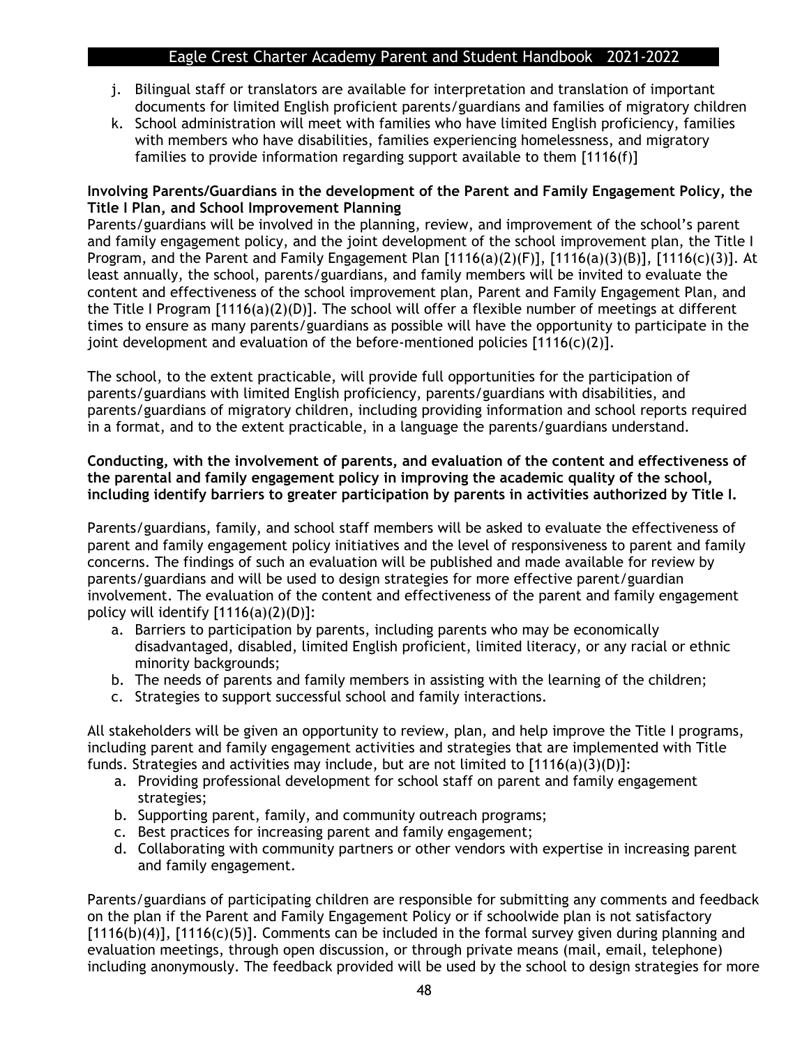j. Bilingual staff or translators are available for interpretation and translation of important documents for limited English proficient parents/guardians and families of migratory children
k. School administration will meet with families who have limited English proficiency, families with members who have disabilities, families experiencing homelessness, and migratory families to provide information regarding support available to them [1116(f)]

**Involving Parents/Guardians in the development of the Parent and Family Engagement Policy, the Title I Plan, and School Improvement Planning**

Parents/guardians will be involved in the planning, review, and improvement of the school's parent and family engagement policy, and the joint development of the school improvement plan, the Title I Program, and the Parent and Family Engagement Plan [1116(a)(2)(F)], [1116(a)(3)(B)], [1116(c)(3)]. At least annually, the school, parents/guardians, and family members will be invited to evaluate the content and effectiveness of the school improvement plan, Parent and Family Engagement Plan, and the Title I Program [1116(a)(2)(D)]. The school will offer a flexible number of meetings at different times to ensure as many parents/guardians as possible will have the opportunity to participate in the joint development and evaluation of the before-mentioned policies [1116(c)(2)].

The school, to the extent practicable, will provide full opportunities for the participation of parents/guardians with limited English proficiency, parents/guardians with disabilities, and parents/guardians of migratory children, including providing information and school reports required in a format, and to the extent practicable, in a language the parents/guardians understand.

**Conducting, with the involvement of parents, and evaluation of the content and effectiveness of the parental and family engagement policy in improving the academic quality of the school, including identify barriers to greater participation by parents in activities authorized by Title I.**

Parents/guardians, family, and school staff members will be asked to evaluate the effectiveness of parent and family engagement policy initiatives and the level of responsiveness to parent and family concerns. The findings of such an evaluation will be published and made available for review by parents/guardians and will be used to design strategies for more effective parent/guardian involvement. The evaluation of the content and effectiveness of the parent and family engagement policy will identify [1116(a)(2)(D)]:

a. Barriers to participation by parents, including parents who may be economically disadvantaged, disabled, limited English proficient, limited literacy, or any racial or ethnic minority backgrounds;
b. The needs of parents and family members in assisting with the learning of the children;
c. Strategies to support successful school and family interactions.

All stakeholders will be given an opportunity to review, plan, and help improve the Title I programs, including parent and family engagement activities and strategies that are implemented with Title funds. Strategies and activities may include, but are not limited to [1116(a)(3)(D)]:

a. Providing professional development for school staff on parent and family engagement strategies;
b. Supporting parent, family, and community outreach programs;
c. Best practices for increasing parent and family engagement;
d. Collaborating with community partners or other vendors with expertise in increasing parent and family engagement.

Parents/guardians of participating children are responsible for submitting any comments and feedback on the plan if the Parent and Family Engagement Policy or if schoolwide plan is not satisfactory [1116(b)(4)], [1116(c)(5)]. Comments can be included in the formal survey given during planning and evaluation meetings, through open discussion, or through private means (mail, email, telephone) including anonymously. The feedback provided will be used by the school to design strategies for more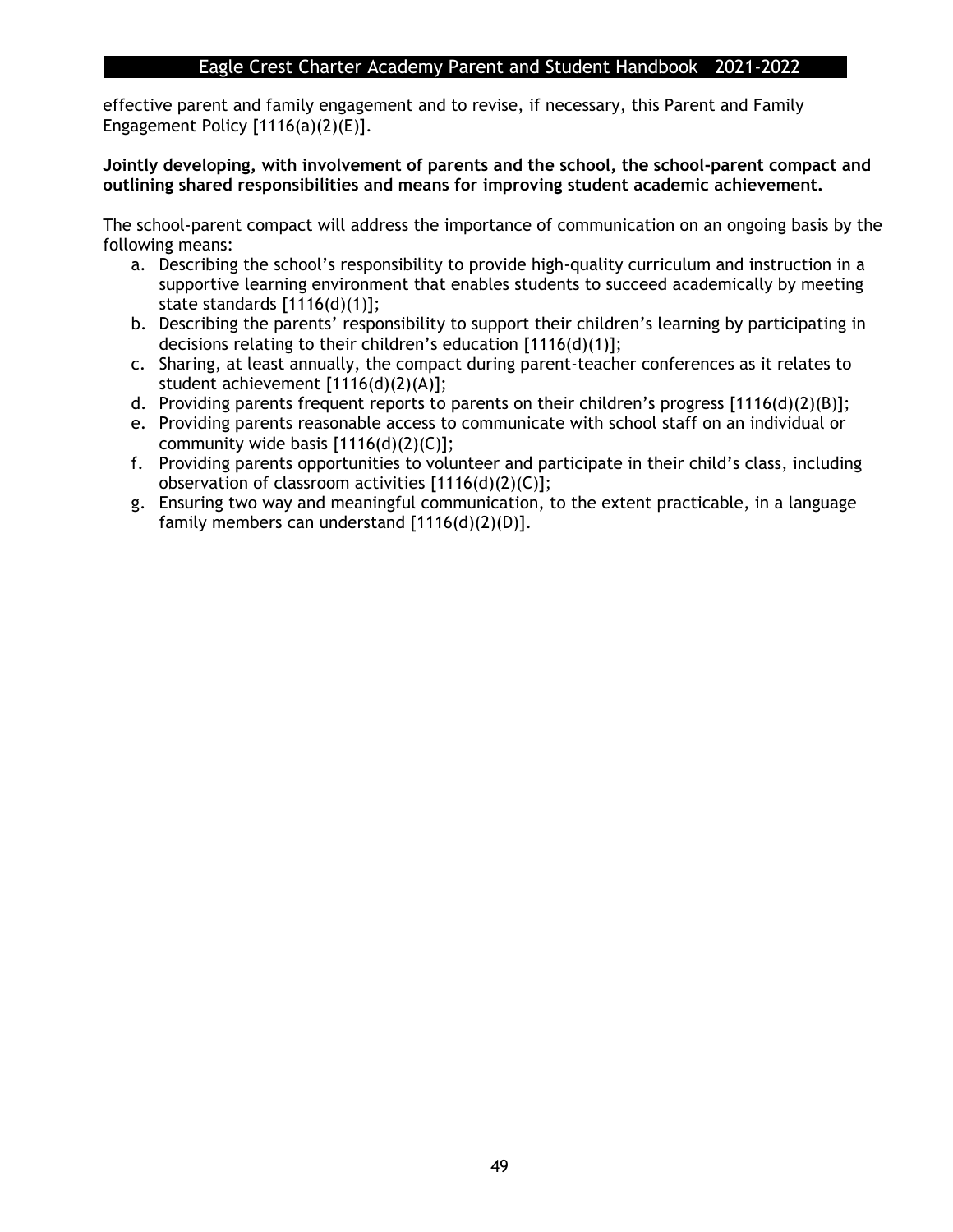effective parent and family engagement and to revise, if necessary, this Parent and Family Engagement Policy [1116(a)(2)(E)].

**Jointly developing, with involvement of parents and the school, the school-parent compact and outlining shared responsibilities and means for improving student academic achievement.**

The school-parent compact will address the importance of communication on an ongoing basis by the following means:

a. Describing the school's responsibility to provide high-quality curriculum and instruction in a supportive learning environment that enables students to succeed academically by meeting state standards [1116(d)(1)];
b. Describing the parents' responsibility to support their children's learning by participating in decisions relating to their children's education [1116(d)(1)];
c. Sharing, at least annually, the compact during parent-teacher conferences as it relates to student achievement [1116(d)(2)(A)];
d. Providing parents frequent reports to parents on their children's progress [1116(d)(2)(B)];
e. Providing parents reasonable access to communicate with school staff on an individual or community wide basis [1116(d)(2)(C)];
f. Providing parents opportunities to volunteer and participate in their child's class, including observation of classroom activities [1116(d)(2)(C)];
g. Ensuring two way and meaningful communication, to the extent practicable, in a language family members can understand [1116(d)(2)(D)].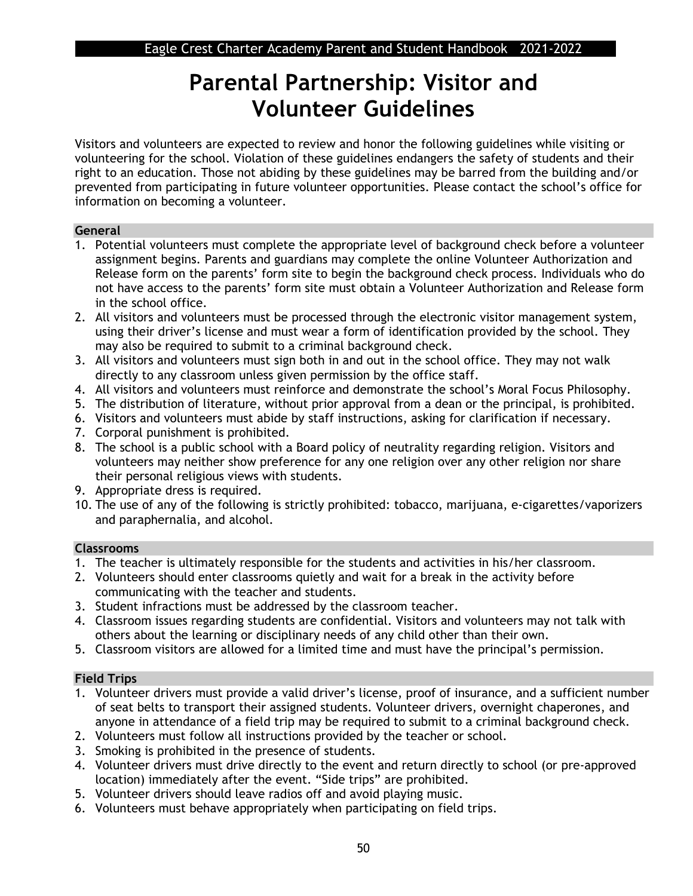# Parental Partnership: Visitor and Volunteer Guidelines

Visitors and volunteers are expected to review and honor the following guidelines while visiting or volunteering for the school. Violation of these guidelines endangers the safety of students and their right to an education. Those not abiding by these guidelines may be barred from the building and/or prevented from participating in future volunteer opportunities. Please contact the school's office for information on becoming a volunteer.

## General

1. Potential volunteers must complete the appropriate level of background check before a volunteer assignment begins. Parents and guardians may complete the online Volunteer Authorization and Release form on the parents' form site to begin the background check process. Individuals who do not have access to the parents' form site must obtain a Volunteer Authorization and Release form in the school office.
2. All visitors and volunteers must be processed through the electronic visitor management system, using their driver's license and must wear a form of identification provided by the school. They may also be required to submit to a criminal background check.
3. All visitors and volunteers must sign both in and out in the school office. They may not walk directly to any classroom unless given permission by the office staff.
4. All visitors and volunteers must reinforce and demonstrate the school's Moral Focus Philosophy.
5. The distribution of literature, without prior approval from a dean or the principal, is prohibited.
6. Visitors and volunteers must abide by staff instructions, asking for clarification if necessary.
7. Corporal punishment is prohibited.
8. The school is a public school with a Board policy of neutrality regarding religion. Visitors and volunteers may neither show preference for any one religion over any other religion nor share their personal religious views with students.
9. Appropriate dress is required.
10. The use of any of the following is strictly prohibited: tobacco, marijuana, e-cigarettes/vaporizers and paraphernalia, and alcohol.

## Classrooms

1. The teacher is ultimately responsible for the students and activities in his/her classroom.
2. Volunteers should enter classrooms quietly and wait for a break in the activity before communicating with the teacher and students.
3. Student infractions must be addressed by the classroom teacher.
4. Classroom issues regarding students are confidential. Visitors and volunteers may not talk with others about the learning or disciplinary needs of any child other than their own.
5. Classroom visitors are allowed for a limited time and must have the principal's permission.

## Field Trips

1. Volunteer drivers must provide a valid driver's license, proof of insurance, and a sufficient number of seat belts to transport their assigned students. Volunteer drivers, overnight chaperones, and anyone in attendance of a field trip may be required to submit to a criminal background check.
2. Volunteers must follow all instructions provided by the teacher or school.
3. Smoking is prohibited in the presence of students.
4. Volunteer drivers must drive directly to the event and return directly to school (or pre-approved location) immediately after the event. "Side trips" are prohibited.
5. Volunteer drivers should leave radios off and avoid playing music.
6. Volunteers must behave appropriately when participating on field trips.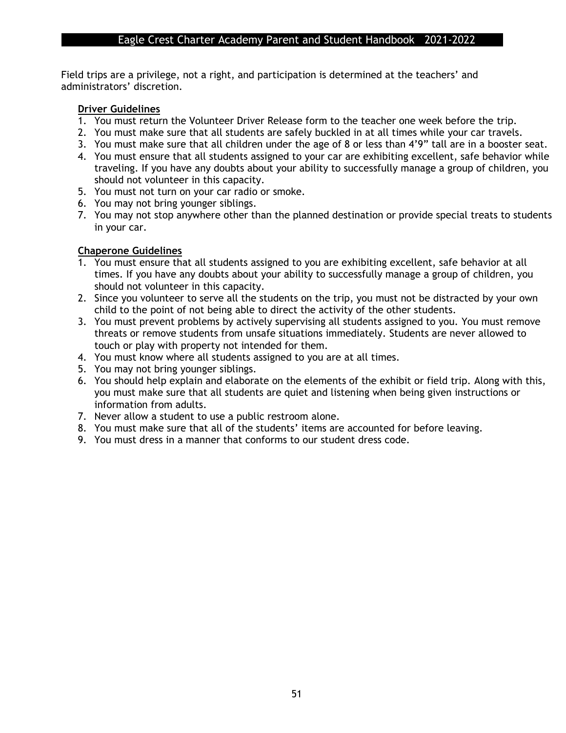Field trips are a privilege, not a right, and participation is determined at the teachers' and administrators' discretion.

**Driver Guidelines**

1. You must return the Volunteer Driver Release form to the teacher one week before the trip.
2. You must make sure that all students are safely buckled in at all times while your car travels.
3. You must make sure that all children under the age of 8 or less than 4'9" tall are in a booster seat.
4. You must ensure that all students assigned to your car are exhibiting excellent, safe behavior while traveling. If you have any doubts about your ability to successfully manage a group of children, you should not volunteer in this capacity.
5. You must not turn on your car radio or smoke.
6. You may not bring younger siblings.
7. You may not stop anywhere other than the planned destination or provide special treats to students in your car.

**Chaperone Guidelines**

1. You must ensure that all students assigned to you are exhibiting excellent, safe behavior at all times. If you have any doubts about your ability to successfully manage a group of children, you should not volunteer in this capacity.
2. Since you volunteer to serve all the students on the trip, you must not be distracted by your own child to the point of not being able to direct the activity of the other students.
3. You must prevent problems by actively supervising all students assigned to you. You must remove threats or remove students from unsafe situations immediately. Students are never allowed to touch or play with property not intended for them.
4. You must know where all students assigned to you are at all times.
5. You may not bring younger siblings.
6. You should help explain and elaborate on the elements of the exhibit or field trip. Along with this, you must make sure that all students are quiet and listening when being given instructions or information from adults.
7. Never allow a student to use a public restroom alone.
8. You must make sure that all of the students' items are accounted for before leaving.
9. You must dress in a manner that conforms to our student dress code.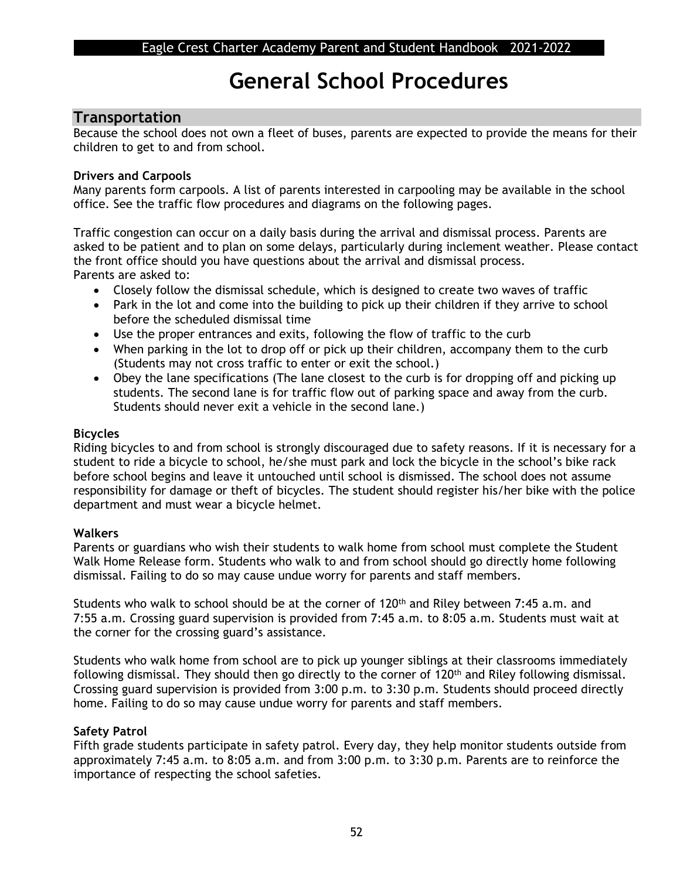# General School Procedures

## Transportation

Because the school does not own a fleet of buses, parents are expected to provide the means for their children to get to and from school.

**Drivers and Carpools**

Many parents form carpools. A list of parents interested in carpooling may be available in the school office. See the traffic flow procedures and diagrams on the following pages.

Traffic congestion can occur on a daily basis during the arrival and dismissal process. Parents are asked to be patient and to plan on some delays, particularly during inclement weather. Please contact the front office should you have questions about the arrival and dismissal process.

Parents are asked to:

- Closely follow the dismissal schedule, which is designed to create two waves of traffic
- Park in the lot and come into the building to pick up their children if they arrive to school before the scheduled dismissal time
- Use the proper entrances and exits, following the flow of traffic to the curb
- When parking in the lot to drop off or pick up their children, accompany them to the curb (Students may not cross traffic to enter or exit the school.)
- Obey the lane specifications (The lane closest to the curb is for dropping off and picking up students. The second lane is for traffic flow out of parking space and away from the curb. Students should never exit a vehicle in the second lane.)

**Bicycles**

Riding bicycles to and from school is strongly discouraged due to safety reasons. If it is necessary for a student to ride a bicycle to school, he/she must park and lock the bicycle in the school's bike rack before school begins and leave it untouched until school is dismissed. The school does not assume responsibility for damage or theft of bicycles. The student should register his/her bike with the police department and must wear a bicycle helmet.

**Walkers**

Parents or guardians who wish their students to walk home from school must complete the Student Walk Home Release form. Students who walk to and from school should go directly home following dismissal. Failing to do so may cause undue worry for parents and staff members.

Students who walk to school should be at the corner of 120th and Riley between 7:45 a.m. and 7:55 a.m. Crossing guard supervision is provided from 7:45 a.m. to 8:05 a.m. Students must wait at the corner for the crossing guard's assistance.

Students who walk home from school are to pick up younger siblings at their classrooms immediately following dismissal. They should then go directly to the corner of 120th and Riley following dismissal. Crossing guard supervision is provided from 3:00 p.m. to 3:30 p.m. Students should proceed directly home. Failing to do so may cause undue worry for parents and staff members.

**Safety Patrol**

Fifth grade students participate in safety patrol. Every day, they help monitor students outside from approximately 7:45 a.m. to 8:05 a.m. and from 3:00 p.m. to 3:30 p.m. Parents are to reinforce the importance of respecting the school safeties.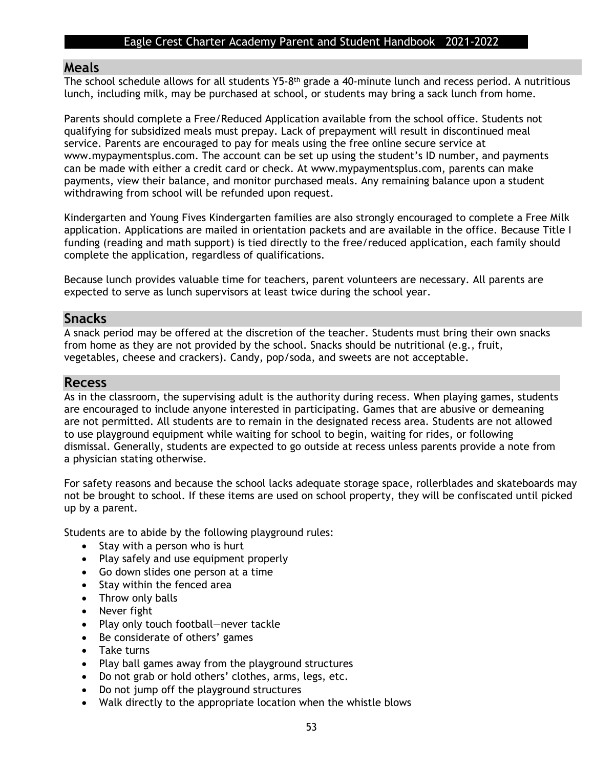## Meals

The school schedule allows for all students Y5-8th grade a 40-minute lunch and recess period. A nutritious lunch, including milk, may be purchased at school, or students may bring a sack lunch from home.

Parents should complete a Free/Reduced Application available from the school office. Students not qualifying for subsidized meals must prepay. Lack of prepayment will result in discontinued meal service. Parents are encouraged to pay for meals using the free online secure service at www.mypaymentsplus.com. The account can be set up using the student's ID number, and payments can be made with either a credit card or check. At www.mypaymentsplus.com, parents can make payments, view their balance, and monitor purchased meals. Any remaining balance upon a student withdrawing from school will be refunded upon request.

Kindergarten and Young Fives Kindergarten families are also strongly encouraged to complete a Free Milk application. Applications are mailed in orientation packets and are available in the office. Because Title I funding (reading and math support) is tied directly to the free/reduced application, each family should complete the application, regardless of qualifications.

Because lunch provides valuable time for teachers, parent volunteers are necessary. All parents are expected to serve as lunch supervisors at least twice during the school year.

## Snacks

A snack period may be offered at the discretion of the teacher. Students must bring their own snacks from home as they are not provided by the school. Snacks should be nutritional (e.g., fruit, vegetables, cheese and crackers). Candy, pop/soda, and sweets are not acceptable.

## Recess

As in the classroom, the supervising adult is the authority during recess. When playing games, students are encouraged to include anyone interested in participating. Games that are abusive or demeaning are not permitted. All students are to remain in the designated recess area. Students are not allowed to use playground equipment while waiting for school to begin, waiting for rides, or following dismissal. Generally, students are expected to go outside at recess unless parents provide a note from a physician stating otherwise.

For safety reasons and because the school lacks adequate storage space, rollerblades and skateboards may not be brought to school. If these items are used on school property, they will be confiscated until picked up by a parent.

Students are to abide by the following playground rules:

- Stay with a person who is hurt
- Play safely and use equipment properly
- Go down slides one person at a time
- Stay within the fenced area
- Throw only balls
- Never fight
- Play only touch football—never tackle
- Be considerate of others' games
- Take turns
- Play ball games away from the playground structures
- Do not grab or hold others' clothes, arms, legs, etc.
- Do not jump off the playground structures
- Walk directly to the appropriate location when the whistle blows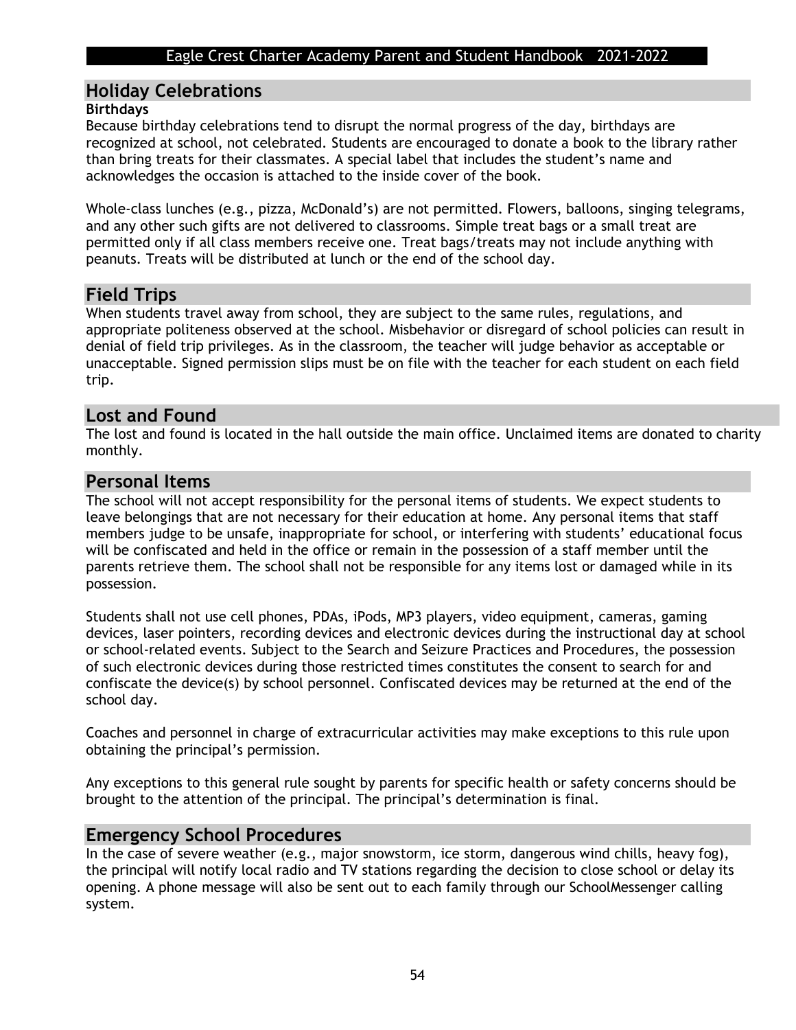## Holiday Celebrations

### Birthdays

Because birthday celebrations tend to disrupt the normal progress of the day, birthdays are recognized at school, not celebrated. Students are encouraged to donate a book to the library rather than bring treats for their classmates. A special label that includes the student's name and acknowledges the occasion is attached to the inside cover of the book.

Whole-class lunches (e.g., pizza, McDonald's) are not permitted. Flowers, balloons, singing telegrams, and any other such gifts are not delivered to classrooms. Simple treat bags or a small treat are permitted only if all class members receive one. Treat bags/treats may not include anything with peanuts. Treats will be distributed at lunch or the end of the school day.

## Field Trips

When students travel away from school, they are subject to the same rules, regulations, and appropriate politeness observed at the school. Misbehavior or disregard of school policies can result in denial of field trip privileges. As in the classroom, the teacher will judge behavior as acceptable or unacceptable. Signed permission slips must be on file with the teacher for each student on each field trip.

## Lost and Found

The lost and found is located in the hall outside the main office. Unclaimed items are donated to charity monthly.

## Personal Items

The school will not accept responsibility for the personal items of students. We expect students to leave belongings that are not necessary for their education at home. Any personal items that staff members judge to be unsafe, inappropriate for school, or interfering with students' educational focus will be confiscated and held in the office or remain in the possession of a staff member until the parents retrieve them. The school shall not be responsible for any items lost or damaged while in its possession.

Students shall not use cell phones, PDAs, iPods, MP3 players, video equipment, cameras, gaming devices, laser pointers, recording devices and electronic devices during the instructional day at school or school-related events. Subject to the Search and Seizure Practices and Procedures, the possession of such electronic devices during those restricted times constitutes the consent to search for and confiscate the device(s) by school personnel. Confiscated devices may be returned at the end of the school day.

Coaches and personnel in charge of extracurricular activities may make exceptions to this rule upon obtaining the principal's permission.

Any exceptions to this general rule sought by parents for specific health or safety concerns should be brought to the attention of the principal. The principal's determination is final.

## Emergency School Procedures

In the case of severe weather (e.g., major snowstorm, ice storm, dangerous wind chills, heavy fog), the principal will notify local radio and TV stations regarding the decision to close school or delay its opening. A phone message will also be sent out to each family through our SchoolMessenger calling system.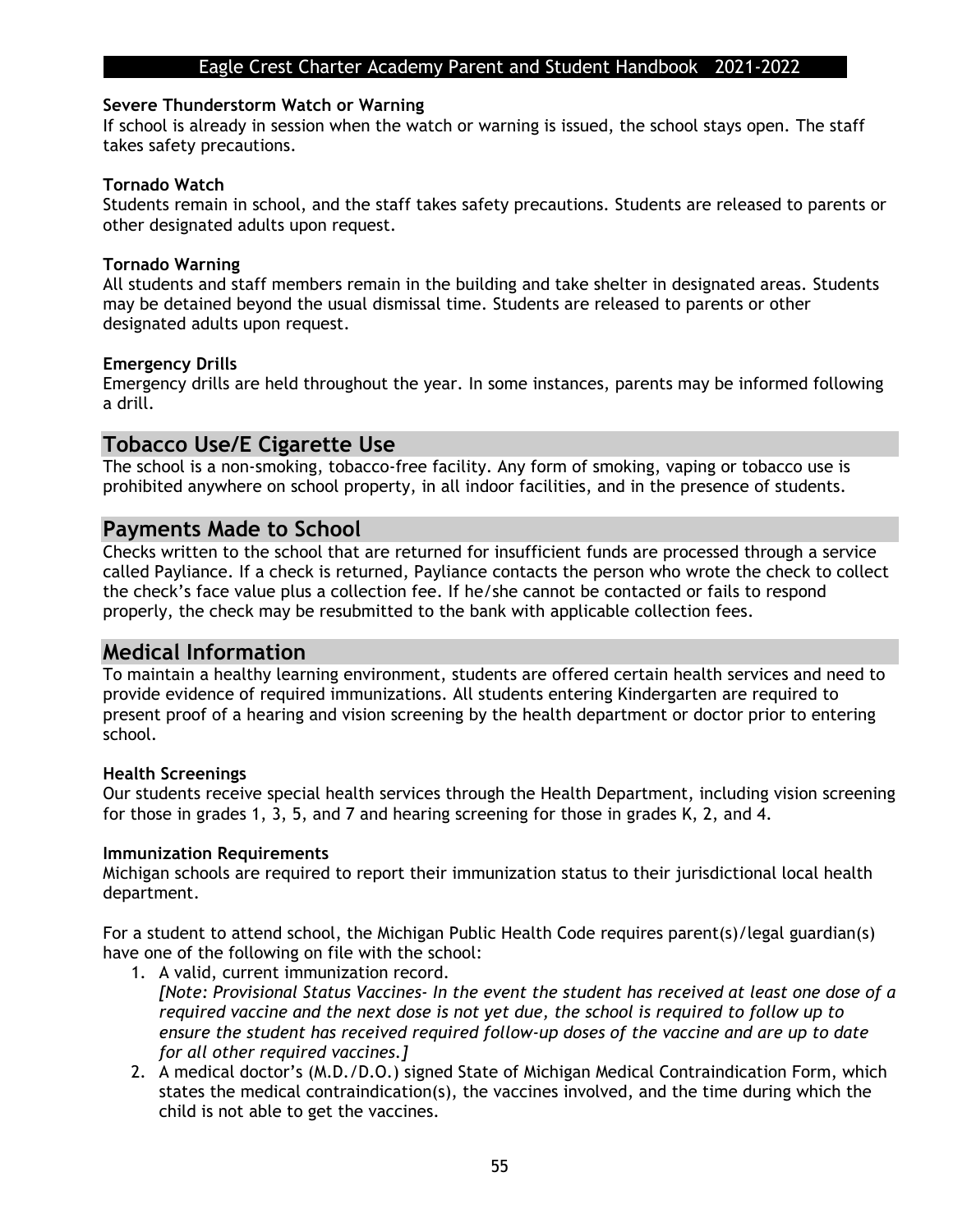**Severe Thunderstorm Watch or Warning**

If school is already in session when the watch or warning is issued, the school stays open. The staff takes safety precautions.

**Tornado Watch**

Students remain in school, and the staff takes safety precautions. Students are released to parents or other designated adults upon request.

**Tornado Warning**

All students and staff members remain in the building and take shelter in designated areas. Students may be detained beyond the usual dismissal time. Students are released to parents or other designated adults upon request.

**Emergency Drills**

Emergency drills are held throughout the year. In some instances, parents may be informed following a drill.

## Tobacco Use/E Cigarette Use

The school is a non-smoking, tobacco-free facility. Any form of smoking, vaping or tobacco use is prohibited anywhere on school property, in all indoor facilities, and in the presence of students.

## Payments Made to School

Checks written to the school that are returned for insufficient funds are processed through a service called Payliance. If a check is returned, Payliance contacts the person who wrote the check to collect the check's face value plus a collection fee. If he/she cannot be contacted or fails to respond properly, the check may be resubmitted to the bank with applicable collection fees.

## Medical Information

To maintain a healthy learning environment, students are offered certain health services and need to provide evidence of required immunizations. All students entering Kindergarten are required to present proof of a hearing and vision screening by the health department or doctor prior to entering school.

**Health Screenings**

Our students receive special health services through the Health Department, including vision screening for those in grades 1, 3, 5, and 7 and hearing screening for those in grades K, 2, and 4.

**Immunization Requirements**

Michigan schools are required to report their immunization status to their jurisdictional local health department.

For a student to attend school, the Michigan Public Health Code requires parent(s)/legal guardian(s) have one of the following on file with the school:

1. A valid, current immunization record.
   *[Note: Provisional Status Vaccines- In the event the student has received at least one dose of a required vaccine and the next dose is not yet due, the school is required to follow up to ensure the student has received required follow-up doses of the vaccine and are up to date for all other required vaccines.]*
2. A medical doctor's (M.D./D.O.) signed State of Michigan Medical Contraindication Form, which states the medical contraindication(s), the vaccines involved, and the time during which the child is not able to get the vaccines.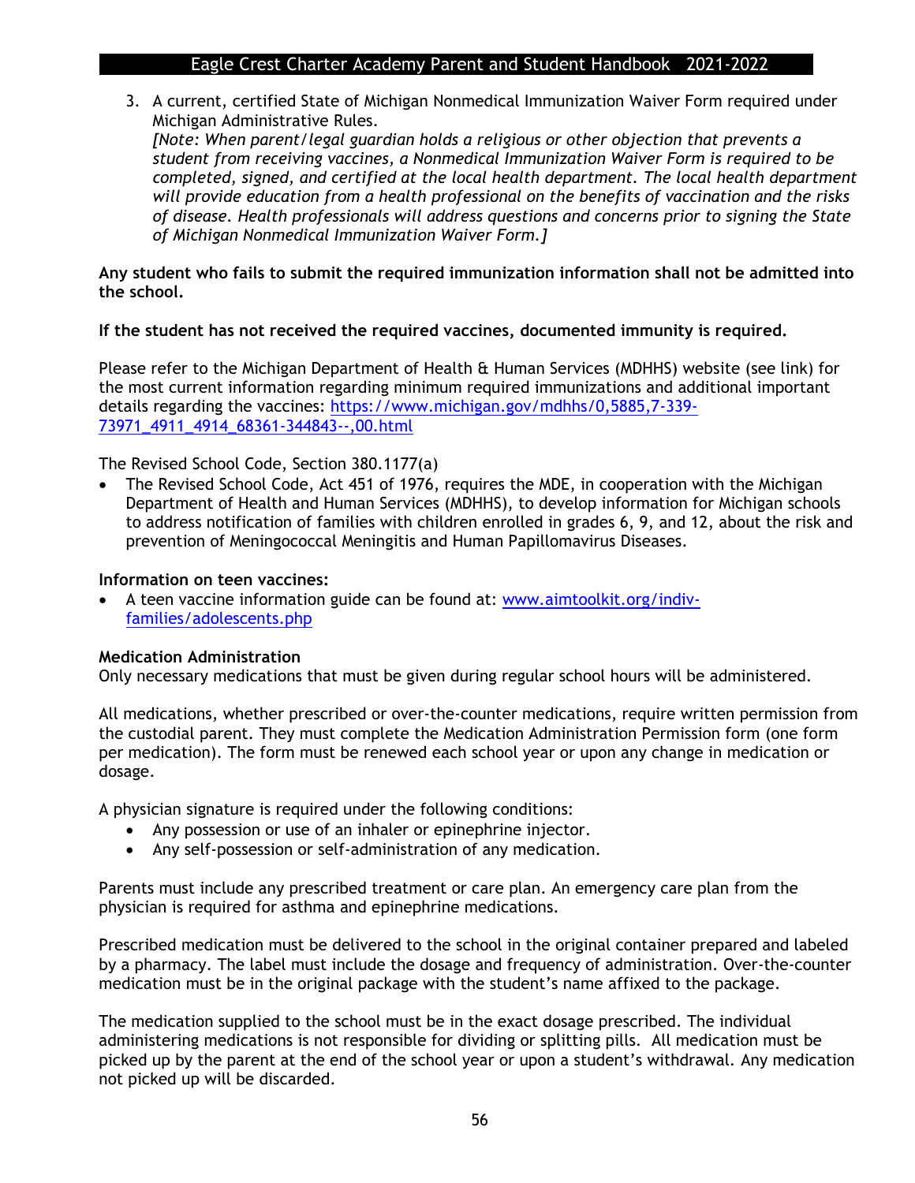3. A current, certified State of Michigan Nonmedical Immunization Waiver Form required under Michigan Administrative Rules.
   *[Note: When parent/legal guardian holds a religious or other objection that prevents a student from receiving vaccines, a Nonmedical Immunization Waiver Form is required to be completed, signed, and certified at the local health department. The local health department will provide education from a health professional on the benefits of vaccination and the risks of disease. Health professionals will address questions and concerns prior to signing the State of Michigan Nonmedical Immunization Waiver Form.]*

**Any student who fails to submit the required immunization information shall not be admitted into the school.**

**If the student has not received the required vaccines, documented immunity is required.**

Please refer to the Michigan Department of Health & Human Services (MDHHS) website (see link) for the most current information regarding minimum required immunizations and additional important details regarding the vaccines: [https://www.michigan.gov/mdhhs/0,5885,7-339-73971_4911_4914_68361-344843--,00.html](https://www.michigan.gov/mdhhs/0,5885,7-339-73971_4911_4914_68361-344843--,00.html)

The Revised School Code, Section 380.1177(a)

- The Revised School Code, Act 451 of 1976, requires the MDE, in cooperation with the Michigan Department of Health and Human Services (MDHHS), to develop information for Michigan schools to address notification of families with children enrolled in grades 6, 9, and 12, about the risk and prevention of Meningococcal Meningitis and Human Papillomavirus Diseases.

**Information on teen vaccines:**

- A teen vaccine information guide can be found at: [www.aimtoolkit.org/indiv-families/adolescents.php](www.aimtoolkit.org/indiv-families/adolescents.php)

**Medication Administration**

Only necessary medications that must be given during regular school hours will be administered.

All medications, whether prescribed or over-the-counter medications, require written permission from the custodial parent. They must complete the Medication Administration Permission form (one form per medication). The form must be renewed each school year or upon any change in medication or dosage.

A physician signature is required under the following conditions:

- Any possession or use of an inhaler or epinephrine injector.
- Any self-possession or self-administration of any medication.

Parents must include any prescribed treatment or care plan. An emergency care plan from the physician is required for asthma and epinephrine medications.

Prescribed medication must be delivered to the school in the original container prepared and labeled by a pharmacy. The label must include the dosage and frequency of administration. Over-the-counter medication must be in the original package with the student's name affixed to the package.

The medication supplied to the school must be in the exact dosage prescribed. The individual administering medications is not responsible for dividing or splitting pills. All medication must be picked up by the parent at the end of the school year or upon a student's withdrawal. Any medication not picked up will be discarded.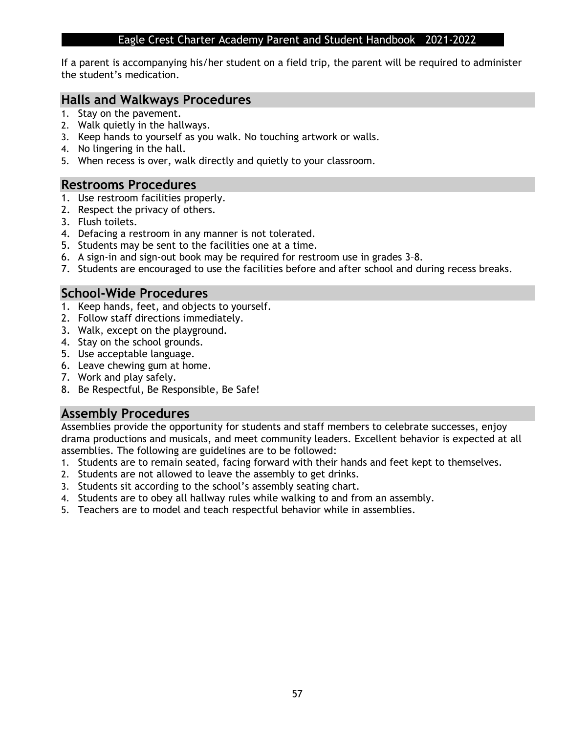If a parent is accompanying his/her student on a field trip, the parent will be required to administer the student's medication.

## Halls and Walkways Procedures

1. Stay on the pavement.
2. Walk quietly in the hallways.
3. Keep hands to yourself as you walk. No touching artwork or walls.
4. No lingering in the hall.
5. When recess is over, walk directly and quietly to your classroom.

## Restrooms Procedures

1. Use restroom facilities properly.
2. Respect the privacy of others.
3. Flush toilets.
4. Defacing a restroom in any manner is not tolerated.
5. Students may be sent to the facilities one at a time.
6. A sign-in and sign-out book may be required for restroom use in grades 3–8.
7. Students are encouraged to use the facilities before and after school and during recess breaks.

## School-Wide Procedures

1. Keep hands, feet, and objects to yourself.
2. Follow staff directions immediately.
3. Walk, except on the playground.
4. Stay on the school grounds.
5. Use acceptable language.
6. Leave chewing gum at home.
7. Work and play safely.
8. Be Respectful, Be Responsible, Be Safe!

## Assembly Procedures

Assemblies provide the opportunity for students and staff members to celebrate successes, enjoy drama productions and musicals, and meet community leaders. Excellent behavior is expected at all assemblies. The following are guidelines are to be followed:

1. Students are to remain seated, facing forward with their hands and feet kept to themselves.
2. Students are not allowed to leave the assembly to get drinks.
3. Students sit according to the school's assembly seating chart.
4. Students are to obey all hallway rules while walking to and from an assembly.
5. Teachers are to model and teach respectful behavior while in assemblies.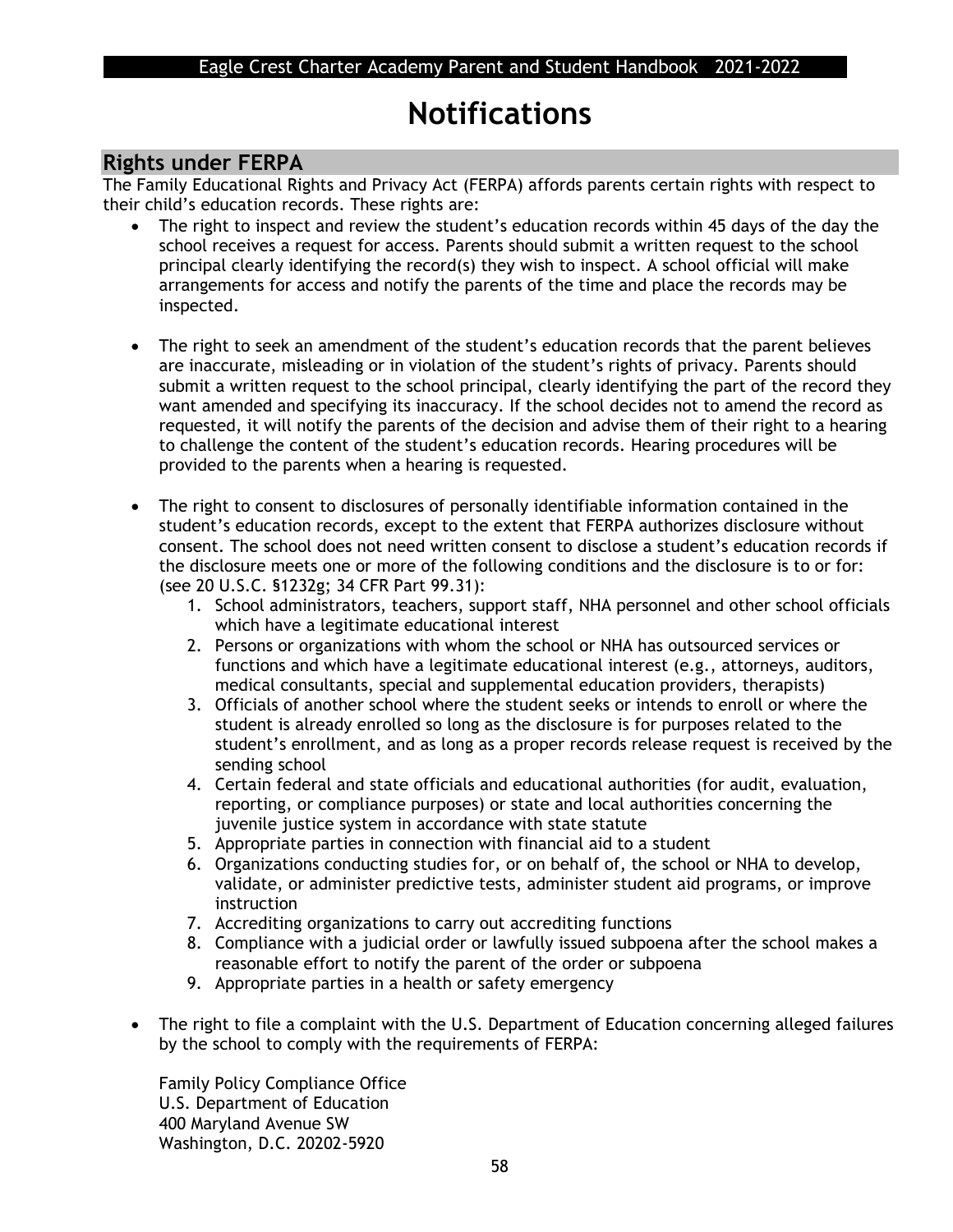# Notifications

## Rights under FERPA

The Family Educational Rights and Privacy Act (FERPA) affords parents certain rights with respect to their child's education records. These rights are:

- The right to inspect and review the student's education records within 45 days of the day the school receives a request for access. Parents should submit a written request to the school principal clearly identifying the record(s) they wish to inspect. A school official will make arrangements for access and notify the parents of the time and place the records may be inspected.

- The right to seek an amendment of the student's education records that the parent believes are inaccurate, misleading or in violation of the student's rights of privacy. Parents should submit a written request to the school principal, clearly identifying the part of the record they want amended and specifying its inaccuracy. If the school decides not to amend the record as requested, it will notify the parents of the decision and advise them of their right to a hearing to challenge the content of the student's education records. Hearing procedures will be provided to the parents when a hearing is requested.

- The right to consent to disclosures of personally identifiable information contained in the student's education records, except to the extent that FERPA authorizes disclosure without consent. The school does not need written consent to disclose a student's education records if the disclosure meets one or more of the following conditions and the disclosure is to or for: (see 20 U.S.C. §1232g; 34 CFR Part 99.31):
    1. School administrators, teachers, support staff, NHA personnel and other school officials which have a legitimate educational interest
    2. Persons or organizations with whom the school or NHA has outsourced services or functions and which have a legitimate educational interest (e.g., attorneys, auditors, medical consultants, special and supplemental education providers, therapists)
    3. Officials of another school where the student seeks or intends to enroll or where the student is already enrolled so long as the disclosure is for purposes related to the student's enrollment, and as long as a proper records release request is received by the sending school
    4. Certain federal and state officials and educational authorities (for audit, evaluation, reporting, or compliance purposes) or state and local authorities concerning the juvenile justice system in accordance with state statute
    5. Appropriate parties in connection with financial aid to a student
    6. Organizations conducting studies for, or on behalf of, the school or NHA to develop, validate, or administer predictive tests, administer student aid programs, or improve instruction
    7. Accrediting organizations to carry out accrediting functions
    8. Compliance with a judicial order or lawfully issued subpoena after the school makes a reasonable effort to notify the parent of the order or subpoena
    9. Appropriate parties in a health or safety emergency

- The right to file a complaint with the U.S. Department of Education concerning alleged failures by the school to comply with the requirements of FERPA:

  Family Policy Compliance Office
  U.S. Department of Education
  400 Maryland Avenue SW
  Washington, D.C. 20202-5920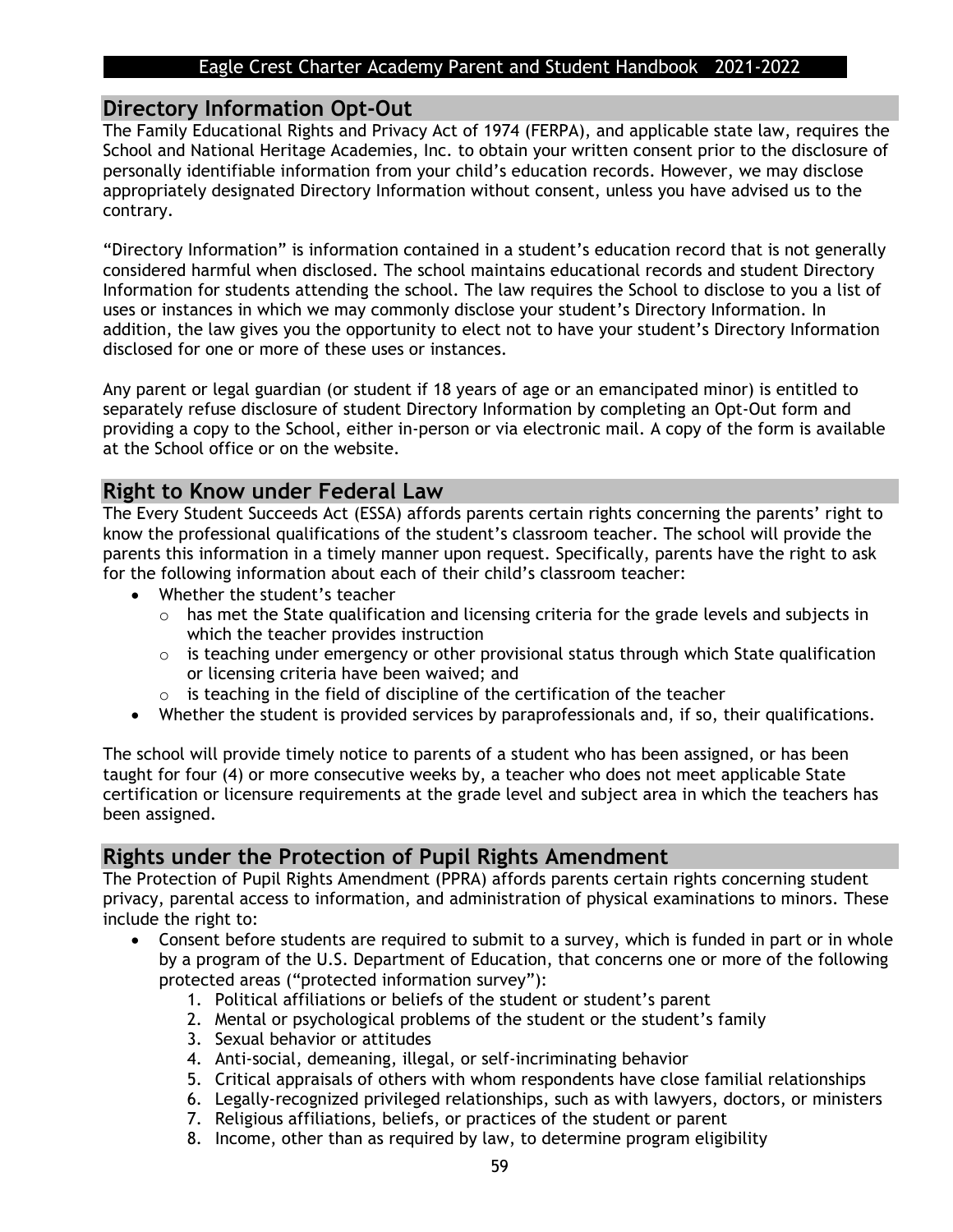## Directory Information Opt-Out

The Family Educational Rights and Privacy Act of 1974 (FERPA), and applicable state law, requires the School and National Heritage Academies, Inc. to obtain your written consent prior to the disclosure of personally identifiable information from your child's education records. However, we may disclose appropriately designated Directory Information without consent, unless you have advised us to the contrary.

"Directory Information" is information contained in a student's education record that is not generally considered harmful when disclosed. The school maintains educational records and student Directory Information for students attending the school. The law requires the School to disclose to you a list of uses or instances in which we may commonly disclose your student's Directory Information. In addition, the law gives you the opportunity to elect not to have your student's Directory Information disclosed for one or more of these uses or instances.

Any parent or legal guardian (or student if 18 years of age or an emancipated minor) is entitled to separately refuse disclosure of student Directory Information by completing an Opt-Out form and providing a copy to the School, either in-person or via electronic mail. A copy of the form is available at the School office or on the website.

## Right to Know under Federal Law

The Every Student Succeeds Act (ESSA) affords parents certain rights concerning the parents' right to know the professional qualifications of the student's classroom teacher. The school will provide the parents this information in a timely manner upon request. Specifically, parents have the right to ask for the following information about each of their child's classroom teacher:

- Whether the student's teacher
  - has met the State qualification and licensing criteria for the grade levels and subjects in which the teacher provides instruction
  - is teaching under emergency or other provisional status through which State qualification or licensing criteria have been waived; and
  - is teaching in the field of discipline of the certification of the teacher
- Whether the student is provided services by paraprofessionals and, if so, their qualifications.

The school will provide timely notice to parents of a student who has been assigned, or has been taught for four (4) or more consecutive weeks by, a teacher who does not meet applicable State certification or licensure requirements at the grade level and subject area in which the teachers has been assigned.

## Rights under the Protection of Pupil Rights Amendment

The Protection of Pupil Rights Amendment (PPRA) affords parents certain rights concerning student privacy, parental access to information, and administration of physical examinations to minors. These include the right to:

- Consent before students are required to submit to a survey, which is funded in part or in whole by a program of the U.S. Department of Education, that concerns one or more of the following protected areas ("protected information survey"):
  1. Political affiliations or beliefs of the student or student's parent
  2. Mental or psychological problems of the student or the student's family
  3. Sexual behavior or attitudes
  4. Anti-social, demeaning, illegal, or self-incriminating behavior
  5. Critical appraisals of others with whom respondents have close familial relationships
  6. Legally-recognized privileged relationships, such as with lawyers, doctors, or ministers
  7. Religious affiliations, beliefs, or practices of the student or parent
  8. Income, other than as required by law, to determine program eligibility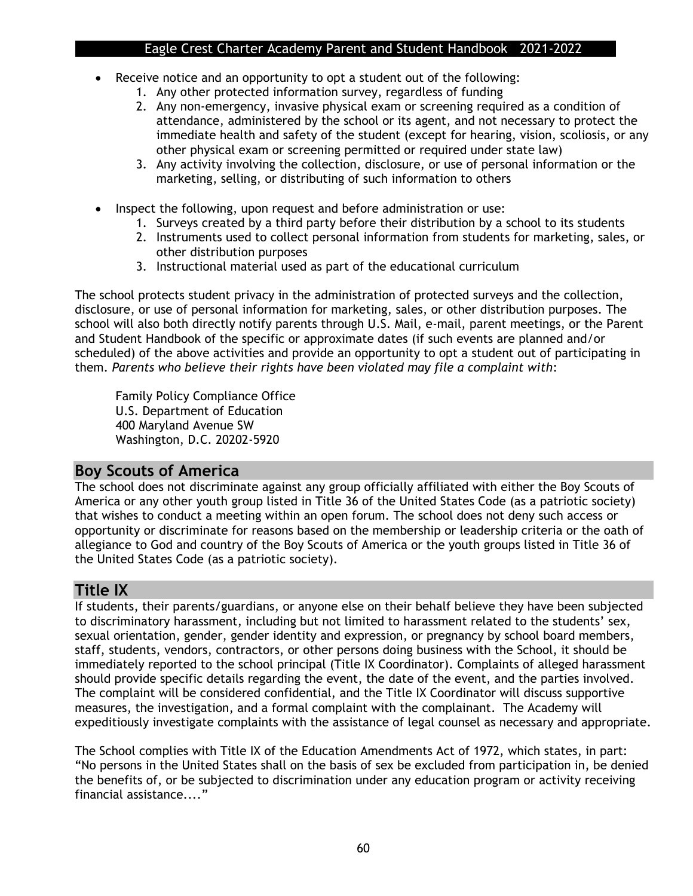- Receive notice and an opportunity to opt a student out of the following:
    1. Any other protected information survey, regardless of funding
    2. Any non-emergency, invasive physical exam or screening required as a condition of attendance, administered by the school or its agent, and not necessary to protect the immediate health and safety of the student (except for hearing, vision, scoliosis, or any other physical exam or screening permitted or required under state law)
    3. Any activity involving the collection, disclosure, or use of personal information or the marketing, selling, or distributing of such information to others

- Inspect the following, upon request and before administration or use:
    1. Surveys created by a third party before their distribution by a school to its students
    2. Instruments used to collect personal information from students for marketing, sales, or other distribution purposes
    3. Instructional material used as part of the educational curriculum

The school protects student privacy in the administration of protected surveys and the collection, disclosure, or use of personal information for marketing, sales, or other distribution purposes. The school will also both directly notify parents through U.S. Mail, e-mail, parent meetings, or the Parent and Student Handbook of the specific or approximate dates (if such events are planned and/or scheduled) of the above activities and provide an opportunity to opt a student out of participating in them. *Parents who believe their rights have been violated may file a complaint with*:

Family Policy Compliance Office
U.S. Department of Education
400 Maryland Avenue SW
Washington, D.C. 20202-5920

## Boy Scouts of America

The school does not discriminate against any group officially affiliated with either the Boy Scouts of America or any other youth group listed in Title 36 of the United States Code (as a patriotic society) that wishes to conduct a meeting within an open forum. The school does not deny such access or opportunity or discriminate for reasons based on the membership or leadership criteria or the oath of allegiance to God and country of the Boy Scouts of America or the youth groups listed in Title 36 of the United States Code (as a patriotic society).

## Title IX

If students, their parents/guardians, or anyone else on their behalf believe they have been subjected to discriminatory harassment, including but not limited to harassment related to the students' sex, sexual orientation, gender, gender identity and expression, or pregnancy by school board members, staff, students, vendors, contractors, or other persons doing business with the School, it should be immediately reported to the school principal (Title IX Coordinator). Complaints of alleged harassment should provide specific details regarding the event, the date of the event, and the parties involved. The complaint will be considered confidential, and the Title IX Coordinator will discuss supportive measures, the investigation, and a formal complaint with the complainant. The Academy will expeditiously investigate complaints with the assistance of legal counsel as necessary and appropriate.

The School complies with Title IX of the Education Amendments Act of 1972, which states, in part: "No persons in the United States shall on the basis of sex be excluded from participation in, be denied the benefits of, or be subjected to discrimination under any education program or activity receiving financial assistance...."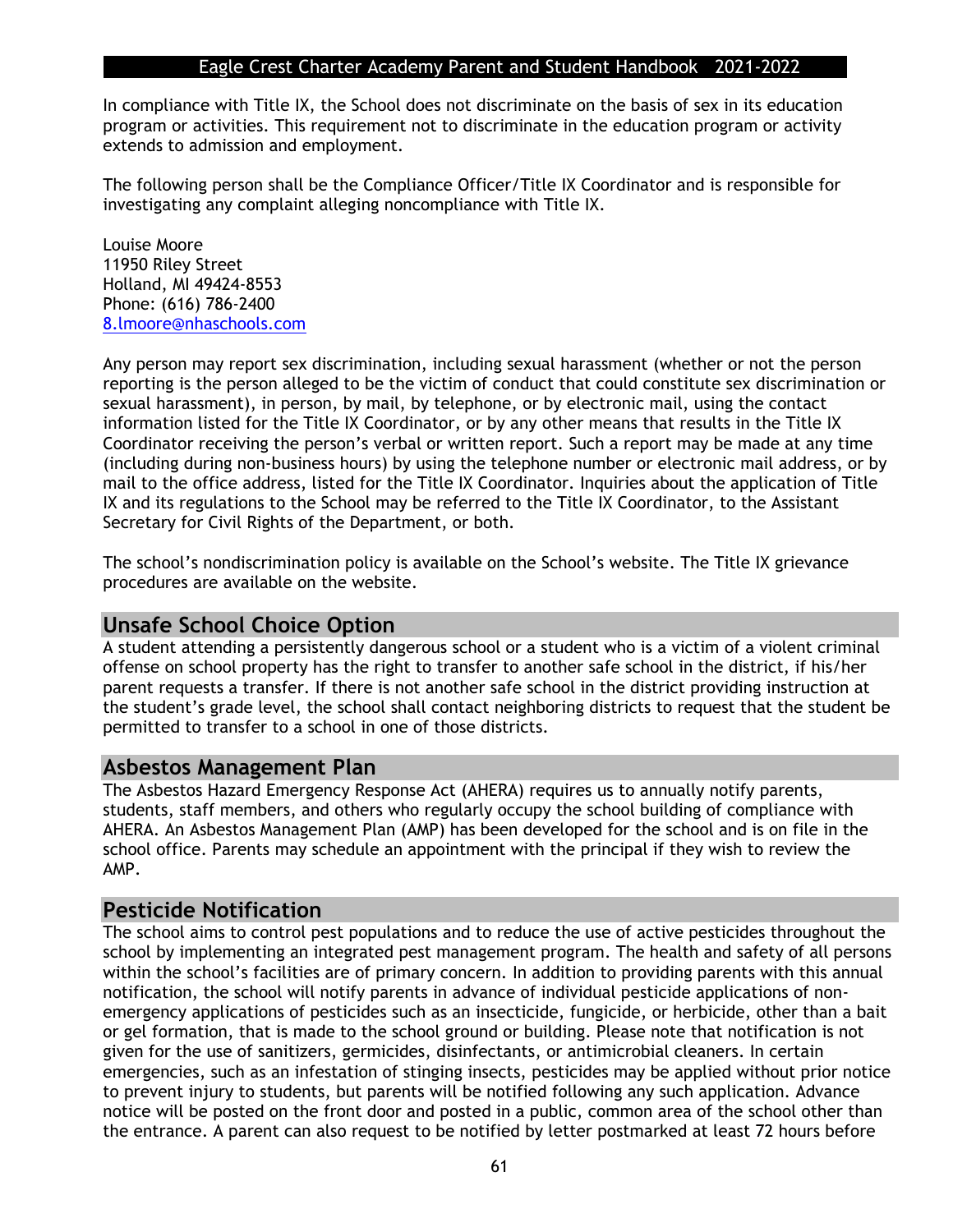In compliance with Title IX, the School does not discriminate on the basis of sex in its education program or activities. This requirement not to discriminate in the education program or activity extends to admission and employment.

The following person shall be the Compliance Officer/Title IX Coordinator and is responsible for investigating any complaint alleging noncompliance with Title IX.

Louise Moore
11950 Riley Street
Holland, MI 49424-8553
Phone: (616) 786-2400
8.lmoore@nhaschools.com

Any person may report sex discrimination, including sexual harassment (whether or not the person reporting is the person alleged to be the victim of conduct that could constitute sex discrimination or sexual harassment), in person, by mail, by telephone, or by electronic mail, using the contact information listed for the Title IX Coordinator, or by any other means that results in the Title IX Coordinator receiving the person's verbal or written report. Such a report may be made at any time (including during non-business hours) by using the telephone number or electronic mail address, or by mail to the office address, listed for the Title IX Coordinator. Inquiries about the application of Title IX and its regulations to the School may be referred to the Title IX Coordinator, to the Assistant Secretary for Civil Rights of the Department, or both.

The school's nondiscrimination policy is available on the School's website. The Title IX grievance procedures are available on the website.

## Unsafe School Choice Option

A student attending a persistently dangerous school or a student who is a victim of a violent criminal offense on school property has the right to transfer to another safe school in the district, if his/her parent requests a transfer. If there is not another safe school in the district providing instruction at the student's grade level, the school shall contact neighboring districts to request that the student be permitted to transfer to a school in one of those districts.

## Asbestos Management Plan

The Asbestos Hazard Emergency Response Act (AHERA) requires us to annually notify parents, students, staff members, and others who regularly occupy the school building of compliance with AHERA. An Asbestos Management Plan (AMP) has been developed for the school and is on file in the school office. Parents may schedule an appointment with the principal if they wish to review the AMP.

## Pesticide Notification

The school aims to control pest populations and to reduce the use of active pesticides throughout the school by implementing an integrated pest management program. The health and safety of all persons within the school's facilities are of primary concern. In addition to providing parents with this annual notification, the school will notify parents in advance of individual pesticide applications of non-emergency applications of pesticides such as an insecticide, fungicide, or herbicide, other than a bait or gel formation, that is made to the school ground or building. Please note that notification is not given for the use of sanitizers, germicides, disinfectants, or antimicrobial cleaners. In certain emergencies, such as an infestation of stinging insects, pesticides may be applied without prior notice to prevent injury to students, but parents will be notified following any such application. Advance notice will be posted on the front door and posted in a public, common area of the school other than the entrance. A parent can also request to be notified by letter postmarked at least 72 hours before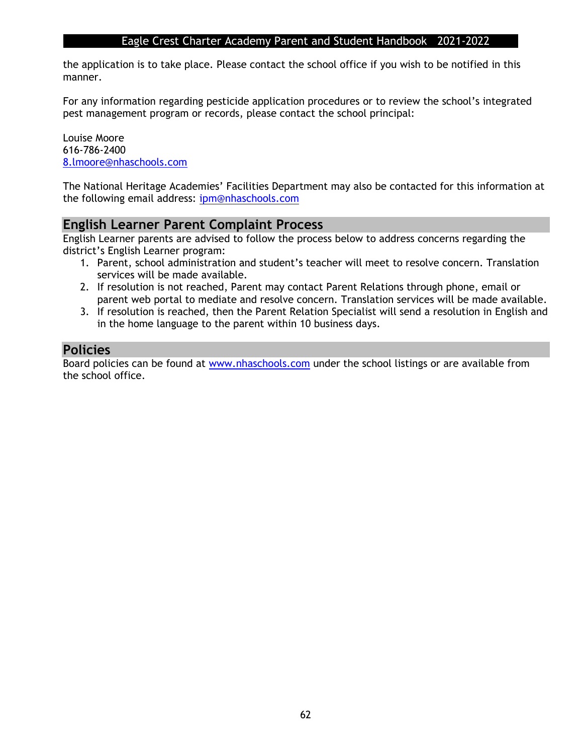the application is to take place. Please contact the school office if you wish to be notified in this manner.

For any information regarding pesticide application procedures or to review the school's integrated pest management program or records, please contact the school principal:

Louise Moore
616-786-2400
8.lmoore@nhaschools.com

The National Heritage Academies' Facilities Department may also be contacted for this information at the following email address: ipm@nhaschools.com

## English Learner Parent Complaint Process

English Learner parents are advised to follow the process below to address concerns regarding the district's English Learner program:

1. Parent, school administration and student's teacher will meet to resolve concern. Translation services will be made available.
2. If resolution is not reached, Parent may contact Parent Relations through phone, email or parent web portal to mediate and resolve concern. Translation services will be made available.
3. If resolution is reached, then the Parent Relation Specialist will send a resolution in English and in the home language to the parent within 10 business days.

## Policies

Board policies can be found at www.nhaschools.com under the school listings or are available from the school office.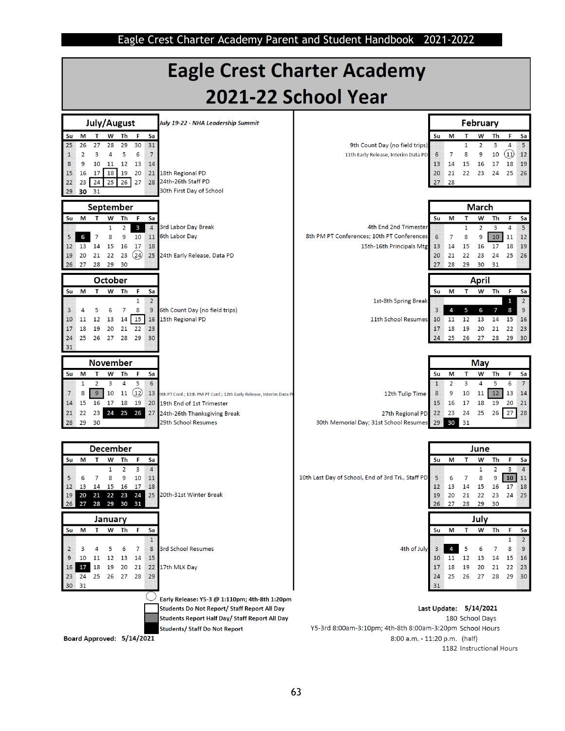# Eagle Crest Charter Academy

# 2021-22 School Year

## July/August

| Su | M | T | W | Th | F | Sa |
|---|---|---|---|---|---|---|
| 25 | 26 | 27 | 28 | 29 | 30 | 31 |
| 1 | 2 | 3 | 4 | 5 | 6 | 7 |
| 8 | 9 | 10 | 11 | 12 | 13 | 14 |
| 15 | 16 | 17 | 18 | 19 | 20 | 21 |
| 22 | 23 | 24 | 25 | 26 | 27 | 28 |
| 29 | 30 | 31 | | | | |

*July 19-22 - NHA Leadership Summit*

18th Regional PD
24th-26th Staff PD
30th First Day of School

## September

| Su | M | T | W | Th | F | Sa |
|---|---|---|---|---|---|---|
| | | | 1 | 2 | 3 | 4 |
| 5 | 6 | 7 | 8 | 9 | 10 | 11 |
| 12 | 13 | 14 | 15 | 16 | 17 | 18 |
| 19 | 20 | 21 | 22 | 23 | 24 | 25 |
| 26 | 27 | 28 | 29 | 30 | | |

3rd Labor Day Break
6th Labor Day
24th Early Release, Data PD

## October

| Su | M | T | W | Th | F | Sa |
|---|---|---|---|---|---|---|
| | | | | | 1 | 2 |
| 3 | 4 | 5 | 6 | 7 | 8 | 9 |
| 10 | 11 | 12 | 13 | 14 | 15 | 16 |
| 17 | 18 | 19 | 20 | 21 | 22 | 23 |
| 24 | 25 | 26 | 27 | 28 | 29 | 30 |
| 31 | | | | | | |

6th Count Day (no field trips)
15th Regional PD

## November

| Su | M | T | W | Th | F | Sa |
|---|---|---|---|---|---|---|
| | 1 | 2 | 3 | 4 | 5 | 6 |
| 7 | 8 | 9 | 10 | 11 | 12 | 13 |
| 14 | 15 | 16 | 17 | 18 | 19 | 20 |
| 21 | 22 | 23 | 24 | 25 | 26 | 27 |
| 28 | 29 | 30 | | | | |

9th PT Conf.; 11th PM PT Conf.; 12th Early Release, Interim Data PD
19th End of 1st Trimester
24th-26th Thanksgiving Break
29th School Resumes

## December

| Su | M | T | W | Th | F | Sa |
|---|---|---|---|---|---|---|
| | | | 1 | 2 | 3 | 4 |
| 5 | 6 | 7 | 8 | 9 | 10 | 11 |
| 12 | 13 | 14 | 15 | 16 | 17 | 18 |
| 19 | 20 | 21 | 22 | 23 | 24 | 25 |
| 26 | 27 | 28 | 29 | 30 | 31 | |

20th-31st Winter Break

## January

| Su | M | T | W | Th | F | Sa |
|---|---|---|---|---|---|---|
| | | | | | | 1 |
| 2 | 3 | 4 | 5 | 6 | 7 | 8 |
| 9 | 10 | 11 | 12 | 13 | 14 | 15 |
| 16 | 17 | 18 | 19 | 20 | 21 | 22 |
| 23 | 24 | 25 | 26 | 27 | 28 | 29 |
| 30 | 31 | | | | | |

3rd School Resumes
17th MLK Day

## February

| Su | M | T | W | Th | F | Sa |
|---|---|---|---|---|---|---|
| | | 1 | 2 | 3 | 4 | 5 |
| 6 | 7 | 8 | 9 | 10 | 11 | 12 |
| 13 | 14 | 15 | 16 | 17 | 18 | 19 |
| 20 | 21 | 22 | 23 | 24 | 25 | 26 |
| 27 | 28 | | | | | |

9th Count Day (no field trips)
11th Early Release, Interim Data PD

## March

| Su | M | T | W | Th | F | Sa |
|---|---|---|---|---|---|---|
| | | 1 | 2 | 3 | 4 | 5 |
| 6 | 7 | 8 | 9 | 10 | 11 | 12 |
| 13 | 14 | 15 | 16 | 17 | 18 | 19 |
| 20 | 21 | 22 | 23 | 24 | 25 | 26 |
| 27 | 28 | 29 | 30 | 31 | | |

4th End 2nd Trimester
8th PM PT Conferences; 10th PT Conferences
15th-16th Principals Mtg

## April

| Su | M | T | W | Th | F | Sa |
|---|---|---|---|---|---|---|
| | | | | | 1 | 2 |
| 3 | 4 | 5 | 6 | 7 | 8 | 9 |
| 10 | 11 | 12 | 13 | 14 | 15 | 16 |
| 17 | 18 | 19 | 20 | 21 | 22 | 23 |
| 24 | 25 | 26 | 27 | 28 | 29 | 30 |

1st-8th Spring Break
11th School Resumes

## May

| Su | M | T | W | Th | F | Sa |
|---|---|---|---|---|---|---|
| 1 | 2 | 3 | 4 | 5 | 6 | 7 |
| 8 | 9 | 10 | 11 | 12 | 13 | 14 |
| 15 | 16 | 17 | 18 | 19 | 20 | 21 |
| 22 | 23 | 24 | 25 | 26 | 27 | 28 |
| 29 | 30 | 31 | | | | |

12th Tulip Time
27th Regional PD
30th Memorial Day; 31st School Resumes

## June

| Su | M | T | W | Th | F | Sa |
|---|---|---|---|---|---|---|
| | | | 1 | 2 | 3 | 4 |
| 5 | 6 | 7 | 8 | 9 | 10 | 11 |
| 12 | 13 | 14 | 15 | 16 | 17 | 18 |
| 19 | 20 | 21 | 22 | 23 | 24 | 25 |
| 26 | 27 | 28 | 29 | 30 | | |

10th Last Day of School, End of 3rd Tri., Staff PD

## July

| Su | M | T | W | Th | F | Sa |
|---|---|---|---|---|---|---|
| | | | | | 1 | 2 |
| 3 | 4 | 5 | 6 | 7 | 8 | 9 |
| 10 | 11 | 12 | 13 | 14 | 15 | 16 |
| 17 | 18 | 19 | 20 | 21 | 22 | 23 |
| 24 | 25 | 26 | 27 | 28 | 29 | 30 |
| 31 | | | | | | |

4th of July

**Legend:**

- Circle: **Early Release: Y5-3 @ 1:1:10pm; 4th-8th 1:20pm**
- Boxed: **Students Do Not Report/ Staff Report All Day**
- Gray: **Students Report Half Day/ Staff Report All Day**
- Black: **Students/ Staff Do Not Report**

**Board Approved: 5/14/2021**

**Last Update: 5/14/2021**

180 School Days

Y5-3rd 8:00am-3:10pm; 4th-8th 8:00am-3:20pm School Hours

8:00 a.m. - 11:20 p.m. (half)

1182 Instructional Hours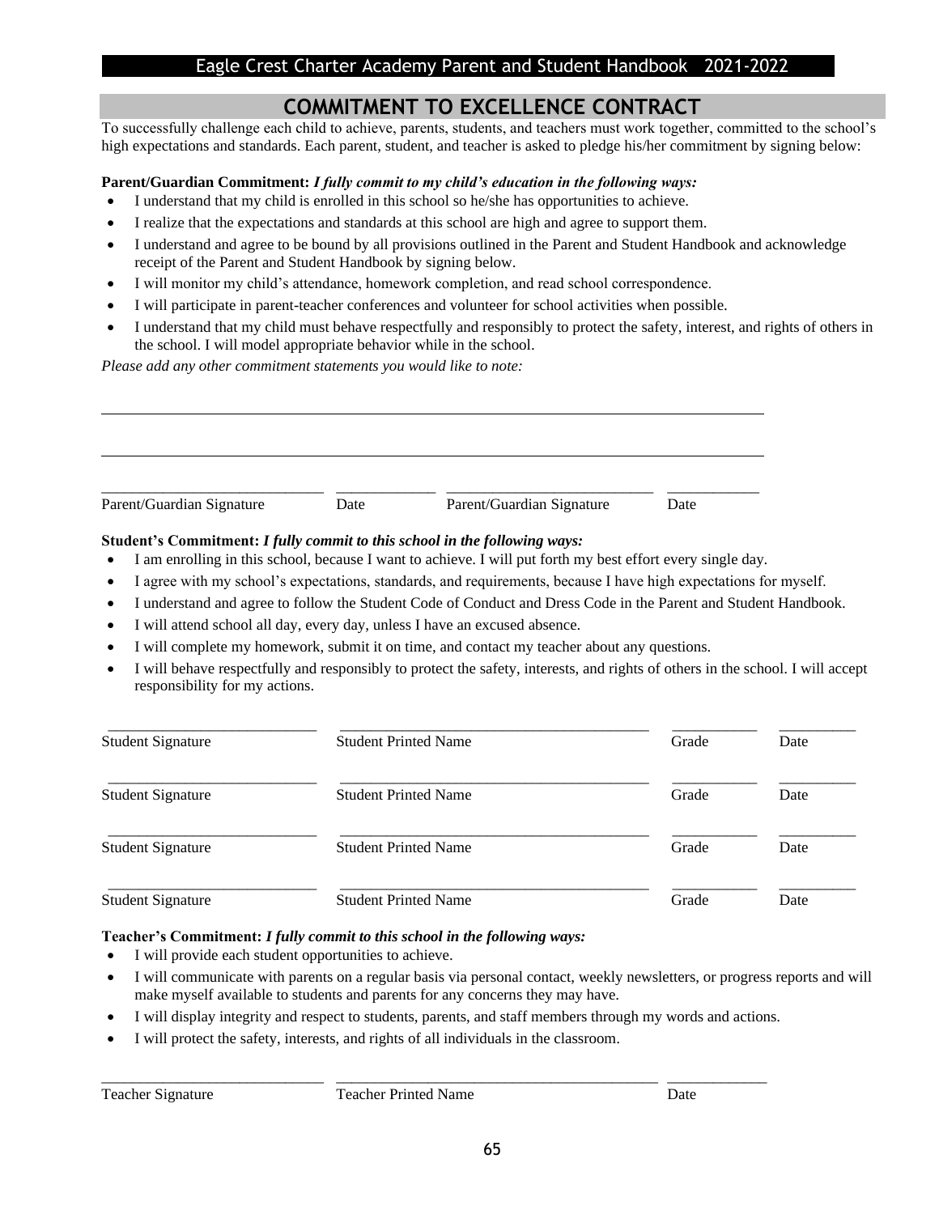# COMMITMENT TO EXCELLENCE CONTRACT

To successfully challenge each child to achieve, parents, students, and teachers must work together, committed to the school's high expectations and standards. Each parent, student, and teacher is asked to pledge his/her commitment by signing below:

**Parent/Guardian Commitment:** ***I fully commit to my child's education in the following ways:***

- I understand that my child is enrolled in this school so he/she has opportunities to achieve.
- I realize that the expectations and standards at this school are high and agree to support them.
- I understand and agree to be bound by all provisions outlined in the Parent and Student Handbook and acknowledge receipt of the Parent and Student Handbook by signing below.
- I will monitor my child's attendance, homework completion, and read school correspondence.
- I will participate in parent-teacher conferences and volunteer for school activities when possible.
- I understand that my child must behave respectfully and responsibly to protect the safety, interest, and rights of others in the school. I will model appropriate behavior while in the school.

*Please add any other commitment statements you would like to note:*

_______________________________________________________________________________

_______________________________________________________________________________

| | | | |
|---|---|---|---|
| _____________________________ | _____________ | ___________________________ | ____________ |
| Parent/Guardian Signature | Date | Parent/Guardian Signature | Date |

**Student's Commitment:** ***I fully commit to this school in the following ways:***

- I am enrolling in this school, because I want to achieve. I will put forth my best effort every single day.
- I agree with my school's expectations, standards, and requirements, because I have high expectations for myself.
- I understand and agree to follow the Student Code of Conduct and Dress Code in the Parent and Student Handbook.
- I will attend school all day, every day, unless I have an excused absence.
- I will complete my homework, submit it on time, and contact my teacher about any questions.
- I will behave respectfully and responsibly to protect the safety, interests, and rights of others in the school. I will accept responsibility for my actions.

| | | | |
|---|---|---|---|
| ___________________________ | _________________________________________ | ___________ | __________ |
| Student Signature | Student Printed Name | Grade | Date |
| ___________________________ | _________________________________________ | ___________ | __________ |
| Student Signature | Student Printed Name | Grade | Date |
| ___________________________ | _________________________________________ | ___________ | __________ |
| Student Signature | Student Printed Name | Grade | Date |
| ___________________________ | _________________________________________ | ___________ | __________ |
| Student Signature | Student Printed Name | Grade | Date |

**Teacher's Commitment:** ***I fully commit to this school in the following ways:***

- I will provide each student opportunities to achieve.
- I will communicate with parents on a regular basis via personal contact, weekly newsletters, or progress reports and will make myself available to students and parents for any concerns they may have.
- I will display integrity and respect to students, parents, and staff members through my words and actions.
- I will protect the safety, interests, and rights of all individuals in the classroom.

| | | |
|---|---|---|
| _____________________________ | __________________________________________ | _____________ |
| Teacher Signature | Teacher Printed Name | Date |